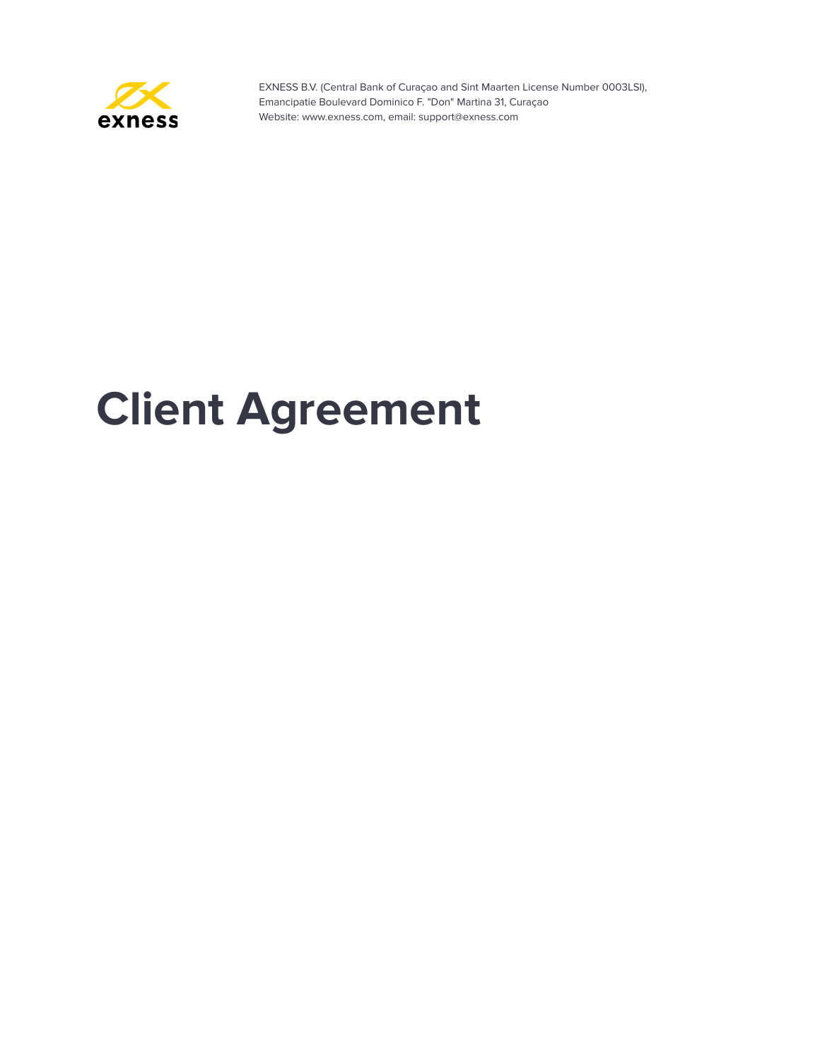exness

EXNESS B.V. (Central Bank of Curaçao and Sint Maarten License Number 0003LSI),
Emancipatie Boulevard Dominico F. "Don" Martina 31, Curaçao
Website: www.exness.com, email: support@exness.com

# Client Agreement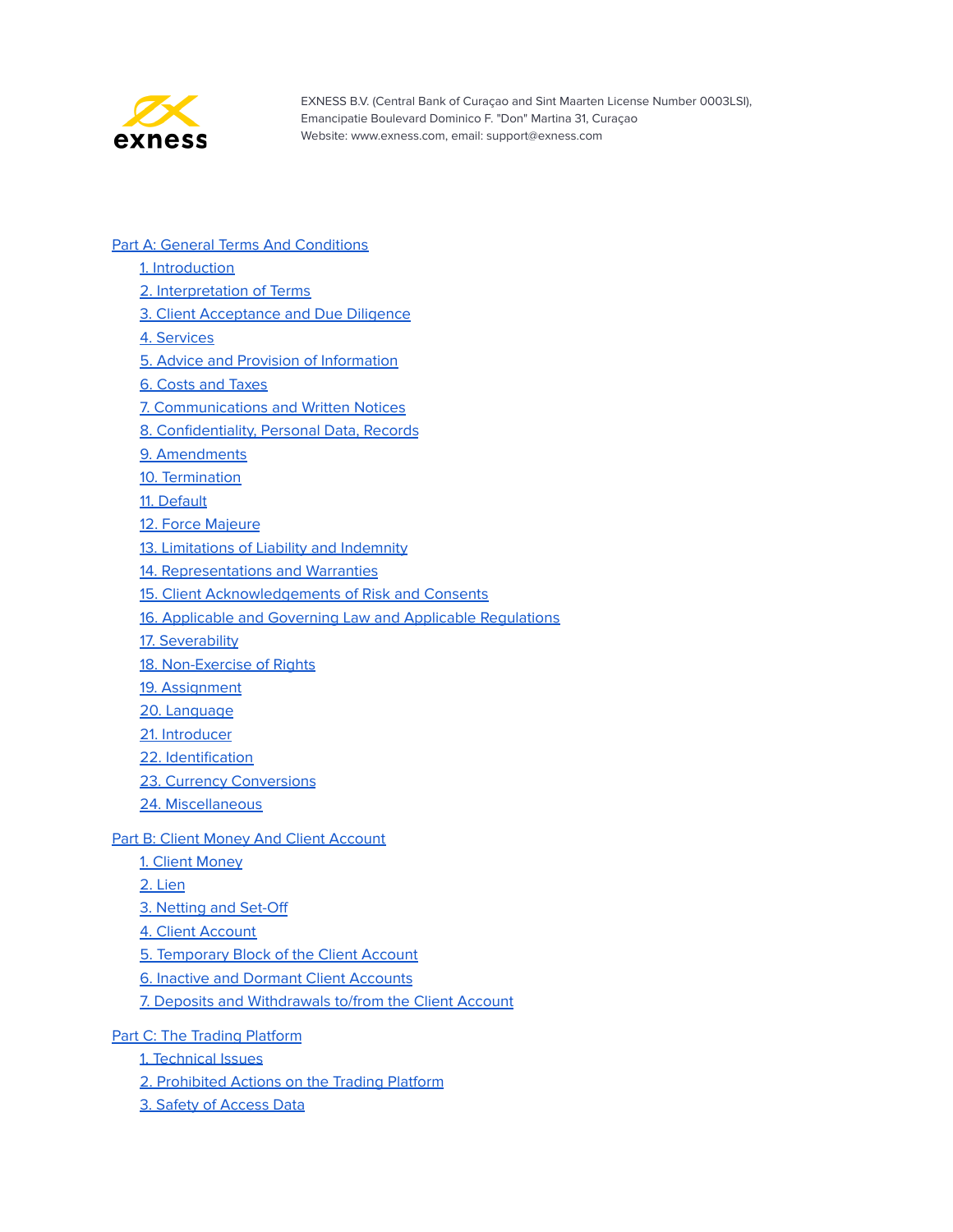EXNESS B.V. (Central Bank of Curaçao and Sint Maarten License Number 0003LSI),
Emancipatie Boulevard Dominico F. "Don" Martina 31, Curaçao
Website: www.exness.com, email: support@exness.com

- Part A: General Terms And Conditions
  - 1. Introduction
  - 2. Interpretation of Terms
  - 3. Client Acceptance and Due Diligence
  - 4. Services
  - 5. Advice and Provision of Information
  - 6. Costs and Taxes
  - 7. Communications and Written Notices
  - 8. Confidentiality, Personal Data, Records
  - 9. Amendments
  - 10. Termination
  - 11. Default
  - 12. Force Majeure
  - 13. Limitations of Liability and Indemnity
  - 14. Representations and Warranties
  - 15. Client Acknowledgements of Risk and Consents
  - 16. Applicable and Governing Law and Applicable Regulations
  - 17. Severability
  - 18. Non-Exercise of Rights
  - 19. Assignment
  - 20. Language
  - 21. Introducer
  - 22. Identification
  - 23. Currency Conversions
  - 24. Miscellaneous
- Part B: Client Money And Client Account
  - 1. Client Money
  - 2. Lien
  - 3. Netting and Set-Off
  - 4. Client Account
  - 5. Temporary Block of the Client Account
  - 6. Inactive and Dormant Client Accounts
  - 7. Deposits and Withdrawals to/from the Client Account
- Part C: The Trading Platform
  - 1. Technical Issues
  - 2. Prohibited Actions on the Trading Platform
  - 3. Safety of Access Data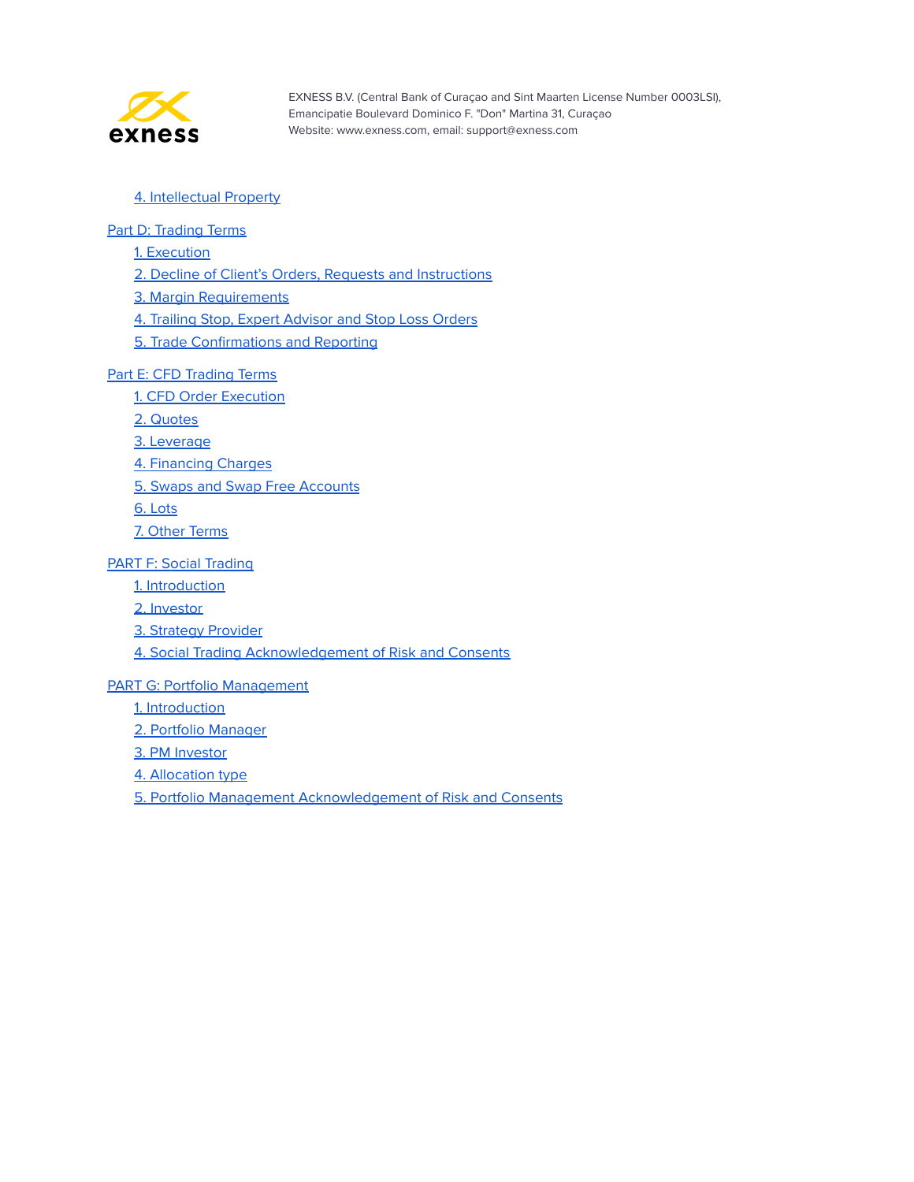- 4. Intellectual Property

Part D: Trading Terms

- 1. Execution
- 2. Decline of Client's Orders, Requests and Instructions
- 3. Margin Requirements
- 4. Trailing Stop, Expert Advisor and Stop Loss Orders
- 5. Trade Confirmations and Reporting

Part E: CFD Trading Terms

- 1. CFD Order Execution
- 2. Quotes
- 3. Leverage
- 4. Financing Charges
- 5. Swaps and Swap Free Accounts
- 6. Lots
- 7. Other Terms

PART F: Social Trading

- 1. Introduction
- 2. Investor
- 3. Strategy Provider
- 4. Social Trading Acknowledgement of Risk and Consents

PART G: Portfolio Management

- 1. Introduction
- 2. Portfolio Manager
- 3. PM Investor
- 4. Allocation type
- 5. Portfolio Management Acknowledgement of Risk and Consents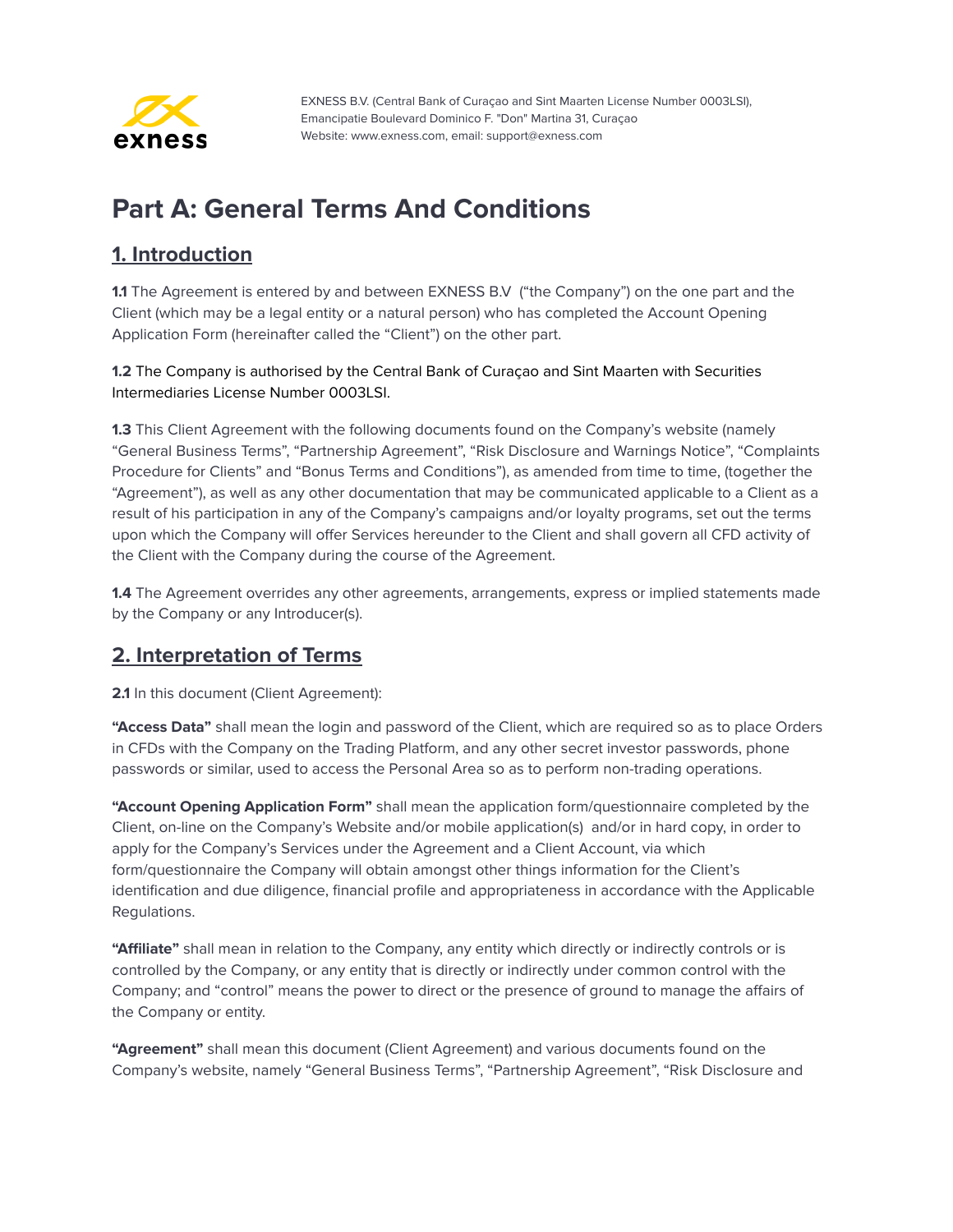EXNESS B.V. (Central Bank of Curaçao and Sint Maarten License Number 0003LSI), Emancipatie Boulevard Dominico F. "Don" Martina 31, Curaçao
Website: www.exness.com, email: support@exness.com

# Part A: General Terms And Conditions

## 1. Introduction

**1.1** The Agreement is entered by and between EXNESS B.V ("the Company") on the one part and the Client (which may be a legal entity or a natural person) who has completed the Account Opening Application Form (hereinafter called the "Client") on the other part.

**1.2** The Company is authorised by the Central Bank of Curaçao and Sint Maarten with Securities Intermediaries License Number 0003LSI.

**1.3** This Client Agreement with the following documents found on the Company's website (namely "General Business Terms", "Partnership Agreement", "Risk Disclosure and Warnings Notice", "Complaints Procedure for Clients" and "Bonus Terms and Conditions"), as amended from time to time, (together the "Agreement"), as well as any other documentation that may be communicated applicable to a Client as a result of his participation in any of the Company's campaigns and/or loyalty programs, set out the terms upon which the Company will offer Services hereunder to the Client and shall govern all CFD activity of the Client with the Company during the course of the Agreement.

**1.4** The Agreement overrides any other agreements, arrangements, express or implied statements made by the Company or any Introducer(s).

## 2. Interpretation of Terms

**2.1** In this document (Client Agreement):

**"Access Data"** shall mean the login and password of the Client, which are required so as to place Orders in CFDs with the Company on the Trading Platform, and any other secret investor passwords, phone passwords or similar, used to access the Personal Area so as to perform non-trading operations.

**"Account Opening Application Form"** shall mean the application form/questionnaire completed by the Client, on-line on the Company's Website and/or mobile application(s) and/or in hard copy, in order to apply for the Company's Services under the Agreement and a Client Account, via which form/questionnaire the Company will obtain amongst other things information for the Client's identification and due diligence, financial profile and appropriateness in accordance with the Applicable Regulations.

**"Affiliate"** shall mean in relation to the Company, any entity which directly or indirectly controls or is controlled by the Company, or any entity that is directly or indirectly under common control with the Company; and "control" means the power to direct or the presence of ground to manage the affairs of the Company or entity.

**"Agreement"** shall mean this document (Client Agreement) and various documents found on the Company's website, namely "General Business Terms", "Partnership Agreement", "Risk Disclosure and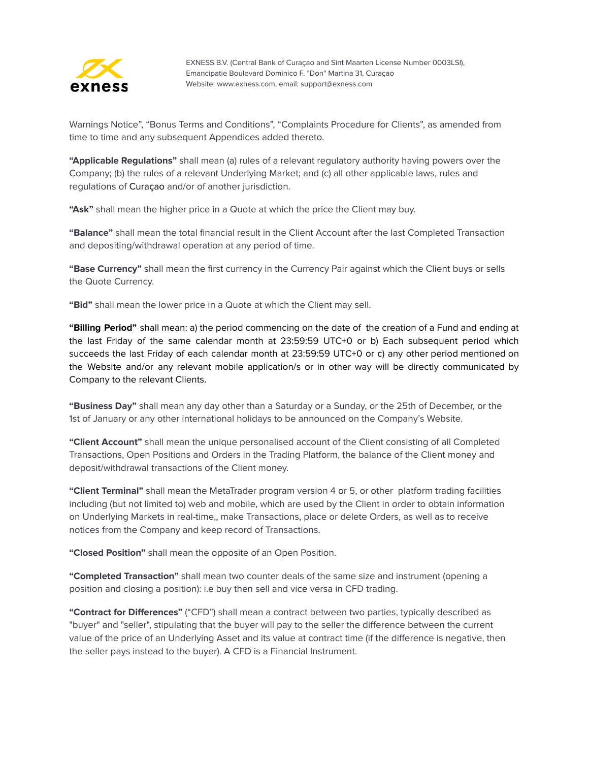Warnings Notice”, “Bonus Terms and Conditions”, “Complaints Procedure for Clients”, as amended from time to time and any subsequent Appendices added thereto.

**“Applicable Regulations”** shall mean (a) rules of a relevant regulatory authority having powers over the Company; (b) the rules of a relevant Underlying Market; and (c) all other applicable laws, rules and regulations of Curaçao and/or of another jurisdiction.

**“Ask”** shall mean the higher price in a Quote at which the price the Client may buy.

**“Balance”** shall mean the total financial result in the Client Account after the last Completed Transaction and depositing/withdrawal operation at any period of time.

**“Base Currency”** shall mean the first currency in the Currency Pair against which the Client buys or sells the Quote Currency.

**“Bid”** shall mean the lower price in a Quote at which the Client may sell.

**“Billing Period”** shall mean: a) the period commencing on the date of the creation of a Fund and ending at the last Friday of the same calendar month at 23:59:59 UTC+0 or b) Each subsequent period which succeeds the last Friday of each calendar month at 23:59:59 UTC+0 or c) any other period mentioned on the Website and/or any relevant mobile application/s or in other way will be directly communicated by Company to the relevant Clients.

**“Business Day”** shall mean any day other than a Saturday or a Sunday, or the 25th of December, or the 1st of January or any other international holidays to be announced on the Company’s Website.

**“Client Account”** shall mean the unique personalised account of the Client consisting of all Completed Transactions, Open Positions and Orders in the Trading Platform, the balance of the Client money and deposit/withdrawal transactions of the Client money.

**“Client Terminal”** shall mean the MetaTrader program version 4 or 5, or other platform trading facilities including (but not limited to) web and mobile, which are used by the Client in order to obtain information on Underlying Markets in real-time,, make Transactions, place or delete Orders, as well as to receive notices from the Company and keep record of Transactions.

**“Closed Position”** shall mean the opposite of an Open Position.

**“Completed Transaction”** shall mean two counter deals of the same size and instrument (opening a position and closing a position): i.e buy then sell and vice versa in CFD trading.

**“Contract for Differences”** (“CFD”) shall mean a contract between two parties, typically described as "buyer" and "seller", stipulating that the buyer will pay to the seller the difference between the current value of the price of an Underlying Asset and its value at contract time (if the difference is negative, then the seller pays instead to the buyer). A CFD is a Financial Instrument.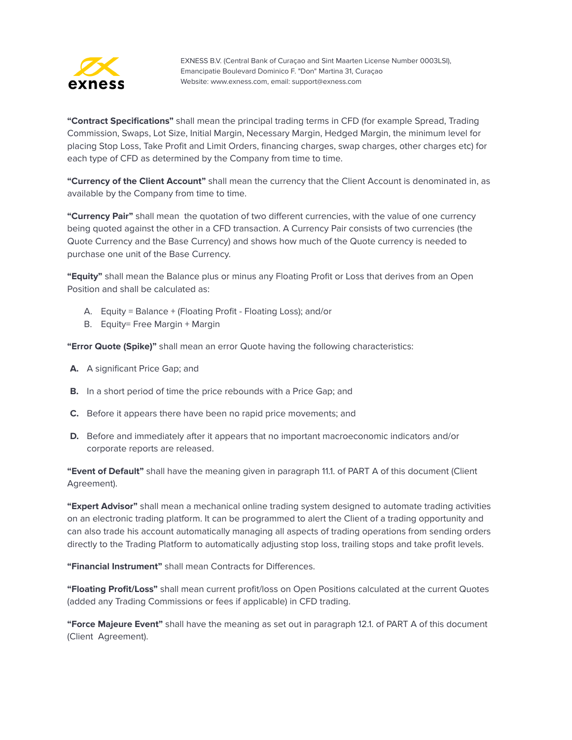**"Contract Specifications"** shall mean the principal trading terms in CFD (for example Spread, Trading Commission, Swaps, Lot Size, Initial Margin, Necessary Margin, Hedged Margin, the minimum level for placing Stop Loss, Take Profit and Limit Orders, financing charges, swap charges, other charges etc) for each type of CFD as determined by the Company from time to time.

**"Currency of the Client Account"** shall mean the currency that the Client Account is denominated in, as available by the Company from time to time.

**"Currency Pair"** shall mean the quotation of two different currencies, with the value of one currency being quoted against the other in a CFD transaction. A Currency Pair consists of two currencies (the Quote Currency and the Base Currency) and shows how much of the Quote currency is needed to purchase one unit of the Base Currency.

**"Equity"** shall mean the Balance plus or minus any Floating Profit or Loss that derives from an Open Position and shall be calculated as:

A. Equity = Balance + (Floating Profit - Floating Loss); and/or
B. Equity= Free Margin + Margin

**"Error Quote (Spike)"** shall mean an error Quote having the following characteristics:

**A.** A significant Price Gap; and

**B.** In a short period of time the price rebounds with a Price Gap; and

**C.** Before it appears there have been no rapid price movements; and

**D.** Before and immediately after it appears that no important macroeconomic indicators and/or corporate reports are released.

**"Event of Default"** shall have the meaning given in paragraph 11.1. of PART A of this document (Client Agreement).

**"Expert Advisor"** shall mean a mechanical online trading system designed to automate trading activities on an electronic trading platform. It can be programmed to alert the Client of a trading opportunity and can also trade his account automatically managing all aspects of trading operations from sending orders directly to the Trading Platform to automatically adjusting stop loss, trailing stops and take profit levels.

**"Financial Instrument"** shall mean Contracts for Differences.

**"Floating Profit/Loss"** shall mean current profit/loss on Open Positions calculated at the current Quotes (added any Trading Commissions or fees if applicable) in CFD trading.

**"Force Majeure Event"** shall have the meaning as set out in paragraph 12.1. of PART A of this document (Client Agreement).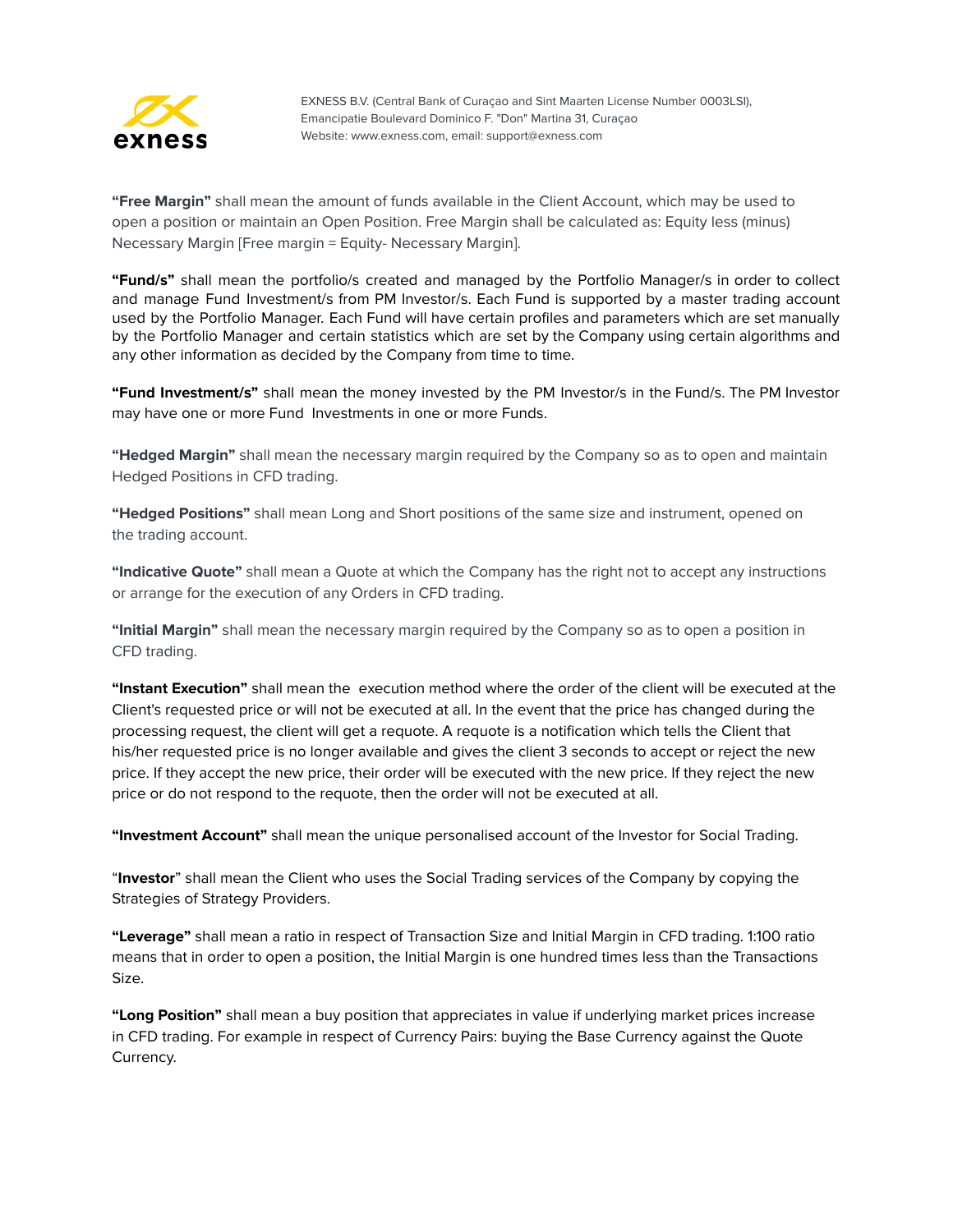**"Free Margin"** shall mean the amount of funds available in the Client Account, which may be used to open a position or maintain an Open Position. Free Margin shall be calculated as: Equity less (minus) Necessary Margin [Free margin = Equity- Necessary Margin].

**"Fund/s"** shall mean the portfolio/s created and managed by the Portfolio Manager/s in order to collect and manage Fund Investment/s from PM Investor/s. Each Fund is supported by a master trading account used by the Portfolio Manager. Each Fund will have certain profiles and parameters which are set manually by the Portfolio Manager and certain statistics which are set by the Company using certain algorithms and any other information as decided by the Company from time to time.

**"Fund Investment/s"** shall mean the money invested by the PM Investor/s in the Fund/s. The PM Investor may have one or more Fund Investments in one or more Funds.

**"Hedged Margin"** shall mean the necessary margin required by the Company so as to open and maintain Hedged Positions in CFD trading.

**"Hedged Positions"** shall mean Long and Short positions of the same size and instrument, opened on the trading account.

**"Indicative Quote"** shall mean a Quote at which the Company has the right not to accept any instructions or arrange for the execution of any Orders in CFD trading.

**"Initial Margin"** shall mean the necessary margin required by the Company so as to open a position in CFD trading.

**"Instant Execution"** shall mean the execution method where the order of the client will be executed at the Client's requested price or will not be executed at all. In the event that the price has changed during the processing request, the client will get a requote. A requote is a notification which tells the Client that his/her requested price is no longer available and gives the client 3 seconds to accept or reject the new price. If they accept the new price, their order will be executed with the new price. If they reject the new price or do not respond to the requote, then the order will not be executed at all.

**"Investment Account"** shall mean the unique personalised account of the Investor for Social Trading.

"**Investor**" shall mean the Client who uses the Social Trading services of the Company by copying the Strategies of Strategy Providers.

**"Leverage"** shall mean a ratio in respect of Transaction Size and Initial Margin in CFD trading. 1:100 ratio means that in order to open a position, the Initial Margin is one hundred times less than the Transactions Size.

**"Long Position"** shall mean a buy position that appreciates in value if underlying market prices increase in CFD trading. For example in respect of Currency Pairs: buying the Base Currency against the Quote Currency.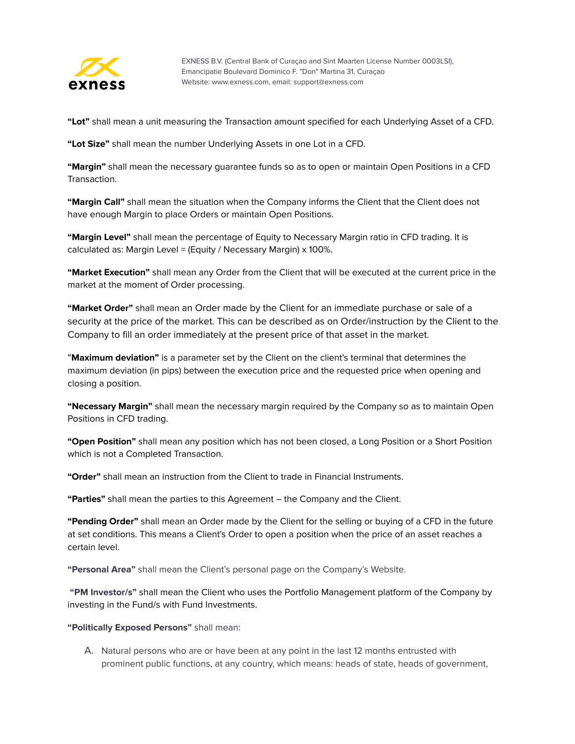**"Lot"** shall mean a unit measuring the Transaction amount specified for each Underlying Asset of a CFD.

**"Lot Size"** shall mean the number Underlying Assets in one Lot in a CFD.

**"Margin"** shall mean the necessary guarantee funds so as to open or maintain Open Positions in a CFD Transaction.

**"Margin Call"** shall mean the situation when the Company informs the Client that the Client does not have enough Margin to place Orders or maintain Open Positions.

**"Margin Level"** shall mean the percentage of Equity to Necessary Margin ratio in CFD trading. It is calculated as: Margin Level = (Equity / Necessary Margin) x 100%.

**"Market Execution"** shall mean any Order from the Client that will be executed at the current price in the market at the moment of Order processing.

**"Market Order"** shall mean an Order made by the Client for an immediate purchase or sale of a security at the price of the market. This can be described as on Order/instruction by the Client to the Company to fill an order immediately at the present price of that asset in the market.

"**Maximum deviation"** is a parameter set by the Client on the client's terminal that determines the maximum deviation (in pips) between the execution price and the requested price when opening and closing a position.

**"Necessary Margin"** shall mean the necessary margin required by the Company so as to maintain Open Positions in CFD trading.

**"Open Position"** shall mean any position which has not been closed, a Long Position or a Short Position which is not a Completed Transaction.

**"Order"** shall mean an instruction from the Client to trade in Financial Instruments.

**"Parties"** shall mean the parties to this Agreement – the Company and the Client.

**"Pending Order"** shall mean an Order made by the Client for the selling or buying of a CFD in the future at set conditions. This means a Client's Order to open a position when the price of an asset reaches a certain level.

**"Personal Area"** shall mean the Client's personal page on the Company's Website.

**"PM Investor/s"** shall mean the Client who uses the Portfolio Management platform of the Company by investing in the Fund/s with Fund Investments.

**"Politically Exposed Persons"** shall mean:

A. Natural persons who are or have been at any point in the last 12 months entrusted with prominent public functions, at any country, which means: heads of state, heads of government,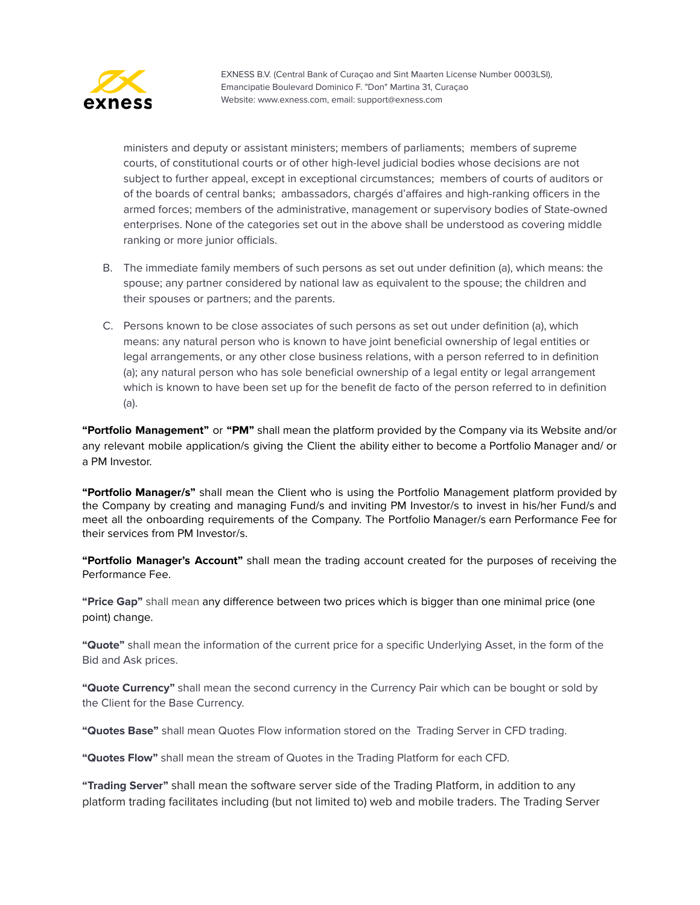ministers and deputy or assistant ministers; members of parliaments; members of supreme courts, of constitutional courts or of other high-level judicial bodies whose decisions are not subject to further appeal, except in exceptional circumstances; members of courts of auditors or of the boards of central banks; ambassadors, chargés d'affaires and high-ranking officers in the armed forces; members of the administrative, management or supervisory bodies of State-owned enterprises. None of the categories set out in the above shall be understood as covering middle ranking or more junior officials.

B. The immediate family members of such persons as set out under definition (a), which means: the spouse; any partner considered by national law as equivalent to the spouse; the children and their spouses or partners; and the parents.

C. Persons known to be close associates of such persons as set out under definition (a), which means: any natural person who is known to have joint beneficial ownership of legal entities or legal arrangements, or any other close business relations, with a person referred to in definition (a); any natural person who has sole beneficial ownership of a legal entity or legal arrangement which is known to have been set up for the benefit de facto of the person referred to in definition (a).

**"Portfolio Management"** or **"PM"** shall mean the platform provided by the Company via its Website and/or any relevant mobile application/s giving the Client the ability either to become a Portfolio Manager and/ or a PM Investor.

**"Portfolio Manager/s"** shall mean the Client who is using the Portfolio Management platform provided by the Company by creating and managing Fund/s and inviting PM Investor/s to invest in his/her Fund/s and meet all the onboarding requirements of the Company. The Portfolio Manager/s earn Performance Fee for their services from PM Investor/s.

**"Portfolio Manager's Account"** shall mean the trading account created for the purposes of receiving the Performance Fee.

**"Price Gap"** shall mean any difference between two prices which is bigger than one minimal price (one point) change.

**"Quote"** shall mean the information of the current price for a specific Underlying Asset, in the form of the Bid and Ask prices.

**"Quote Currency"** shall mean the second currency in the Currency Pair which can be bought or sold by the Client for the Base Currency.

**"Quotes Base"** shall mean Quotes Flow information stored on the Trading Server in CFD trading.

**"Quotes Flow"** shall mean the stream of Quotes in the Trading Platform for each CFD.

**"Trading Server"** shall mean the software server side of the Trading Platform, in addition to any platform trading facilitates including (but not limited to) web and mobile traders. The Trading Server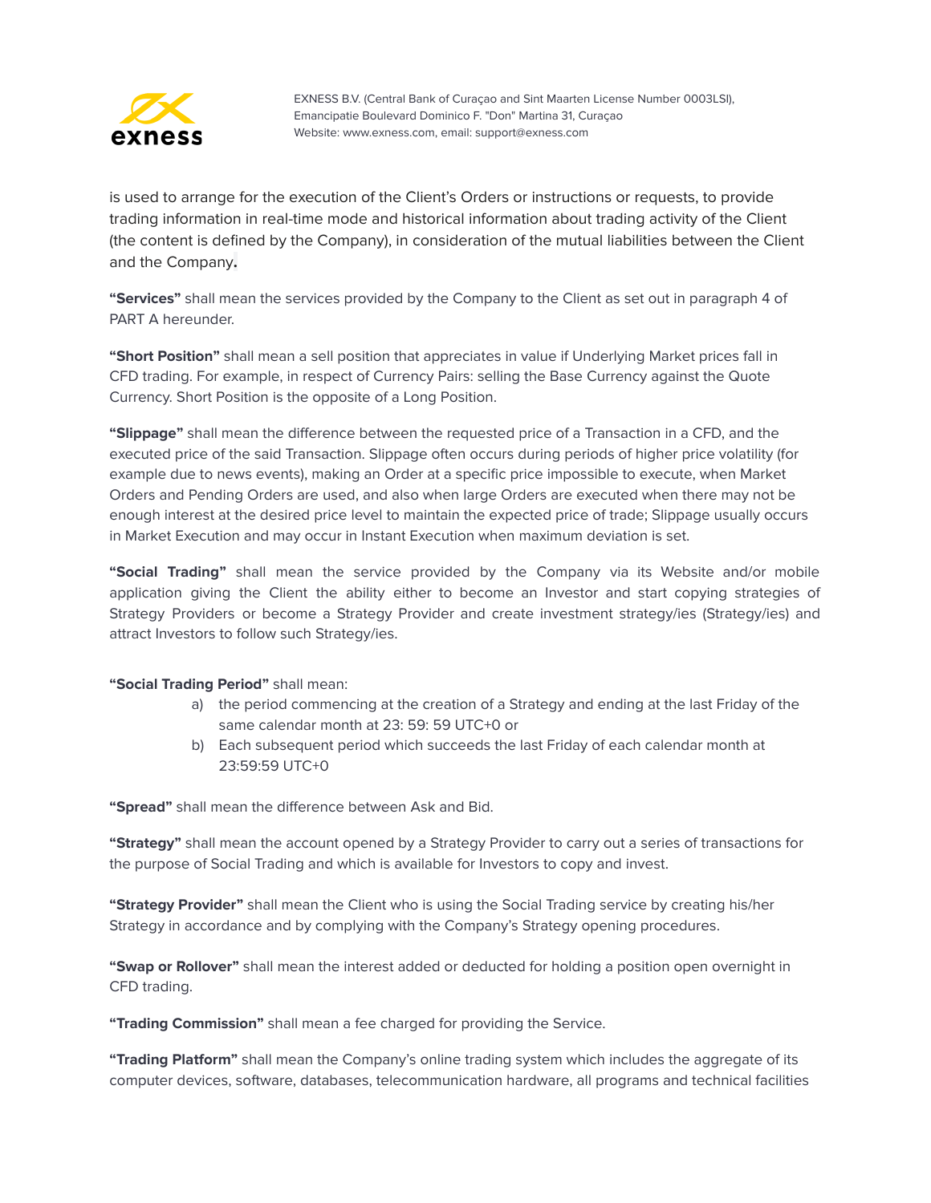is used to arrange for the execution of the Client's Orders or instructions or requests, to provide trading information in real-time mode and historical information about trading activity of the Client (the content is defined by the Company), in consideration of the mutual liabilities between the Client and the Company.

**"Services"** shall mean the services provided by the Company to the Client as set out in paragraph 4 of PART A hereunder.

**"Short Position"** shall mean a sell position that appreciates in value if Underlying Market prices fall in CFD trading. For example, in respect of Currency Pairs: selling the Base Currency against the Quote Currency. Short Position is the opposite of a Long Position.

**"Slippage"** shall mean the difference between the requested price of a Transaction in a CFD, and the executed price of the said Transaction. Slippage often occurs during periods of higher price volatility (for example due to news events), making an Order at a specific price impossible to execute, when Market Orders and Pending Orders are used, and also when large Orders are executed when there may not be enough interest at the desired price level to maintain the expected price of trade; Slippage usually occurs in Market Execution and may occur in Instant Execution when maximum deviation is set.

**"Social Trading"** shall mean the service provided by the Company via its Website and/or mobile application giving the Client the ability either to become an Investor and start copying strategies of Strategy Providers or become a Strategy Provider and create investment strategy/ies (Strategy/ies) and attract Investors to follow such Strategy/ies.

**"Social Trading Period"** shall mean:

a) the period commencing at the creation of a Strategy and ending at the last Friday of the same calendar month at 23: 59: 59 UTC+0 or
b) Each subsequent period which succeeds the last Friday of each calendar month at 23:59:59 UTC+0

**"Spread"** shall mean the difference between Ask and Bid.

**"Strategy"** shall mean the account opened by a Strategy Provider to carry out a series of transactions for the purpose of Social Trading and which is available for Investors to copy and invest.

**"Strategy Provider"** shall mean the Client who is using the Social Trading service by creating his/her Strategy in accordance and by complying with the Company's Strategy opening procedures.

**"Swap or Rollover"** shall mean the interest added or deducted for holding a position open overnight in CFD trading.

**"Trading Commission"** shall mean a fee charged for providing the Service.

**"Trading Platform"** shall mean the Company's online trading system which includes the aggregate of its computer devices, software, databases, telecommunication hardware, all programs and technical facilities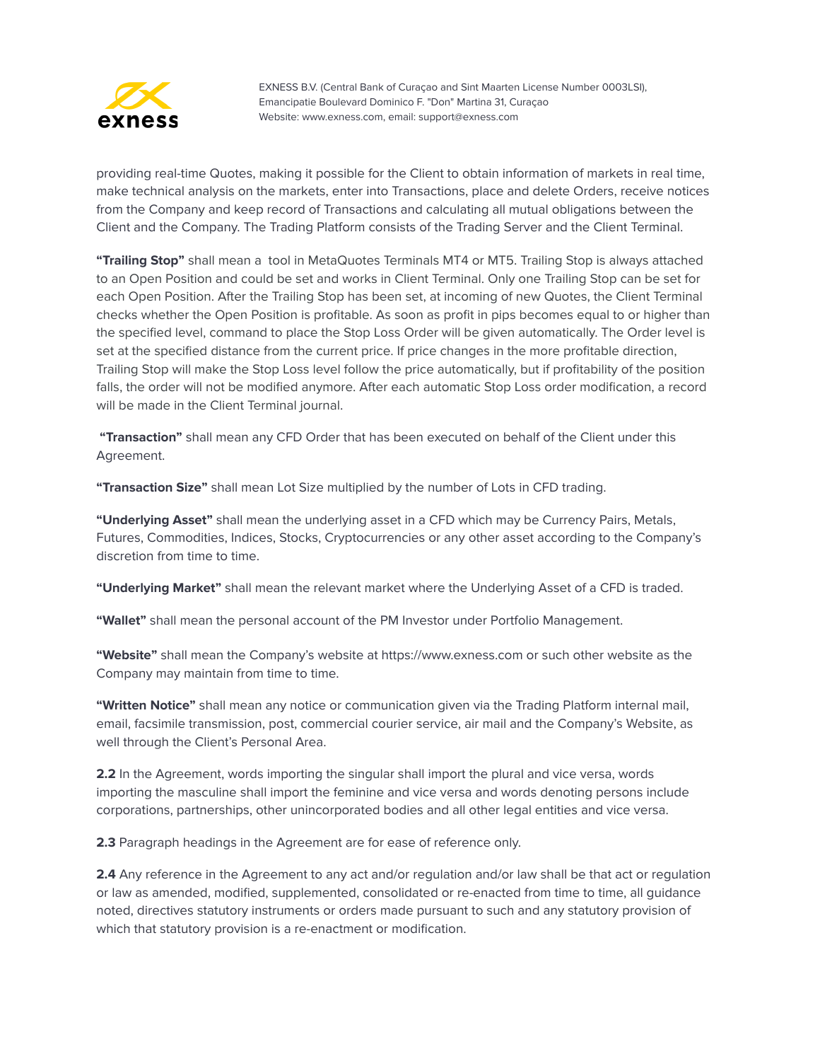providing real-time Quotes, making it possible for the Client to obtain information of markets in real time, make technical analysis on the markets, enter into Transactions, place and delete Orders, receive notices from the Company and keep record of Transactions and calculating all mutual obligations between the Client and the Company. The Trading Platform consists of the Trading Server and the Client Terminal.

**"Trailing Stop"** shall mean a tool in MetaQuotes Terminals MT4 or MT5. Trailing Stop is always attached to an Open Position and could be set and works in Client Terminal. Only one Trailing Stop can be set for each Open Position. After the Trailing Stop has been set, at incoming of new Quotes, the Client Terminal checks whether the Open Position is profitable. As soon as profit in pips becomes equal to or higher than the specified level, command to place the Stop Loss Order will be given automatically. The Order level is set at the specified distance from the current price. If price changes in the more profitable direction, Trailing Stop will make the Stop Loss level follow the price automatically, but if profitability of the position falls, the order will not be modified anymore. After each automatic Stop Loss order modification, a record will be made in the Client Terminal journal.

**"Transaction"** shall mean any CFD Order that has been executed on behalf of the Client under this Agreement.

**"Transaction Size"** shall mean Lot Size multiplied by the number of Lots in CFD trading.

**"Underlying Asset"** shall mean the underlying asset in a CFD which may be Currency Pairs, Metals, Futures, Commodities, Indices, Stocks, Cryptocurrencies or any other asset according to the Company's discretion from time to time.

**"Underlying Market"** shall mean the relevant market where the Underlying Asset of a CFD is traded.

**"Wallet"** shall mean the personal account of the PM Investor under Portfolio Management.

**"Website"** shall mean the Company's website at https://www.exness.com or such other website as the Company may maintain from time to time.

**"Written Notice"** shall mean any notice or communication given via the Trading Platform internal mail, email, facsimile transmission, post, commercial courier service, air mail and the Company's Website, as well through the Client's Personal Area.

**2.2** In the Agreement, words importing the singular shall import the plural and vice versa, words importing the masculine shall import the feminine and vice versa and words denoting persons include corporations, partnerships, other unincorporated bodies and all other legal entities and vice versa.

**2.3** Paragraph headings in the Agreement are for ease of reference only.

**2.4** Any reference in the Agreement to any act and/or regulation and/or law shall be that act or regulation or law as amended, modified, supplemented, consolidated or re-enacted from time to time, all guidance noted, directives statutory instruments or orders made pursuant to such and any statutory provision of which that statutory provision is a re-enactment or modification.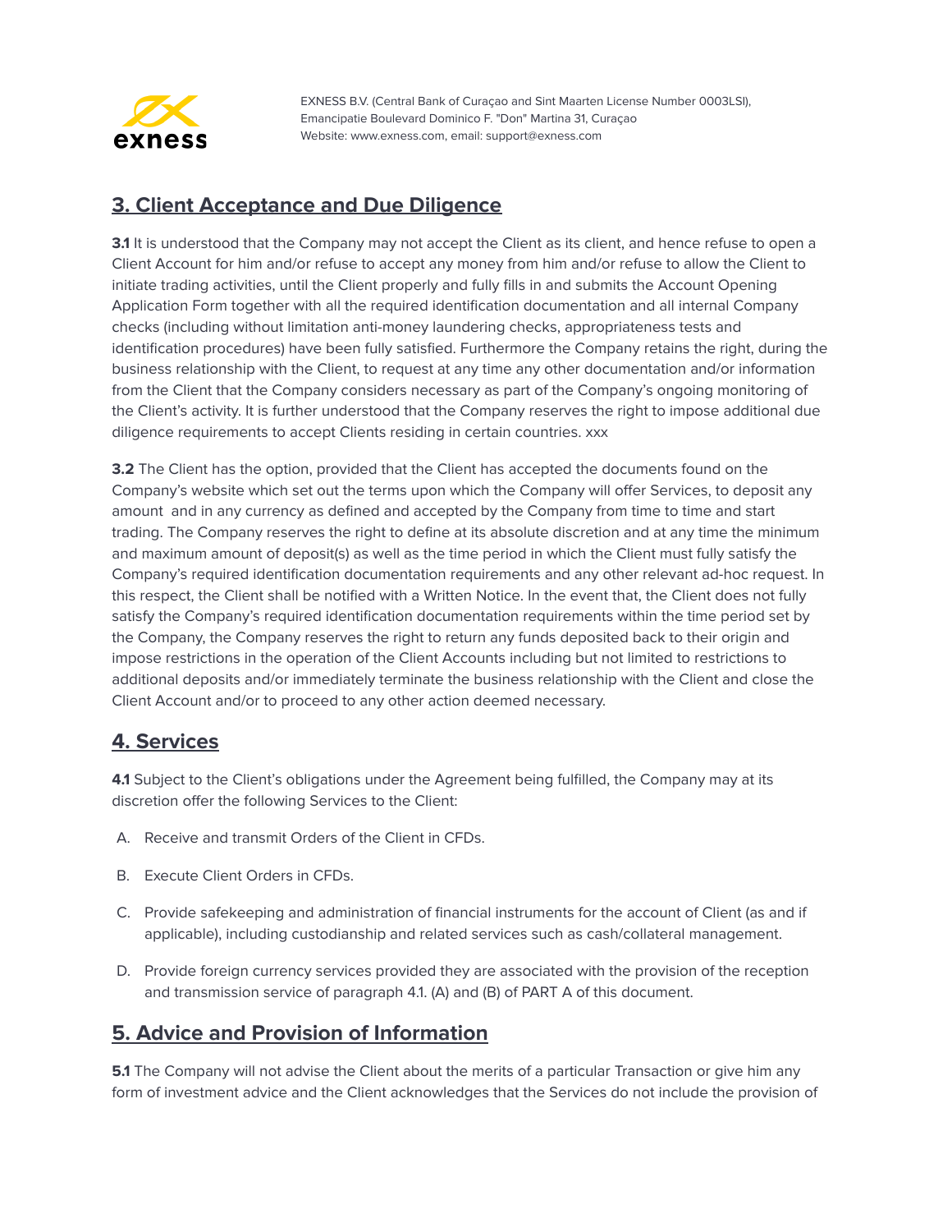## 3. Client Acceptance and Due Diligence

**3.1** It is understood that the Company may not accept the Client as its client, and hence refuse to open a Client Account for him and/or refuse to accept any money from him and/or refuse to allow the Client to initiate trading activities, until the Client properly and fully fills in and submits the Account Opening Application Form together with all the required identification documentation and all internal Company checks (including without limitation anti-money laundering checks, appropriateness tests and identification procedures) have been fully satisfied. Furthermore the Company retains the right, during the business relationship with the Client, to request at any time any other documentation and/or information from the Client that the Company considers necessary as part of the Company's ongoing monitoring of the Client's activity. It is further understood that the Company reserves the right to impose additional due diligence requirements to accept Clients residing in certain countries. xxx

**3.2** The Client has the option, provided that the Client has accepted the documents found on the Company's website which set out the terms upon which the Company will offer Services, to deposit any amount and in any currency as defined and accepted by the Company from time to time and start trading. The Company reserves the right to define at its absolute discretion and at any time the minimum and maximum amount of deposit(s) as well as the time period in which the Client must fully satisfy the Company's required identification documentation requirements and any other relevant ad-hoc request. In this respect, the Client shall be notified with a Written Notice. In the event that, the Client does not fully satisfy the Company's required identification documentation requirements within the time period set by the Company, the Company reserves the right to return any funds deposited back to their origin and impose restrictions in the operation of the Client Accounts including but not limited to restrictions to additional deposits and/or immediately terminate the business relationship with the Client and close the Client Account and/or to proceed to any other action deemed necessary.

## 4. Services

**4.1** Subject to the Client's obligations under the Agreement being fulfilled, the Company may at its discretion offer the following Services to the Client:

A. Receive and transmit Orders of the Client in CFDs.

B. Execute Client Orders in CFDs.

C. Provide safekeeping and administration of financial instruments for the account of Client (as and if applicable), including custodianship and related services such as cash/collateral management.

D. Provide foreign currency services provided they are associated with the provision of the reception and transmission service of paragraph 4.1. (A) and (B) of PART A of this document.

## 5. Advice and Provision of Information

**5.1** The Company will not advise the Client about the merits of a particular Transaction or give him any form of investment advice and the Client acknowledges that the Services do not include the provision of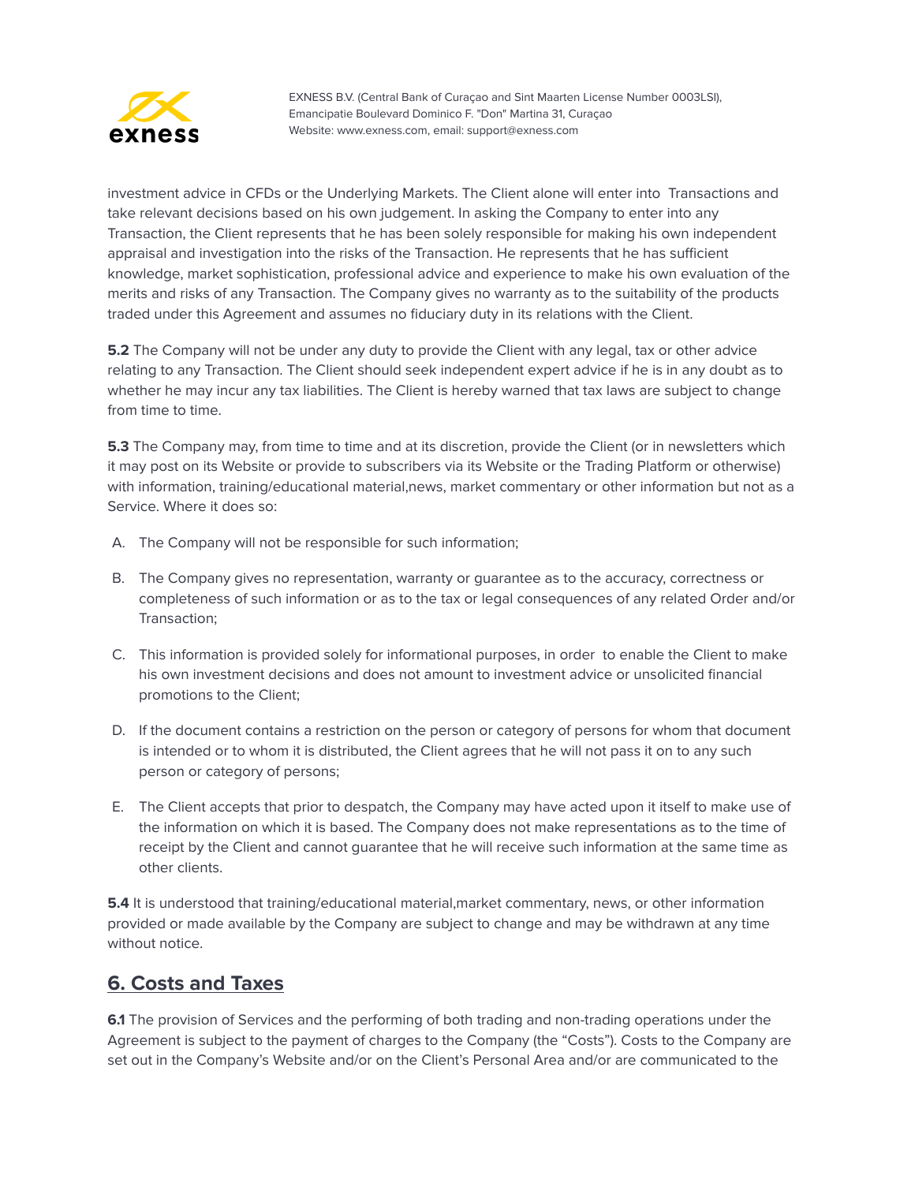investment advice in CFDs or the Underlying Markets. The Client alone will enter into Transactions and take relevant decisions based on his own judgement. In asking the Company to enter into any Transaction, the Client represents that he has been solely responsible for making his own independent appraisal and investigation into the risks of the Transaction. He represents that he has sufficient knowledge, market sophistication, professional advice and experience to make his own evaluation of the merits and risks of any Transaction. The Company gives no warranty as to the suitability of the products traded under this Agreement and assumes no fiduciary duty in its relations with the Client.

**5.2** The Company will not be under any duty to provide the Client with any legal, tax or other advice relating to any Transaction. The Client should seek independent expert advice if he is in any doubt as to whether he may incur any tax liabilities. The Client is hereby warned that tax laws are subject to change from time to time.

**5.3** The Company may, from time to time and at its discretion, provide the Client (or in newsletters which it may post on its Website or provide to subscribers via its Website or the Trading Platform or otherwise) with information, training/educational material,news, market commentary or other information but not as a Service. Where it does so:

A. The Company will not be responsible for such information;

B. The Company gives no representation, warranty or guarantee as to the accuracy, correctness or completeness of such information or as to the tax or legal consequences of any related Order and/or Transaction;

C. This information is provided solely for informational purposes, in order to enable the Client to make his own investment decisions and does not amount to investment advice or unsolicited financial promotions to the Client;

D. If the document contains a restriction on the person or category of persons for whom that document is intended or to whom it is distributed, the Client agrees that he will not pass it on to any such person or category of persons;

E. The Client accepts that prior to despatch, the Company may have acted upon it itself to make use of the information on which it is based. The Company does not make representations as to the time of receipt by the Client and cannot guarantee that he will receive such information at the same time as other clients.

**5.4** It is understood that training/educational material,market commentary, news, or other information provided or made available by the Company are subject to change and may be withdrawn at any time without notice.

## 6. Costs and Taxes

**6.1** The provision of Services and the performing of both trading and non-trading operations under the Agreement is subject to the payment of charges to the Company (the “Costs”). Costs to the Company are set out in the Company’s Website and/or on the Client’s Personal Area and/or are communicated to the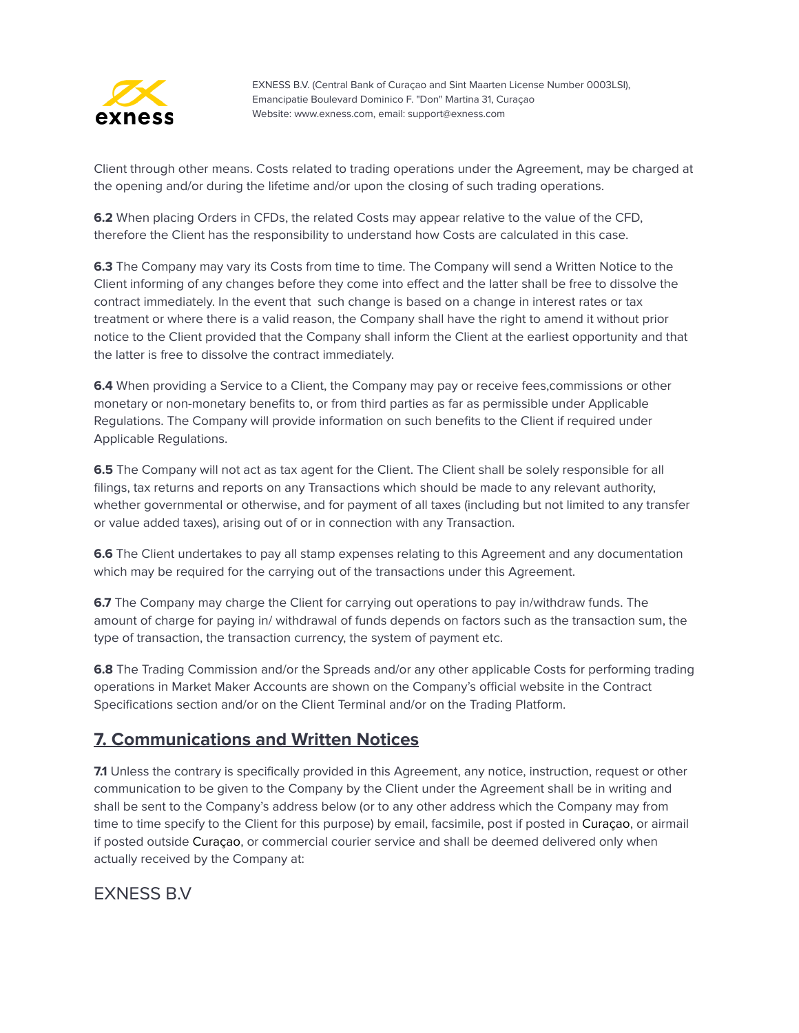Client through other means. Costs related to trading operations under the Agreement, may be charged at the opening and/or during the lifetime and/or upon the closing of such trading operations.

**6.2** When placing Orders in CFDs, the related Costs may appear relative to the value of the CFD, therefore the Client has the responsibility to understand how Costs are calculated in this case.

**6.3** The Company may vary its Costs from time to time. The Company will send a Written Notice to the Client informing of any changes before they come into effect and the latter shall be free to dissolve the contract immediately. In the event that such change is based on a change in interest rates or tax treatment or where there is a valid reason, the Company shall have the right to amend it without prior notice to the Client provided that the Company shall inform the Client at the earliest opportunity and that the latter is free to dissolve the contract immediately.

**6.4** When providing a Service to a Client, the Company may pay or receive fees,commissions or other monetary or non-monetary benefits to, or from third parties as far as permissible under Applicable Regulations. The Company will provide information on such benefits to the Client if required under Applicable Regulations.

**6.5** The Company will not act as tax agent for the Client. The Client shall be solely responsible for all filings, tax returns and reports on any Transactions which should be made to any relevant authority, whether governmental or otherwise, and for payment of all taxes (including but not limited to any transfer or value added taxes), arising out of or in connection with any Transaction.

**6.6** The Client undertakes to pay all stamp expenses relating to this Agreement and any documentation which may be required for the carrying out of the transactions under this Agreement.

**6.7** The Company may charge the Client for carrying out operations to pay in/withdraw funds. The amount of charge for paying in/ withdrawal of funds depends on factors such as the transaction sum, the type of transaction, the transaction currency, the system of payment etc.

**6.8** The Trading Commission and/or the Spreads and/or any other applicable Costs for performing trading operations in Market Maker Accounts are shown on the Company's official website in the Contract Specifications section and/or on the Client Terminal and/or on the Trading Platform.

## 7. Communications and Written Notices

**7.1** Unless the contrary is specifically provided in this Agreement, any notice, instruction, request or other communication to be given to the Company by the Client under the Agreement shall be in writing and shall be sent to the Company's address below (or to any other address which the Company may from time to time specify to the Client for this purpose) by email, facsimile, post if posted in Curaçao, or airmail if posted outside Curaçao, or commercial courier service and shall be deemed delivered only when actually received by the Company at:

EXNESS B.V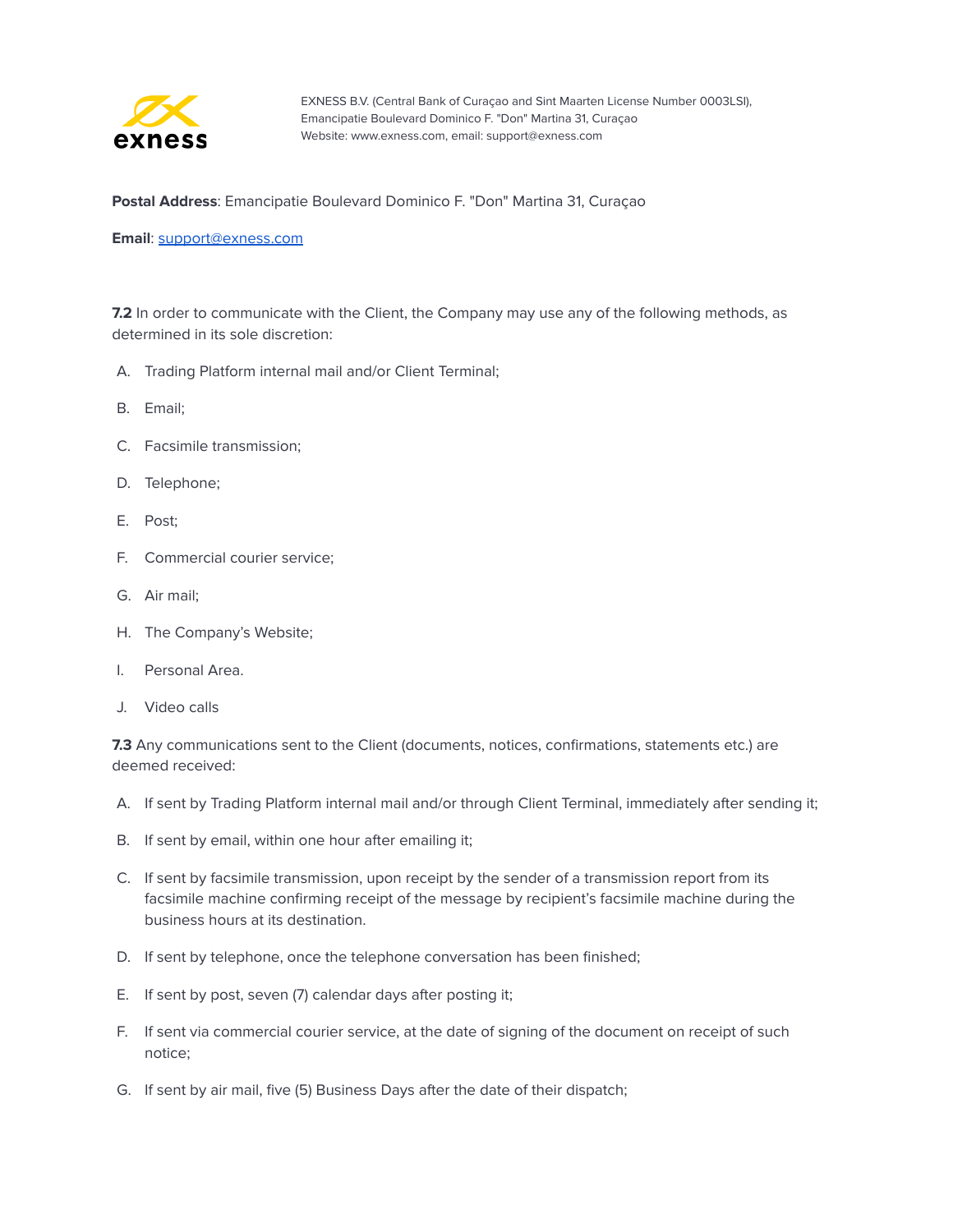**Postal Address**: Emancipatie Boulevard Dominico F. "Don" Martina 31, Curaçao

**Email**: support@exness.com

**7.2** In order to communicate with the Client, the Company may use any of the following methods, as determined in its sole discretion:

A. Trading Platform internal mail and/or Client Terminal;

B. Email;

C. Facsimile transmission;

D. Telephone;

E. Post;

F. Commercial courier service;

G. Air mail;

H. The Company's Website;

I. Personal Area.

J. Video calls

**7.3** Any communications sent to the Client (documents, notices, confirmations, statements etc.) are deemed received:

A. If sent by Trading Platform internal mail and/or through Client Terminal, immediately after sending it;

B. If sent by email, within one hour after emailing it;

C. If sent by facsimile transmission, upon receipt by the sender of a transmission report from its facsimile machine confirming receipt of the message by recipient's facsimile machine during the business hours at its destination.

D. If sent by telephone, once the telephone conversation has been finished;

E. If sent by post, seven (7) calendar days after posting it;

F. If sent via commercial courier service, at the date of signing of the document on receipt of such notice;

G. If sent by air mail, five (5) Business Days after the date of their dispatch;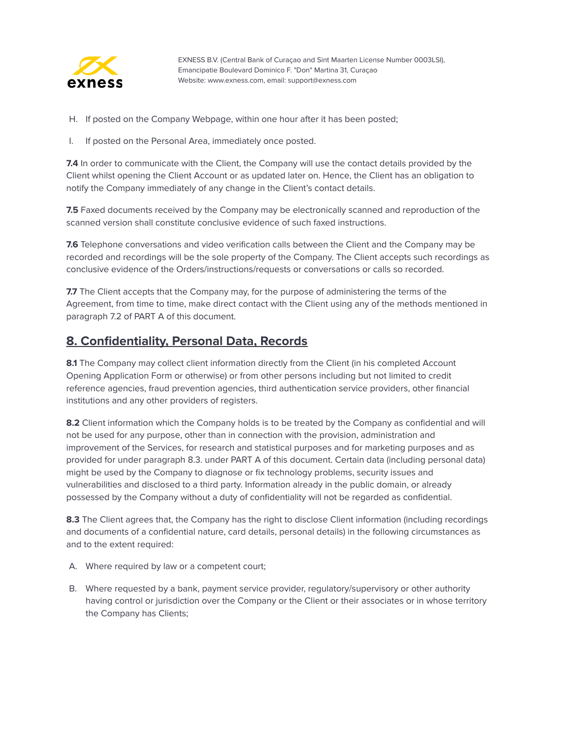H. If posted on the Company Webpage, within one hour after it has been posted;

I. If posted on the Personal Area, immediately once posted.

**7.4** In order to communicate with the Client, the Company will use the contact details provided by the Client whilst opening the Client Account or as updated later on. Hence, the Client has an obligation to notify the Company immediately of any change in the Client's contact details.

**7.5** Faxed documents received by the Company may be electronically scanned and reproduction of the scanned version shall constitute conclusive evidence of such faxed instructions.

**7.6** Telephone conversations and video verification calls between the Client and the Company may be recorded and recordings will be the sole property of the Company. The Client accepts such recordings as conclusive evidence of the Orders/instructions/requests or conversations or calls so recorded.

**7.7** The Client accepts that the Company may, for the purpose of administering the terms of the Agreement, from time to time, make direct contact with the Client using any of the methods mentioned in paragraph 7.2 of PART A of this document.

## 8. Confidentiality, Personal Data, Records

**8.1** The Company may collect client information directly from the Client (in his completed Account Opening Application Form or otherwise) or from other persons including but not limited to credit reference agencies, fraud prevention agencies, third authentication service providers, other financial institutions and any other providers of registers.

**8.2** Client information which the Company holds is to be treated by the Company as confidential and will not be used for any purpose, other than in connection with the provision, administration and improvement of the Services, for research and statistical purposes and for marketing purposes and as provided for under paragraph 8.3. under PART A of this document. Certain data (including personal data) might be used by the Company to diagnose or fix technology problems, security issues and vulnerabilities and disclosed to a third party. Information already in the public domain, or already possessed by the Company without a duty of confidentiality will not be regarded as confidential.

**8.3** The Client agrees that, the Company has the right to disclose Client information (including recordings and documents of a confidential nature, card details, personal details) in the following circumstances as and to the extent required:

A. Where required by law or a competent court;

B. Where requested by a bank, payment service provider, regulatory/supervisory or other authority having control or jurisdiction over the Company or the Client or their associates or in whose territory the Company has Clients;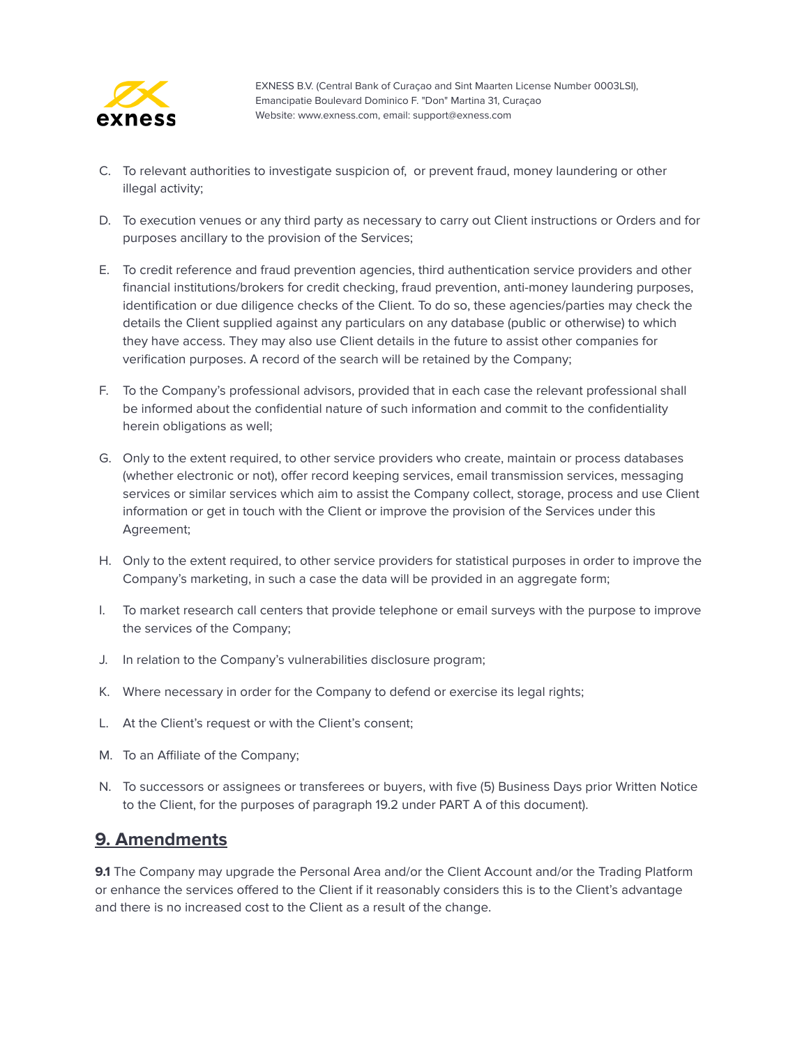C. To relevant authorities to investigate suspicion of,  or prevent fraud, money laundering or other illegal activity;

D. To execution venues or any third party as necessary to carry out Client instructions or Orders and for purposes ancillary to the provision of the Services;

E. To credit reference and fraud prevention agencies, third authentication service providers and other financial institutions/brokers for credit checking, fraud prevention, anti-money laundering purposes, identification or due diligence checks of the Client. To do so, these agencies/parties may check the details the Client supplied against any particulars on any database (public or otherwise) to which they have access. They may also use Client details in the future to assist other companies for verification purposes. A record of the search will be retained by the Company;

F. To the Company's professional advisors, provided that in each case the relevant professional shall be informed about the confidential nature of such information and commit to the confidentiality herein obligations as well;

G. Only to the extent required, to other service providers who create, maintain or process databases (whether electronic or not), offer record keeping services, email transmission services, messaging services or similar services which aim to assist the Company collect, storage, process and use Client information or get in touch with the Client or improve the provision of the Services under this Agreement;

H. Only to the extent required, to other service providers for statistical purposes in order to improve the Company's marketing, in such a case the data will be provided in an aggregate form;

I. To market research call centers that provide telephone or email surveys with the purpose to improve the services of the Company;

J. In relation to the Company's vulnerabilities disclosure program;

K. Where necessary in order for the Company to defend or exercise its legal rights;

L. At the Client's request or with the Client's consent;

M. To an Affiliate of the Company;

N. To successors or assignees or transferees or buyers, with five (5) Business Days prior Written Notice to the Client, for the purposes of paragraph 19.2 under PART A of this document).

## 9. Amendments

**9.1** The Company may upgrade the Personal Area and/or the Client Account and/or the Trading Platform or enhance the services offered to the Client if it reasonably considers this is to the Client's advantage and there is no increased cost to the Client as a result of the change.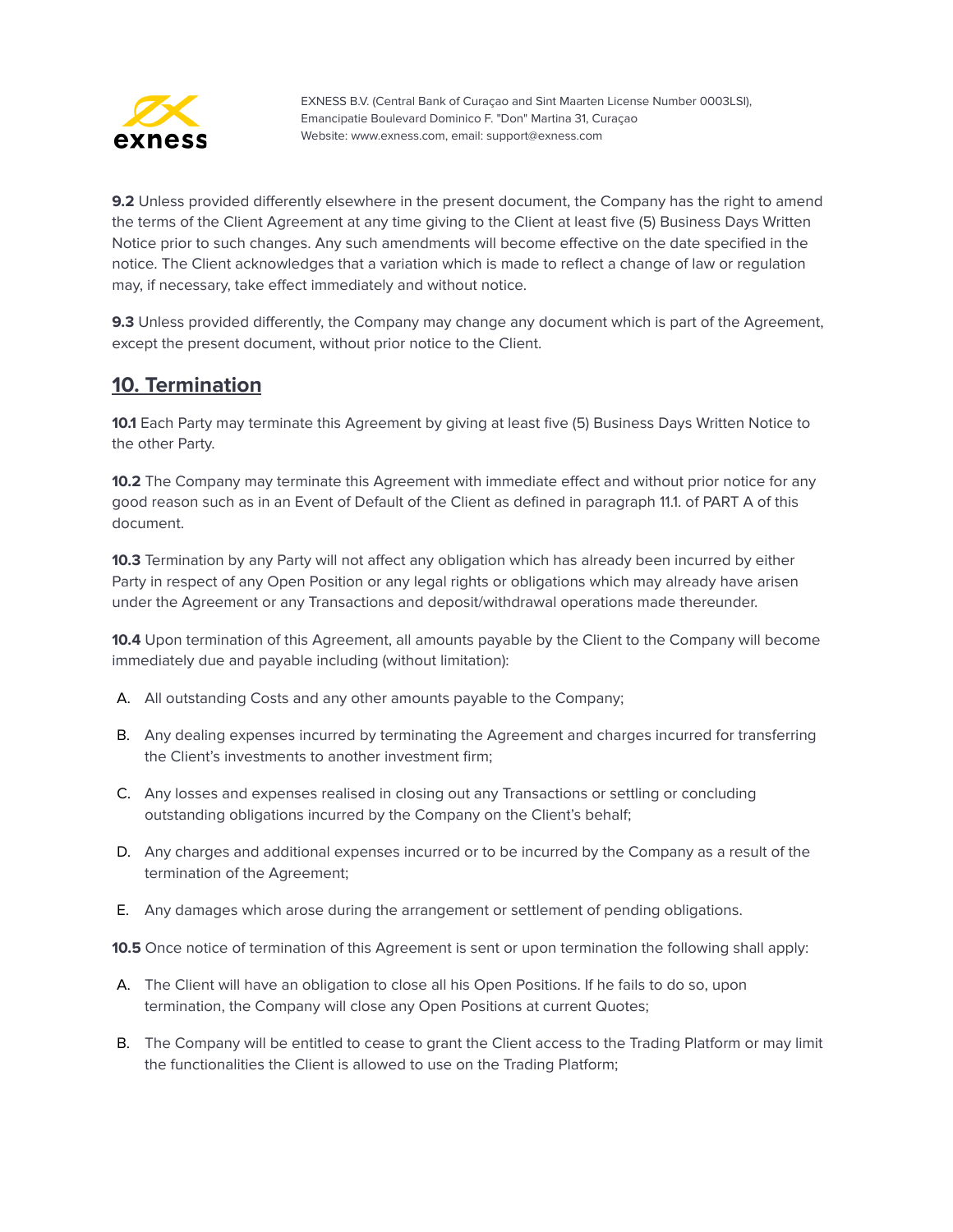**9.2** Unless provided differently elsewhere in the present document, the Company has the right to amend the terms of the Client Agreement at any time giving to the Client at least five (5) Business Days Written Notice prior to such changes. Any such amendments will become effective on the date specified in the notice. The Client acknowledges that a variation which is made to reflect a change of law or regulation may, if necessary, take effect immediately and without notice.

**9.3** Unless provided differently, the Company may change any document which is part of the Agreement, except the present document, without prior notice to the Client.

## 10. Termination

**10.1** Each Party may terminate this Agreement by giving at least five (5) Business Days Written Notice to the other Party.

**10.2** The Company may terminate this Agreement with immediate effect and without prior notice for any good reason such as in an Event of Default of the Client as defined in paragraph 11.1. of PART A of this document.

**10.3** Termination by any Party will not affect any obligation which has already been incurred by either Party in respect of any Open Position or any legal rights or obligations which may already have arisen under the Agreement or any Transactions and deposit/withdrawal operations made thereunder.

**10.4** Upon termination of this Agreement, all amounts payable by the Client to the Company will become immediately due and payable including (without limitation):

A. All outstanding Costs and any other amounts payable to the Company;

B. Any dealing expenses incurred by terminating the Agreement and charges incurred for transferring the Client's investments to another investment firm;

C. Any losses and expenses realised in closing out any Transactions or settling or concluding outstanding obligations incurred by the Company on the Client's behalf;

D. Any charges and additional expenses incurred or to be incurred by the Company as a result of the termination of the Agreement;

E. Any damages which arose during the arrangement or settlement of pending obligations.

**10.5** Once notice of termination of this Agreement is sent or upon termination the following shall apply:

A. The Client will have an obligation to close all his Open Positions. If he fails to do so, upon termination, the Company will close any Open Positions at current Quotes;

B. The Company will be entitled to cease to grant the Client access to the Trading Platform or may limit the functionalities the Client is allowed to use on the Trading Platform;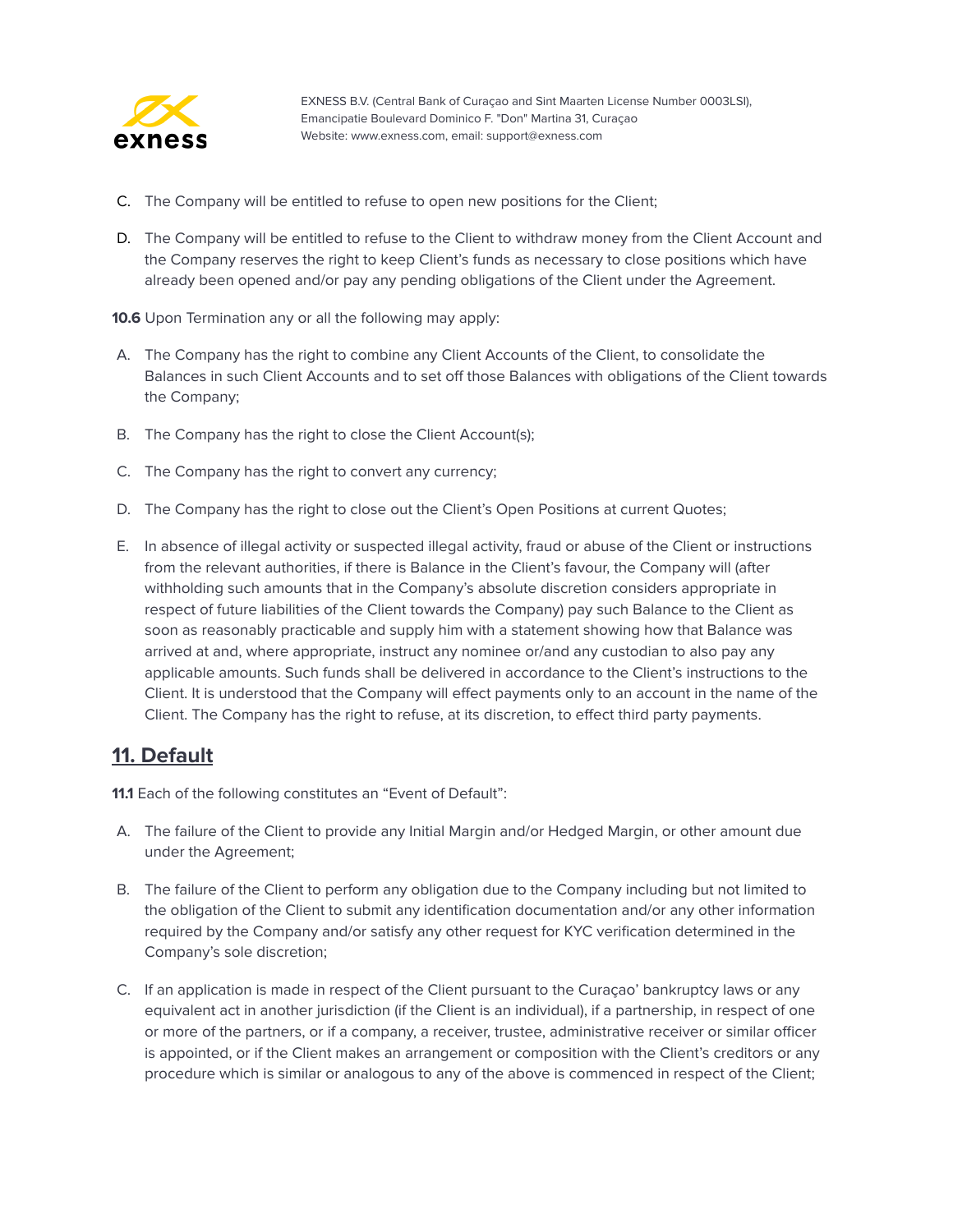C. The Company will be entitled to refuse to open new positions for the Client;

D. The Company will be entitled to refuse to the Client to withdraw money from the Client Account and the Company reserves the right to keep Client's funds as necessary to close positions which have already been opened and/or pay any pending obligations of the Client under the Agreement.

**10.6** Upon Termination any or all the following may apply:

A. The Company has the right to combine any Client Accounts of the Client, to consolidate the Balances in such Client Accounts and to set off those Balances with obligations of the Client towards the Company;

B. The Company has the right to close the Client Account(s);

C. The Company has the right to convert any currency;

D. The Company has the right to close out the Client's Open Positions at current Quotes;

E. In absence of illegal activity or suspected illegal activity, fraud or abuse of the Client or instructions from the relevant authorities, if there is Balance in the Client's favour, the Company will (after withholding such amounts that in the Company's absolute discretion considers appropriate in respect of future liabilities of the Client towards the Company) pay such Balance to the Client as soon as reasonably practicable and supply him with a statement showing how that Balance was arrived at and, where appropriate, instruct any nominee or/and any custodian to also pay any applicable amounts. Such funds shall be delivered in accordance to the Client's instructions to the Client. It is understood that the Company will effect payments only to an account in the name of the Client. The Company has the right to refuse, at its discretion, to effect third party payments.

## 11. Default

**11.1** Each of the following constitutes an "Event of Default":

A. The failure of the Client to provide any Initial Margin and/or Hedged Margin, or other amount due under the Agreement;

B. The failure of the Client to perform any obligation due to the Company including but not limited to the obligation of the Client to submit any identification documentation and/or any other information required by the Company and/or satisfy any other request for KYC verification determined in the Company's sole discretion;

C. If an application is made in respect of the Client pursuant to the Curaçao' bankruptcy laws or any equivalent act in another jurisdiction (if the Client is an individual), if a partnership, in respect of one or more of the partners, or if a company, a receiver, trustee, administrative receiver or similar officer is appointed, or if the Client makes an arrangement or composition with the Client's creditors or any procedure which is similar or analogous to any of the above is commenced in respect of the Client;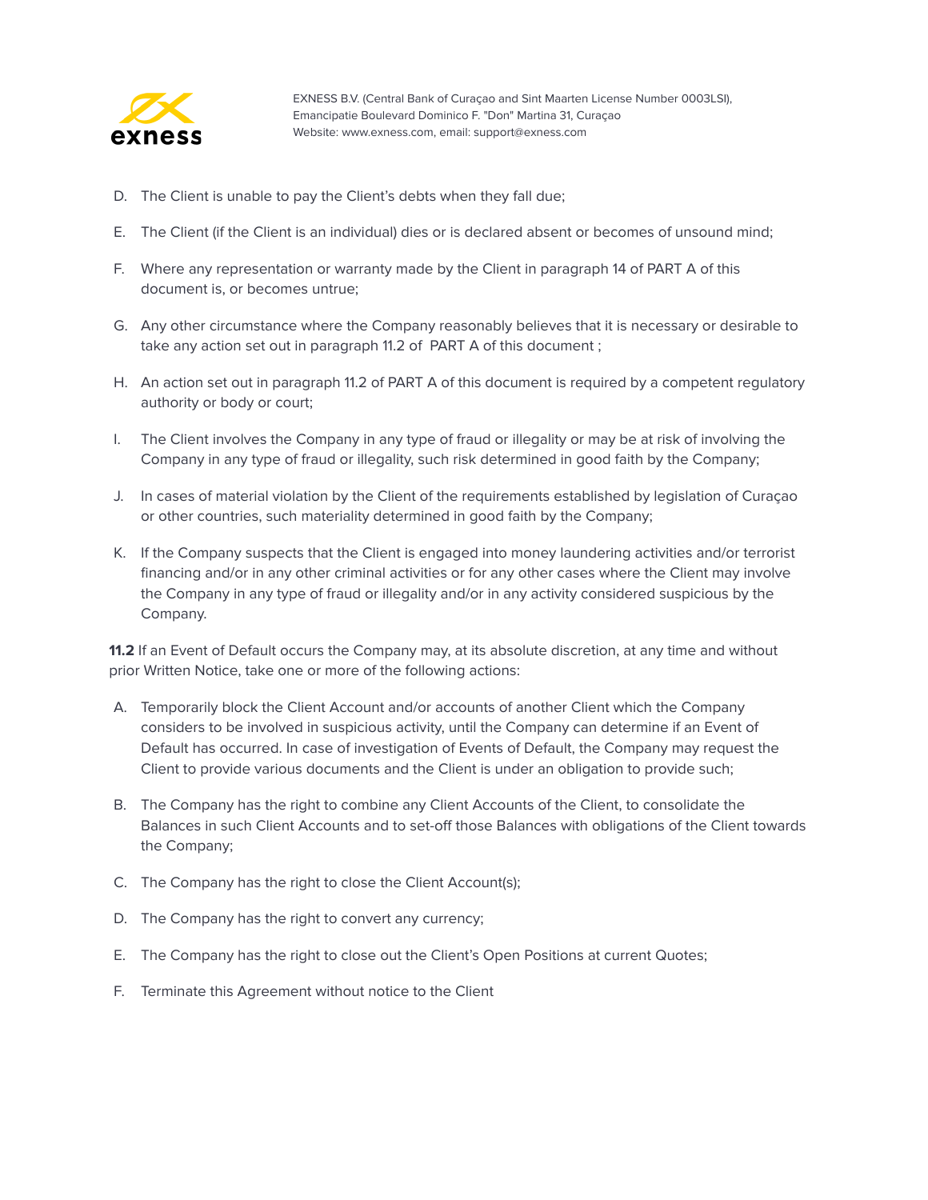D. The Client is unable to pay the Client's debts when they fall due;

E. The Client (if the Client is an individual) dies or is declared absent or becomes of unsound mind;

F. Where any representation or warranty made by the Client in paragraph 14 of PART A of this document is, or becomes untrue;

G. Any other circumstance where the Company reasonably believes that it is necessary or desirable to take any action set out in paragraph 11.2 of PART A of this document ;

H. An action set out in paragraph 11.2 of PART A of this document is required by a competent regulatory authority or body or court;

I. The Client involves the Company in any type of fraud or illegality or may be at risk of involving the Company in any type of fraud or illegality, such risk determined in good faith by the Company;

J. In cases of material violation by the Client of the requirements established by legislation of Curaçao or other countries, such materiality determined in good faith by the Company;

K. If the Company suspects that the Client is engaged into money laundering activities and/or terrorist financing and/or in any other criminal activities or for any other cases where the Client may involve the Company in any type of fraud or illegality and/or in any activity considered suspicious by the Company.

**11.2** If an Event of Default occurs the Company may, at its absolute discretion, at any time and without prior Written Notice, take one or more of the following actions:

A. Temporarily block the Client Account and/or accounts of another Client which the Company considers to be involved in suspicious activity, until the Company can determine if an Event of Default has occurred. In case of investigation of Events of Default, the Company may request the Client to provide various documents and the Client is under an obligation to provide such;

B. The Company has the right to combine any Client Accounts of the Client, to consolidate the Balances in such Client Accounts and to set-off those Balances with obligations of the Client towards the Company;

C. The Company has the right to close the Client Account(s);

D. The Company has the right to convert any currency;

E. The Company has the right to close out the Client's Open Positions at current Quotes;

F. Terminate this Agreement without notice to the Client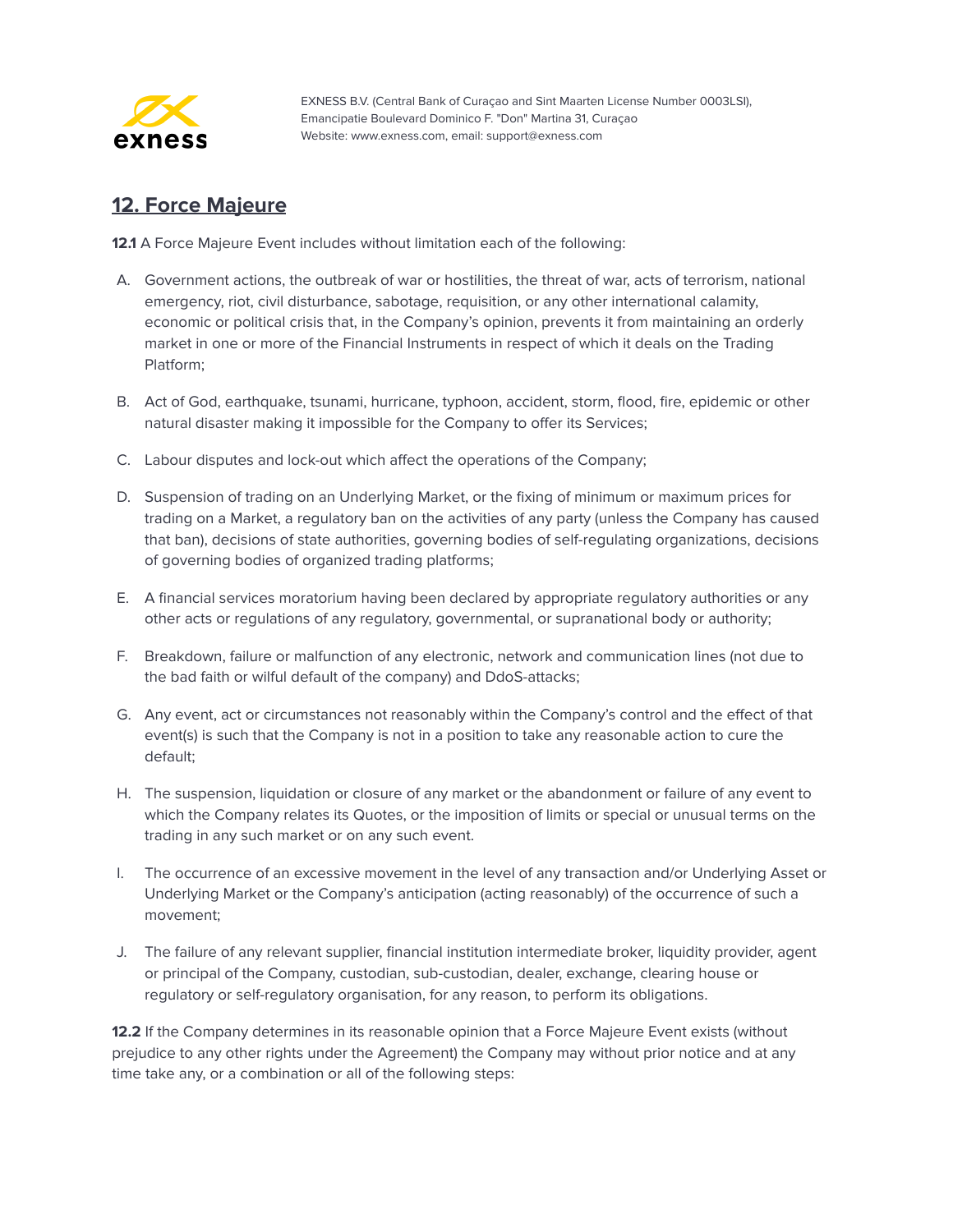## 12. Force Majeure

**12.1** A Force Majeure Event includes without limitation each of the following:

A. Government actions, the outbreak of war or hostilities, the threat of war, acts of terrorism, national emergency, riot, civil disturbance, sabotage, requisition, or any other international calamity, economic or political crisis that, in the Company's opinion, prevents it from maintaining an orderly market in one or more of the Financial Instruments in respect of which it deals on the Trading Platform;

B. Act of God, earthquake, tsunami, hurricane, typhoon, accident, storm, flood, fire, epidemic or other natural disaster making it impossible for the Company to offer its Services;

C. Labour disputes and lock-out which affect the operations of the Company;

D. Suspension of trading on an Underlying Market, or the fixing of minimum or maximum prices for trading on a Market, a regulatory ban on the activities of any party (unless the Company has caused that ban), decisions of state authorities, governing bodies of self-regulating organizations, decisions of governing bodies of organized trading platforms;

E. A financial services moratorium having been declared by appropriate regulatory authorities or any other acts or regulations of any regulatory, governmental, or supranational body or authority;

F. Breakdown, failure or malfunction of any electronic, network and communication lines (not due to the bad faith or wilful default of the company) and DdoS-attacks;

G. Any event, act or circumstances not reasonably within the Company's control and the effect of that event(s) is such that the Company is not in a position to take any reasonable action to cure the default;

H. The suspension, liquidation or closure of any market or the abandonment or failure of any event to which the Company relates its Quotes, or the imposition of limits or special or unusual terms on the trading in any such market or on any such event.

I. The occurrence of an excessive movement in the level of any transaction and/or Underlying Asset or Underlying Market or the Company's anticipation (acting reasonably) of the occurrence of such a movement;

J. The failure of any relevant supplier, financial institution intermediate broker, liquidity provider, agent or principal of the Company, custodian, sub-custodian, dealer, exchange, clearing house or regulatory or self-regulatory organisation, for any reason, to perform its obligations.

**12.2** If the Company determines in its reasonable opinion that a Force Majeure Event exists (without prejudice to any other rights under the Agreement) the Company may without prior notice and at any time take any, or a combination or all of the following steps: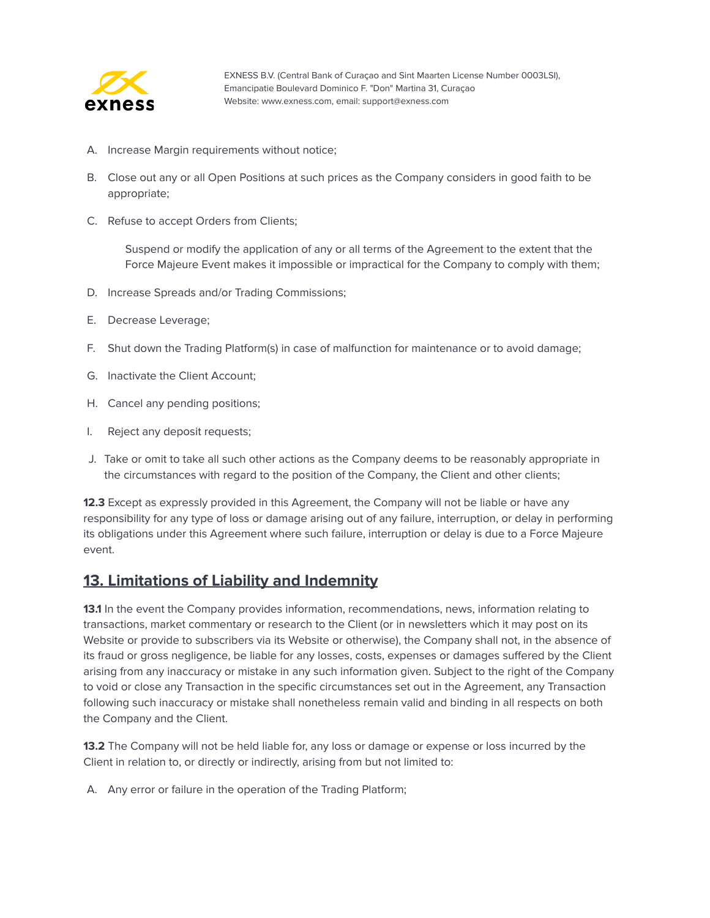A. Increase Margin requirements without notice;

B. Close out any or all Open Positions at such prices as the Company considers in good faith to be appropriate;

C. Refuse to accept Orders from Clients;

    Suspend or modify the application of any or all terms of the Agreement to the extent that the Force Majeure Event makes it impossible or impractical for the Company to comply with them;

D. Increase Spreads and/or Trading Commissions;

E. Decrease Leverage;

F. Shut down the Trading Platform(s) in case of malfunction for maintenance or to avoid damage;

G. Inactivate the Client Account;

H. Cancel any pending positions;

I. Reject any deposit requests;

J. Take or omit to take all such other actions as the Company deems to be reasonably appropriate in the circumstances with regard to the position of the Company, the Client and other clients;

**12.3** Except as expressly provided in this Agreement, the Company will not be liable or have any responsibility for any type of loss or damage arising out of any failure, interruption, or delay in performing its obligations under this Agreement where such failure, interruption or delay is due to a Force Majeure event.

## 13. Limitations of Liability and Indemnity

**13.1** In the event the Company provides information, recommendations, news, information relating to transactions, market commentary or research to the Client (or in newsletters which it may post on its Website or provide to subscribers via its Website or otherwise), the Company shall not, in the absence of its fraud or gross negligence, be liable for any losses, costs, expenses or damages suffered by the Client arising from any inaccuracy or mistake in any such information given. Subject to the right of the Company to void or close any Transaction in the specific circumstances set out in the Agreement, any Transaction following such inaccuracy or mistake shall nonetheless remain valid and binding in all respects on both the Company and the Client.

**13.2** The Company will not be held liable for, any loss or damage or expense or loss incurred by the Client in relation to, or directly or indirectly, arising from but not limited to:

A. Any error or failure in the operation of the Trading Platform;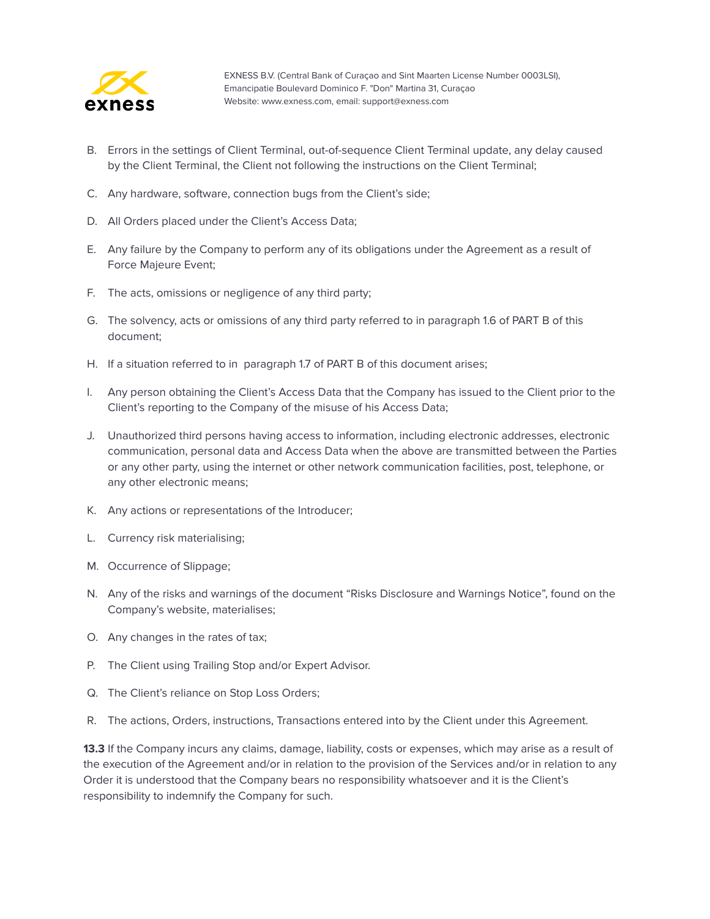B. Errors in the settings of Client Terminal, out-of-sequence Client Terminal update, any delay caused by the Client Terminal, the Client not following the instructions on the Client Terminal;

C. Any hardware, software, connection bugs from the Client's side;

D. All Orders placed under the Client's Access Data;

E. Any failure by the Company to perform any of its obligations under the Agreement as a result of Force Majeure Event;

F. The acts, omissions or negligence of any third party;

G. The solvency, acts or omissions of any third party referred to in paragraph 1.6 of PART B of this document;

H. If a situation referred to in paragraph 1.7 of PART B of this document arises;

I. Any person obtaining the Client's Access Data that the Company has issued to the Client prior to the Client's reporting to the Company of the misuse of his Access Data;

J. Unauthorized third persons having access to information, including electronic addresses, electronic communication, personal data and Access Data when the above are transmitted between the Parties or any other party, using the internet or other network communication facilities, post, telephone, or any other electronic means;

K. Any actions or representations of the Introducer;

L. Currency risk materialising;

M. Occurrence of Slippage;

N. Any of the risks and warnings of the document "Risks Disclosure and Warnings Notice", found on the Company's website, materialises;

O. Any changes in the rates of tax;

P. The Client using Trailing Stop and/or Expert Advisor.

Q. The Client's reliance on Stop Loss Orders;

R. The actions, Orders, instructions, Transactions entered into by the Client under this Agreement.

**13.3** If the Company incurs any claims, damage, liability, costs or expenses, which may arise as a result of the execution of the Agreement and/or in relation to the provision of the Services and/or in relation to any Order it is understood that the Company bears no responsibility whatsoever and it is the Client's responsibility to indemnify the Company for such.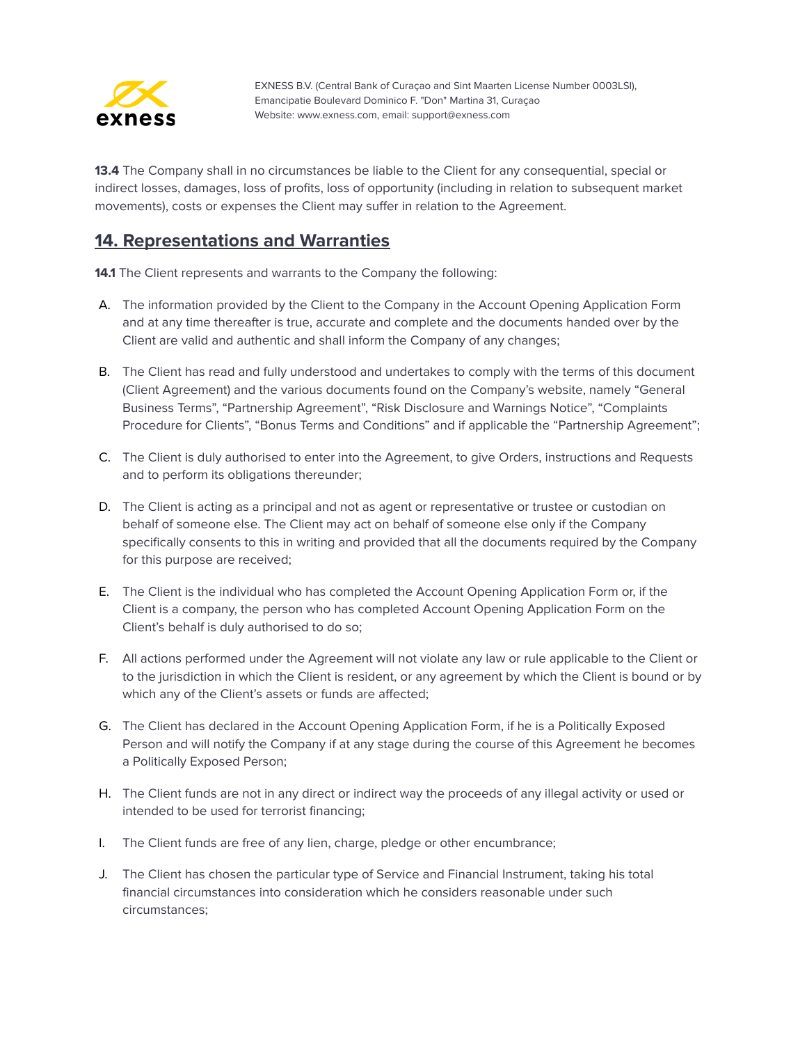**13.4** The Company shall in no circumstances be liable to the Client for any consequential, special or indirect losses, damages, loss of profits, loss of opportunity (including in relation to subsequent market movements), costs or expenses the Client may suffer in relation to the Agreement.

## 14. Representations and Warranties

**14.1** The Client represents and warrants to the Company the following:

A. The information provided by the Client to the Company in the Account Opening Application Form and at any time thereafter is true, accurate and complete and the documents handed over by the Client are valid and authentic and shall inform the Company of any changes;

B. The Client has read and fully understood and undertakes to comply with the terms of this document (Client Agreement) and the various documents found on the Company's website, namely "General Business Terms", "Partnership Agreement", "Risk Disclosure and Warnings Notice", "Complaints Procedure for Clients", "Bonus Terms and Conditions" and if applicable the "Partnership Agreement";

C. The Client is duly authorised to enter into the Agreement, to give Orders, instructions and Requests and to perform its obligations thereunder;

D. The Client is acting as a principal and not as agent or representative or trustee or custodian on behalf of someone else. The Client may act on behalf of someone else only if the Company specifically consents to this in writing and provided that all the documents required by the Company for this purpose are received;

E. The Client is the individual who has completed the Account Opening Application Form or, if the Client is a company, the person who has completed Account Opening Application Form on the Client's behalf is duly authorised to do so;

F. All actions performed under the Agreement will not violate any law or rule applicable to the Client or to the jurisdiction in which the Client is resident, or any agreement by which the Client is bound or by which any of the Client's assets or funds are affected;

G. The Client has declared in the Account Opening Application Form, if he is a Politically Exposed Person and will notify the Company if at any stage during the course of this Agreement he becomes a Politically Exposed Person;

H. The Client funds are not in any direct or indirect way the proceeds of any illegal activity or used or intended to be used for terrorist financing;

I. The Client funds are free of any lien, charge, pledge or other encumbrance;

J. The Client has chosen the particular type of Service and Financial Instrument, taking his total financial circumstances into consideration which he considers reasonable under such circumstances;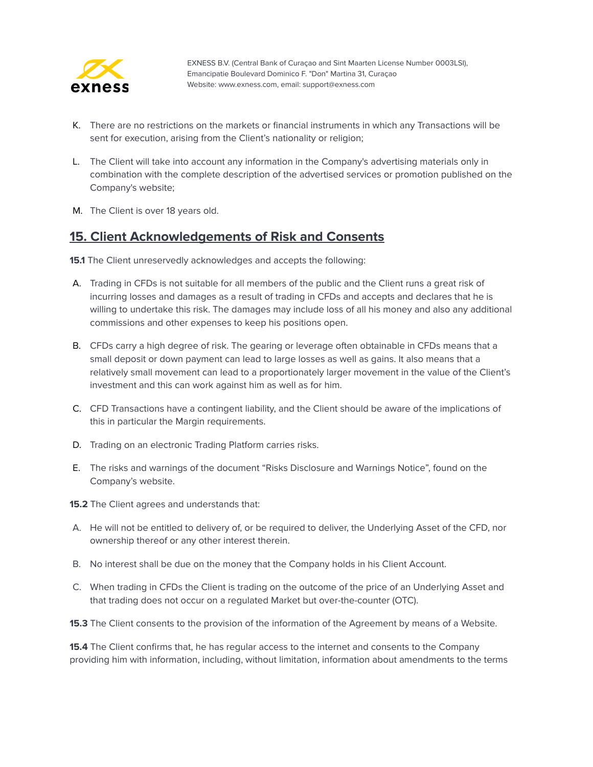K. There are no restrictions on the markets or financial instruments in which any Transactions will be sent for execution, arising from the Client's nationality or religion;

L. The Client will take into account any information in the Company's advertising materials only in combination with the complete description of the advertised services or promotion published on the Company's website;

M. The Client is over 18 years old.

## 15. Client Acknowledgements of Risk and Consents

**15.1** The Client unreservedly acknowledges and accepts the following:

A. Trading in CFDs is not suitable for all members of the public and the Client runs a great risk of incurring losses and damages as a result of trading in CFDs and accepts and declares that he is willing to undertake this risk. The damages may include loss of all his money and also any additional commissions and other expenses to keep his positions open.

B. CFDs carry a high degree of risk. The gearing or leverage often obtainable in CFDs means that a small deposit or down payment can lead to large losses as well as gains. It also means that a relatively small movement can lead to a proportionately larger movement in the value of the Client's investment and this can work against him as well as for him.

C. CFD Transactions have a contingent liability, and the Client should be aware of the implications of this in particular the Margin requirements.

D. Trading on an electronic Trading Platform carries risks.

E. The risks and warnings of the document "Risks Disclosure and Warnings Notice", found on the Company's website.

**15.2** The Client agrees and understands that:

A. He will not be entitled to delivery of, or be required to deliver, the Underlying Asset of the CFD, nor ownership thereof or any other interest therein.

B. No interest shall be due on the money that the Company holds in his Client Account.

C. When trading in CFDs the Client is trading on the outcome of the price of an Underlying Asset and that trading does not occur on a regulated Market but over-the-counter (OTC).

**15.3** The Client consents to the provision of the information of the Agreement by means of a Website.

**15.4** The Client confirms that, he has regular access to the internet and consents to the Company providing him with information, including, without limitation, information about amendments to the terms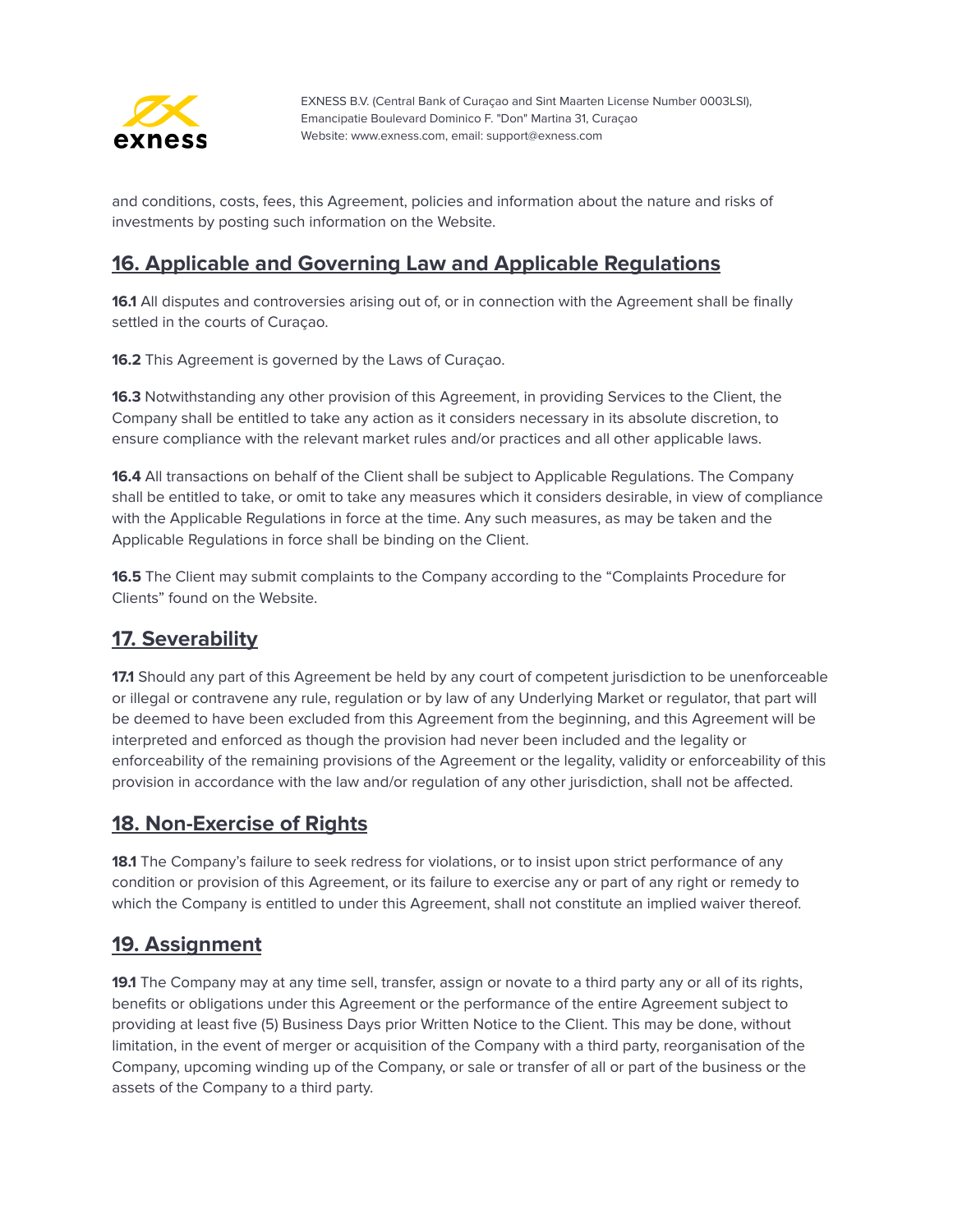and conditions, costs, fees, this Agreement, policies and information about the nature and risks of investments by posting such information on the Website.

## 16. Applicable and Governing Law and Applicable Regulations

**16.1** All disputes and controversies arising out of, or in connection with the Agreement shall be finally settled in the courts of Curaçao.

**16.2** This Agreement is governed by the Laws of Curaçao.

**16.3** Notwithstanding any other provision of this Agreement, in providing Services to the Client, the Company shall be entitled to take any action as it considers necessary in its absolute discretion, to ensure compliance with the relevant market rules and/or practices and all other applicable laws.

**16.4** All transactions on behalf of the Client shall be subject to Applicable Regulations. The Company shall be entitled to take, or omit to take any measures which it considers desirable, in view of compliance with the Applicable Regulations in force at the time. Any such measures, as may be taken and the Applicable Regulations in force shall be binding on the Client.

**16.5** The Client may submit complaints to the Company according to the "Complaints Procedure for Clients" found on the Website.

## 17. Severability

**17.1** Should any part of this Agreement be held by any court of competent jurisdiction to be unenforceable or illegal or contravene any rule, regulation or by law of any Underlying Market or regulator, that part will be deemed to have been excluded from this Agreement from the beginning, and this Agreement will be interpreted and enforced as though the provision had never been included and the legality or enforceability of the remaining provisions of the Agreement or the legality, validity or enforceability of this provision in accordance with the law and/or regulation of any other jurisdiction, shall not be affected.

## 18. Non-Exercise of Rights

**18.1** The Company's failure to seek redress for violations, or to insist upon strict performance of any condition or provision of this Agreement, or its failure to exercise any or part of any right or remedy to which the Company is entitled to under this Agreement, shall not constitute an implied waiver thereof.

## 19. Assignment

**19.1** The Company may at any time sell, transfer, assign or novate to a third party any or all of its rights, benefits or obligations under this Agreement or the performance of the entire Agreement subject to providing at least five (5) Business Days prior Written Notice to the Client. This may be done, without limitation, in the event of merger or acquisition of the Company with a third party, reorganisation of the Company, upcoming winding up of the Company, or sale or transfer of all or part of the business or the assets of the Company to a third party.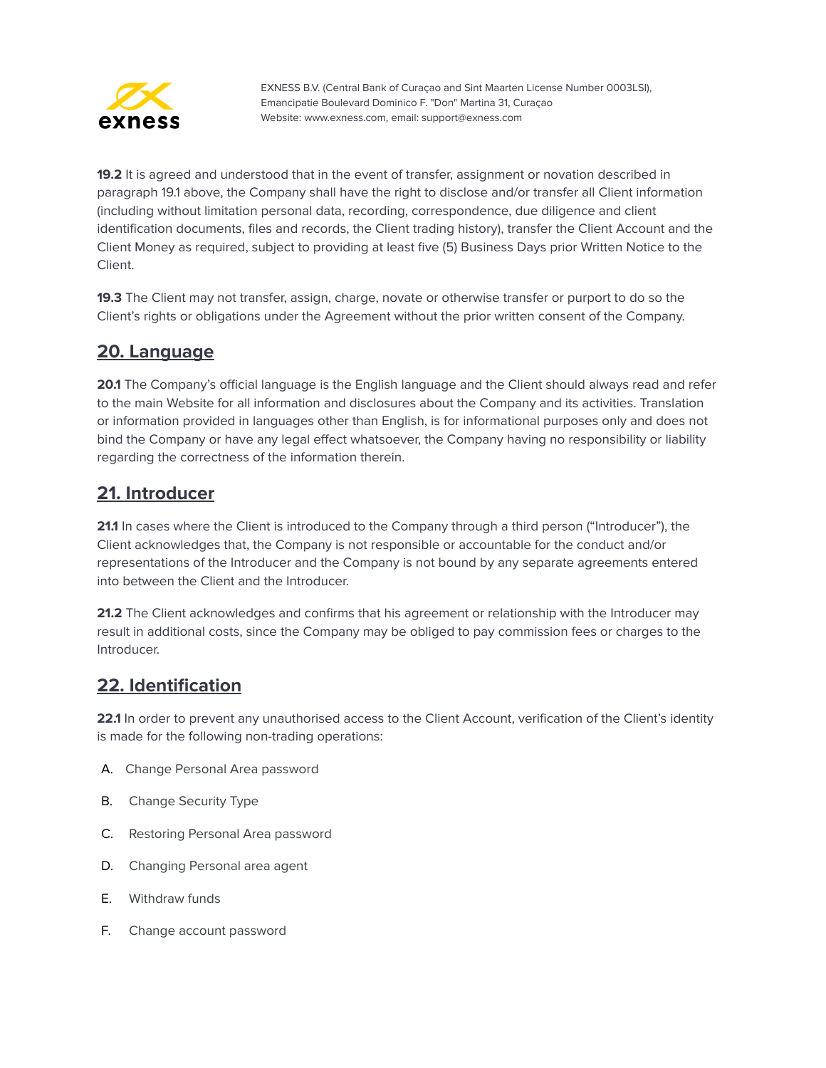**19.2** It is agreed and understood that in the event of transfer, assignment or novation described in paragraph 19.1 above, the Company shall have the right to disclose and/or transfer all Client information (including without limitation personal data, recording, correspondence, due diligence and client identification documents, files and records, the Client trading history), transfer the Client Account and the Client Money as required, subject to providing at least five (5) Business Days prior Written Notice to the Client.

**19.3** The Client may not transfer, assign, charge, novate or otherwise transfer or purport to do so the Client's rights or obligations under the Agreement without the prior written consent of the Company.

## 20. Language

**20.1** The Company's official language is the English language and the Client should always read and refer to the main Website for all information and disclosures about the Company and its activities. Translation or information provided in languages other than English, is for informational purposes only and does not bind the Company or have any legal effect whatsoever, the Company having no responsibility or liability regarding the correctness of the information therein.

## 21. Introducer

**21.1** In cases where the Client is introduced to the Company through a third person ("Introducer"), the Client acknowledges that, the Company is not responsible or accountable for the conduct and/or representations of the Introducer and the Company is not bound by any separate agreements entered into between the Client and the Introducer.

**21.2** The Client acknowledges and confirms that his agreement or relationship with the Introducer may result in additional costs, since the Company may be obliged to pay commission fees or charges to the Introducer.

## 22. Identification

**22.1** In order to prevent any unauthorised access to the Client Account, verification of the Client's identity is made for the following non-trading operations:

A. Change Personal Area password

B. Change Security Type

C. Restoring Personal Area password

D. Changing Personal area agent

E. Withdraw funds

F. Change account password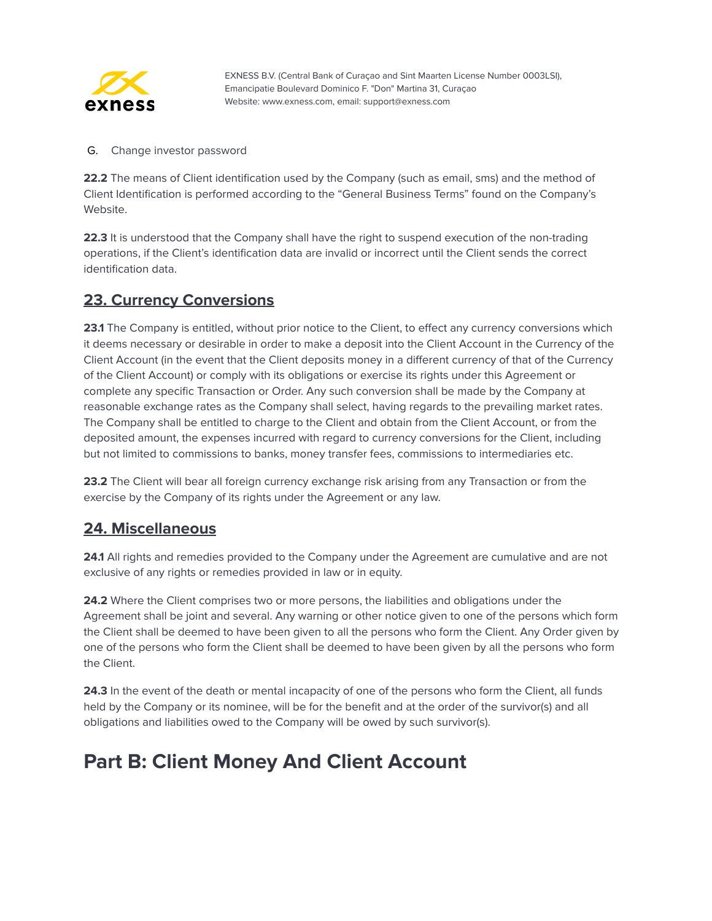G. Change investor password

**22.2** The means of Client identification used by the Company (such as email, sms) and the method of Client Identification is performed according to the "General Business Terms" found on the Company's Website.

**22.3** It is understood that the Company shall have the right to suspend execution of the non-trading operations, if the Client's identification data are invalid or incorrect until the Client sends the correct identification data.

## 23. Currency Conversions

**23.1** The Company is entitled, without prior notice to the Client, to effect any currency conversions which it deems necessary or desirable in order to make a deposit into the Client Account in the Currency of the Client Account (in the event that the Client deposits money in a different currency of that of the Currency of the Client Account) or comply with its obligations or exercise its rights under this Agreement or complete any specific Transaction or Order. Any such conversion shall be made by the Company at reasonable exchange rates as the Company shall select, having regards to the prevailing market rates. The Company shall be entitled to charge to the Client and obtain from the Client Account, or from the deposited amount, the expenses incurred with regard to currency conversions for the Client, including but not limited to commissions to banks, money transfer fees, commissions to intermediaries etc.

**23.2** The Client will bear all foreign currency exchange risk arising from any Transaction or from the exercise by the Company of its rights under the Agreement or any law.

## 24. Miscellaneous

**24.1** All rights and remedies provided to the Company under the Agreement are cumulative and are not exclusive of any rights or remedies provided in law or in equity.

**24.2** Where the Client comprises two or more persons, the liabilities and obligations under the Agreement shall be joint and several. Any warning or other notice given to one of the persons which form the Client shall be deemed to have been given to all the persons who form the Client. Any Order given by one of the persons who form the Client shall be deemed to have been given by all the persons who form the Client.

**24.3** In the event of the death or mental incapacity of one of the persons who form the Client, all funds held by the Company or its nominee, will be for the benefit and at the order of the survivor(s) and all obligations and liabilities owed to the Company will be owed by such survivor(s).

# Part B: Client Money And Client Account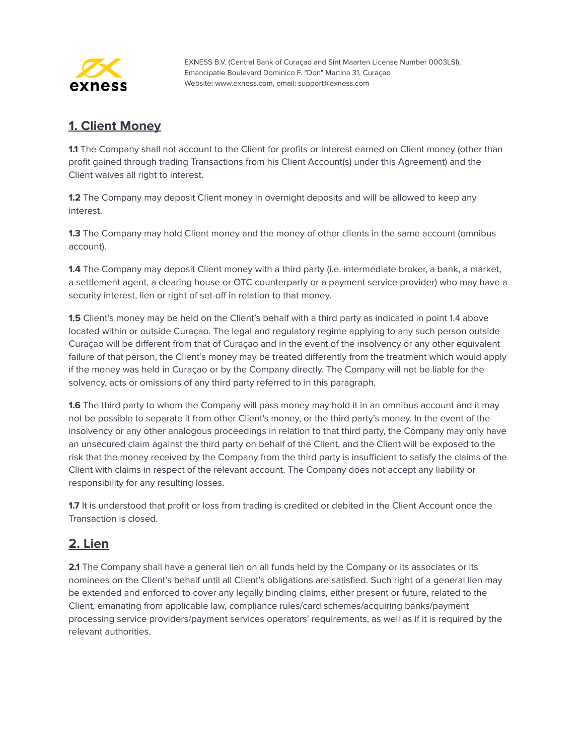## 1. Client Money

**1.1** The Company shall not account to the Client for profits or interest earned on Client money (other than profit gained through trading Transactions from his Client Account(s) under this Agreement) and the Client waives all right to interest.

**1.2** The Company may deposit Client money in overnight deposits and will be allowed to keep any interest.

**1.3** The Company may hold Client money and the money of other clients in the same account (omnibus account).

**1.4** The Company may deposit Client money with a third party (i.e. intermediate broker, a bank, a market, a settlement agent, a clearing house or OTC counterparty or a payment service provider) who may have a security interest, lien or right of set-off in relation to that money.

**1.5** Client's money may be held on the Client's behalf with a third party as indicated in point 1.4 above located within or outside Curaçao. The legal and regulatory regime applying to any such person outside Curaçao will be different from that of Curaçao and in the event of the insolvency or any other equivalent failure of that person, the Client's money may be treated differently from the treatment which would apply if the money was held in Curaçao or by the Company directly. The Company will not be liable for the solvency, acts or omissions of any third party referred to in this paragraph.

**1.6** The third party to whom the Company will pass money may hold it in an omnibus account and it may not be possible to separate it from other Client's money, or the third party's money. In the event of the insolvency or any other analogous proceedings in relation to that third party, the Company may only have an unsecured claim against the third party on behalf of the Client, and the Client will be exposed to the risk that the money received by the Company from the third party is insufficient to satisfy the claims of the Client with claims in respect of the relevant account. The Company does not accept any liability or responsibility for any resulting losses.

**1.7** It is understood that profit or loss from trading is credited or debited in the Client Account once the Transaction is closed.

## 2. Lien

**2.1** The Company shall have a general lien on all funds held by the Company or its associates or its nominees on the Client's behalf until all Client's obligations are satisfied. Such right of a general lien may be extended and enforced to cover any legally binding claims, either present or future, related to the Client, emanating from applicable law, compliance rules/card schemes/acquiring banks/payment processing service providers/payment services operators' requirements, as well as if it is required by the relevant authorities.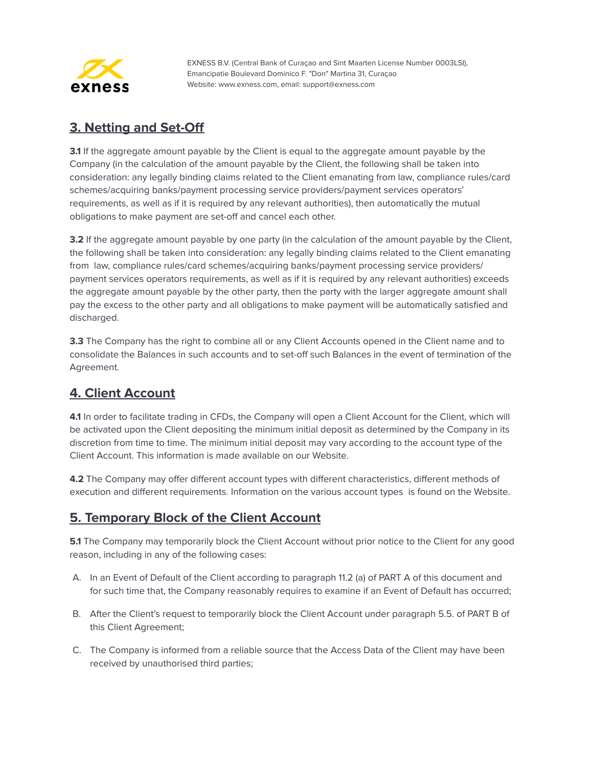## 3. Netting and Set-Off

**3.1** If the aggregate amount payable by the Client is equal to the aggregate amount payable by the Company (in the calculation of the amount payable by the Client, the following shall be taken into consideration: any legally binding claims related to the Client emanating from law, compliance rules/card schemes/acquiring banks/payment processing service providers/payment services operators' requirements, as well as if it is required by any relevant authorities), then automatically the mutual obligations to make payment are set-off and cancel each other.

**3.2** If the aggregate amount payable by one party (in the calculation of the amount payable by the Client, the following shall be taken into consideration: any legally binding claims related to the Client emanating from law, compliance rules/card schemes/acquiring banks/payment processing service providers/ payment services operators requirements, as well as if it is required by any relevant authorities) exceeds the aggregate amount payable by the other party, then the party with the larger aggregate amount shall pay the excess to the other party and all obligations to make payment will be automatically satisfied and discharged.

**3.3** The Company has the right to combine all or any Client Accounts opened in the Client name and to consolidate the Balances in such accounts and to set-off such Balances in the event of termination of the Agreement.

## 4. Client Account

**4.1** In order to facilitate trading in CFDs, the Company will open a Client Account for the Client, which will be activated upon the Client depositing the minimum initial deposit as determined by the Company in its discretion from time to time. The minimum initial deposit may vary according to the account type of the Client Account. This information is made available on our Website.

**4.2** The Company may offer different account types with different characteristics, different methods of execution and different requirements. Information on the various account types is found on the Website.

## 5. Temporary Block of the Client Account

**5.1** The Company may temporarily block the Client Account without prior notice to the Client for any good reason, including in any of the following cases:

A. In an Event of Default of the Client according to paragraph 11.2 (a) of PART A of this document and for such time that, the Company reasonably requires to examine if an Event of Default has occurred;

B. After the Client's request to temporarily block the Client Account under paragraph 5.5. of PART B of this Client Agreement;

C. The Company is informed from a reliable source that the Access Data of the Client may have been received by unauthorised third parties;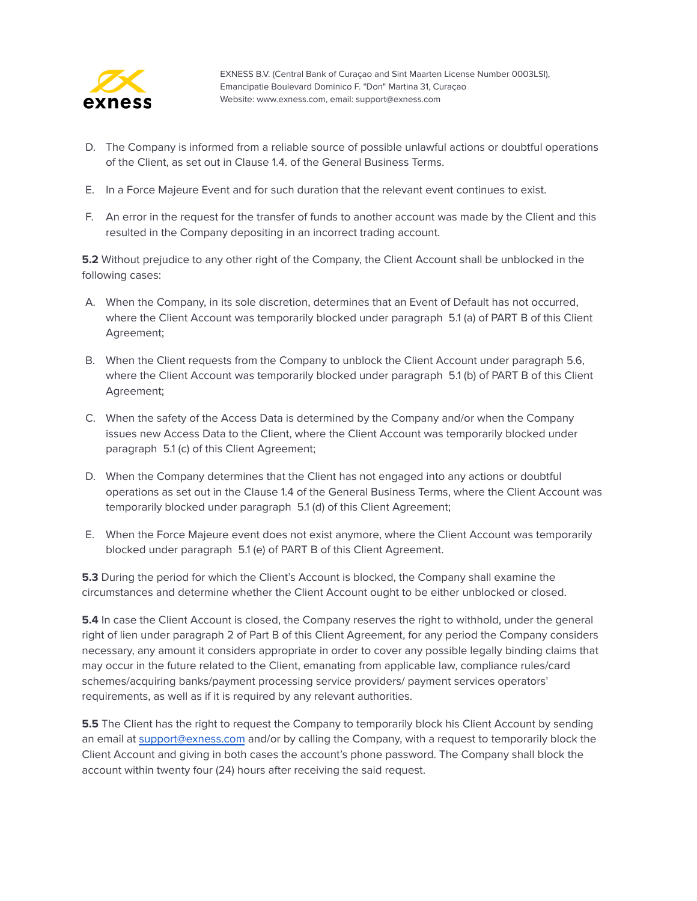D. The Company is informed from a reliable source of possible unlawful actions or doubtful operations of the Client, as set out in Clause 1.4. of the General Business Terms.

E. In a Force Majeure Event and for such duration that the relevant event continues to exist.

F. An error in the request for the transfer of funds to another account was made by the Client and this resulted in the Company depositing in an incorrect trading account.

**5.2** Without prejudice to any other right of the Company, the Client Account shall be unblocked in the following cases:

A. When the Company, in its sole discretion, determines that an Event of Default has not occurred, where the Client Account was temporarily blocked under paragraph 5.1 (a) of PART B of this Client Agreement;

B. When the Client requests from the Company to unblock the Client Account under paragraph 5.6, where the Client Account was temporarily blocked under paragraph 5.1 (b) of PART B of this Client Agreement;

C. When the safety of the Access Data is determined by the Company and/or when the Company issues new Access Data to the Client, where the Client Account was temporarily blocked under paragraph 5.1 (c) of this Client Agreement;

D. When the Company determines that the Client has not engaged into any actions or doubtful operations as set out in the Clause 1.4 of the General Business Terms, where the Client Account was temporarily blocked under paragraph 5.1 (d) of this Client Agreement;

E. When the Force Majeure event does not exist anymore, where the Client Account was temporarily blocked under paragraph 5.1 (e) of PART B of this Client Agreement.

**5.3** During the period for which the Client's Account is blocked, the Company shall examine the circumstances and determine whether the Client Account ought to be either unblocked or closed.

**5.4** In case the Client Account is closed, the Company reserves the right to withhold, under the general right of lien under paragraph 2 of Part B of this Client Agreement, for any period the Company considers necessary, any amount it considers appropriate in order to cover any possible legally binding claims that may occur in the future related to the Client, emanating from applicable law, compliance rules/card schemes/acquiring banks/payment processing service providers/ payment services operators' requirements, as well as if it is required by any relevant authorities.

**5.5** The Client has the right to request the Company to temporarily block his Client Account by sending an email at support@exness.com and/or by calling the Company, with a request to temporarily block the Client Account and giving in both cases the account's phone password. The Company shall block the account within twenty four (24) hours after receiving the said request.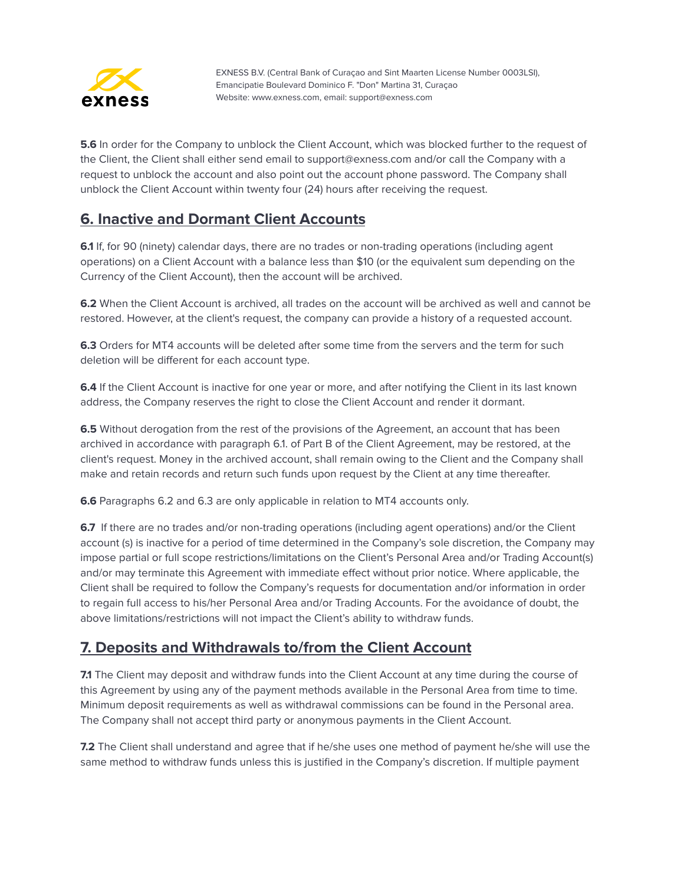**5.6** In order for the Company to unblock the Client Account, which was blocked further to the request of the Client, the Client shall either send email to support@exness.com and/or call the Company with a request to unblock the account and also point out the account phone password. The Company shall unblock the Client Account within twenty four (24) hours after receiving the request.

## 6. Inactive and Dormant Client Accounts

**6.1** If, for 90 (ninety) calendar days, there are no trades or non-trading operations (including agent operations) on a Client Account with a balance less than $10 (or the equivalent sum depending on the Currency of the Client Account), then the account will be archived.

**6.2** When the Client Account is archived, all trades on the account will be archived as well and cannot be restored. However, at the client's request, the company can provide a history of a requested account.

**6.3** Orders for MT4 accounts will be deleted after some time from the servers and the term for such deletion will be different for each account type.

**6.4** If the Client Account is inactive for one year or more, and after notifying the Client in its last known address, the Company reserves the right to close the Client Account and render it dormant.

**6.5** Without derogation from the rest of the provisions of the Agreement, an account that has been archived in accordance with paragraph 6.1. of Part B of the Client Agreement, may be restored, at the client's request. Money in the archived account, shall remain owing to the Client and the Company shall make and retain records and return such funds upon request by the Client at any time thereafter.

**6.6** Paragraphs 6.2 and 6.3 are only applicable in relation to MT4 accounts only.

**6.7** If there are no trades and/or non-trading operations (including agent operations) and/or the Client account (s) is inactive for a period of time determined in the Company's sole discretion, the Company may impose partial or full scope restrictions/limitations on the Client's Personal Area and/or Trading Account(s) and/or may terminate this Agreement with immediate effect without prior notice. Where applicable, the Client shall be required to follow the Company's requests for documentation and/or information in order to regain full access to his/her Personal Area and/or Trading Accounts. For the avoidance of doubt, the above limitations/restrictions will not impact the Client's ability to withdraw funds.

## 7. Deposits and Withdrawals to/from the Client Account

**7.1** The Client may deposit and withdraw funds into the Client Account at any time during the course of this Agreement by using any of the payment methods available in the Personal Area from time to time. Minimum deposit requirements as well as withdrawal commissions can be found in the Personal area. The Company shall not accept third party or anonymous payments in the Client Account.

**7.2** The Client shall understand and agree that if he/she uses one method of payment he/she will use the same method to withdraw funds unless this is justified in the Company's discretion. If multiple payment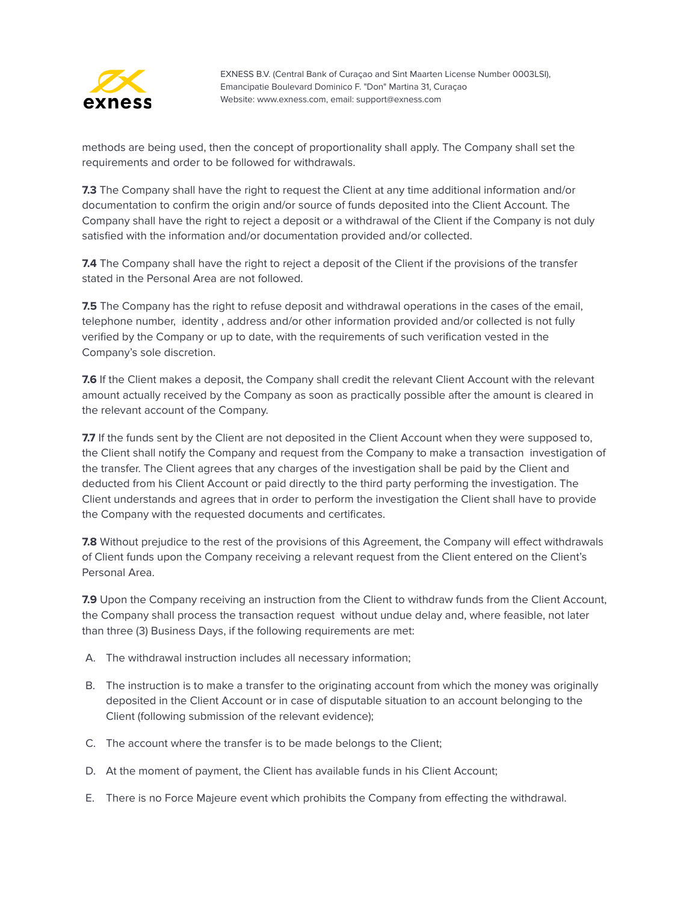methods are being used, then the concept of proportionality shall apply. The Company shall set the requirements and order to be followed for withdrawals.

**7.3** The Company shall have the right to request the Client at any time additional information and/or documentation to confirm the origin and/or source of funds deposited into the Client Account. The Company shall have the right to reject a deposit or a withdrawal of the Client if the Company is not duly satisfied with the information and/or documentation provided and/or collected.

**7.4** The Company shall have the right to reject a deposit of the Client if the provisions of the transfer stated in the Personal Area are not followed.

**7.5** The Company has the right to refuse deposit and withdrawal operations in the cases of the email, telephone number, identity , address and/or other information provided and/or collected is not fully verified by the Company or up to date, with the requirements of such verification vested in the Company's sole discretion.

**7.6** If the Client makes a deposit, the Company shall credit the relevant Client Account with the relevant amount actually received by the Company as soon as practically possible after the amount is cleared in the relevant account of the Company.

**7.7** If the funds sent by the Client are not deposited in the Client Account when they were supposed to, the Client shall notify the Company and request from the Company to make a transaction investigation of the transfer. The Client agrees that any charges of the investigation shall be paid by the Client and deducted from his Client Account or paid directly to the third party performing the investigation. The Client understands and agrees that in order to perform the investigation the Client shall have to provide the Company with the requested documents and certificates.

**7.8** Without prejudice to the rest of the provisions of this Agreement, the Company will effect withdrawals of Client funds upon the Company receiving a relevant request from the Client entered on the Client's Personal Area.

**7.9** Upon the Company receiving an instruction from the Client to withdraw funds from the Client Account, the Company shall process the transaction request without undue delay and, where feasible, not later than three (3) Business Days, if the following requirements are met:

A. The withdrawal instruction includes all necessary information;

B. The instruction is to make a transfer to the originating account from which the money was originally deposited in the Client Account or in case of disputable situation to an account belonging to the Client (following submission of the relevant evidence);

C. The account where the transfer is to be made belongs to the Client;

D. At the moment of payment, the Client has available funds in his Client Account;

E. There is no Force Majeure event which prohibits the Company from effecting the withdrawal.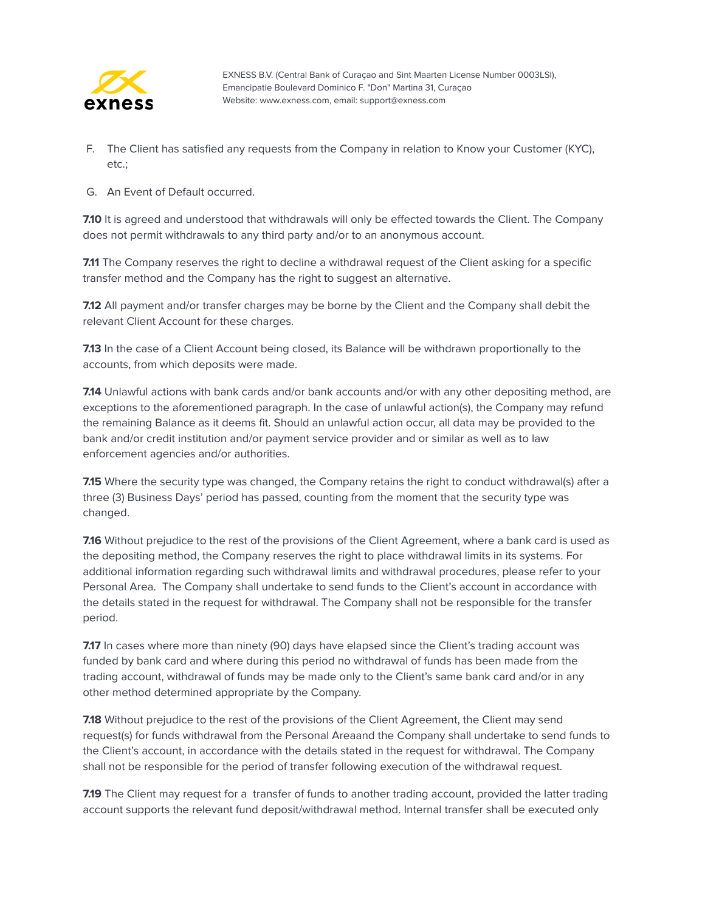F. The Client has satisfied any requests from the Company in relation to Know your Customer (KYC), etc.;

G. An Event of Default occurred.

**7.10** It is agreed and understood that withdrawals will only be effected towards the Client. The Company does not permit withdrawals to any third party and/or to an anonymous account.

**7.11** The Company reserves the right to decline a withdrawal request of the Client asking for a specific transfer method and the Company has the right to suggest an alternative.

**7.12** All payment and/or transfer charges may be borne by the Client and the Company shall debit the relevant Client Account for these charges.

**7.13** In the case of a Client Account being closed, its Balance will be withdrawn proportionally to the accounts, from which deposits were made.

**7.14** Unlawful actions with bank cards and/or bank accounts and/or with any other depositing method, are exceptions to the aforementioned paragraph. In the case of unlawful action(s), the Company may refund the remaining Balance as it deems fit. Should an unlawful action occur, all data may be provided to the bank and/or credit institution and/or payment service provider and or similar as well as to law enforcement agencies and/or authorities.

**7.15** Where the security type was changed, the Company retains the right to conduct withdrawal(s) after a three (3) Business Days' period has passed, counting from the moment that the security type was changed.

**7.16** Without prejudice to the rest of the provisions of the Client Agreement, where a bank card is used as the depositing method, the Company reserves the right to place withdrawal limits in its systems. For additional information regarding such withdrawal limits and withdrawal procedures, please refer to your Personal Area. The Company shall undertake to send funds to the Client's account in accordance with the details stated in the request for withdrawal. The Company shall not be responsible for the transfer period.

**7.17** In cases where more than ninety (90) days have elapsed since the Client's trading account was funded by bank card and where during this period no withdrawal of funds has been made from the trading account, withdrawal of funds may be made only to the Client's same bank card and/or in any other method determined appropriate by the Company.

**7.18** Without prejudice to the rest of the provisions of the Client Agreement, the Client may send request(s) for funds withdrawal from the Personal Areaand the Company shall undertake to send funds to the Client's account, in accordance with the details stated in the request for withdrawal. The Company shall not be responsible for the period of transfer following execution of the withdrawal request.

**7.19** The Client may request for a transfer of funds to another trading account, provided the latter trading account supports the relevant fund deposit/withdrawal method. Internal transfer shall be executed only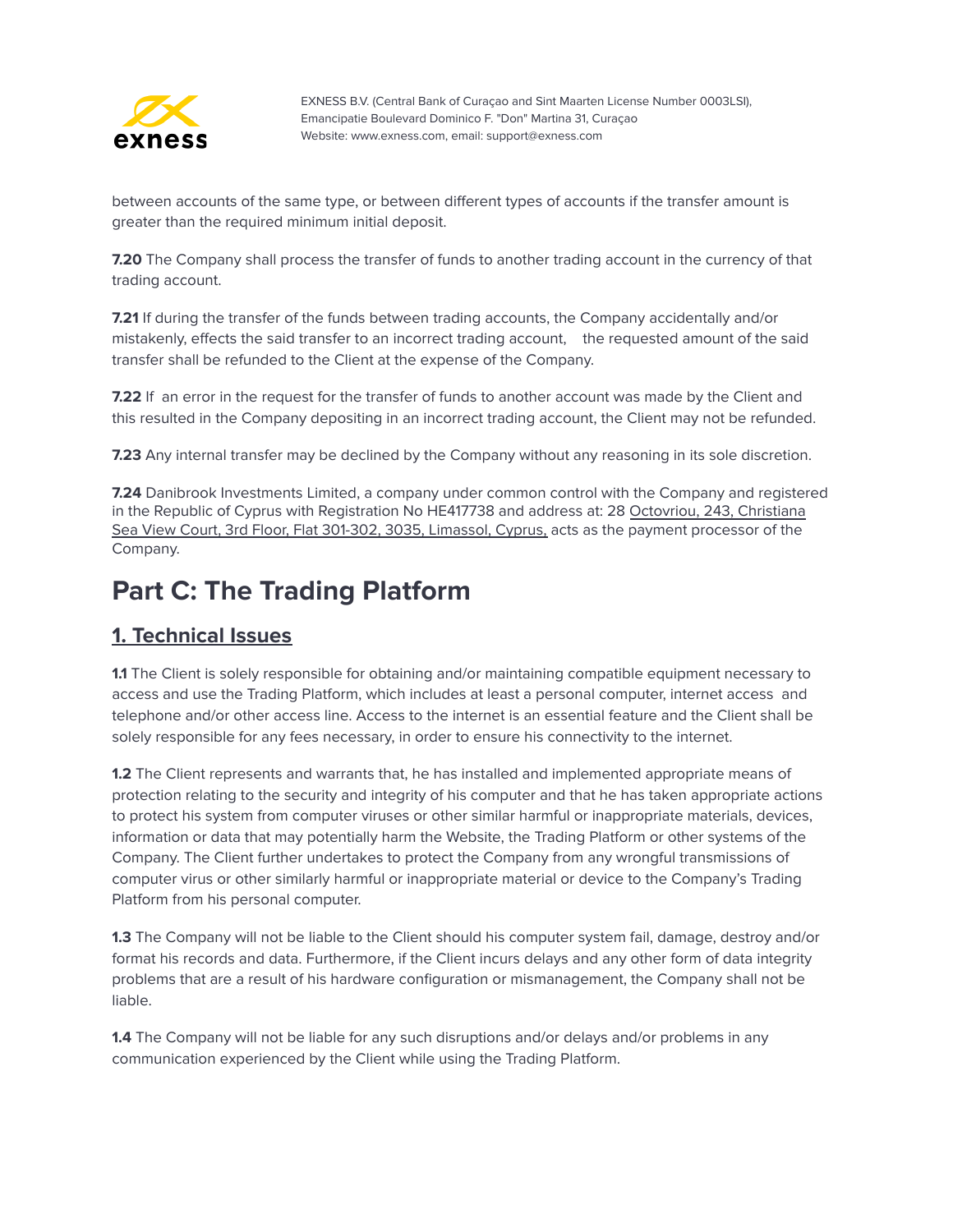between accounts of the same type, or between different types of accounts if the transfer amount is greater than the required minimum initial deposit.

**7.20** The Company shall process the transfer of funds to another trading account in the currency of that trading account.

**7.21** If during the transfer of the funds between trading accounts, the Company accidentally and/or mistakenly, effects the said transfer to an incorrect trading account, the requested amount of the said transfer shall be refunded to the Client at the expense of the Company.

**7.22** If an error in the request for the transfer of funds to another account was made by the Client and this resulted in the Company depositing in an incorrect trading account, the Client may not be refunded.

**7.23** Any internal transfer may be declined by the Company without any reasoning in its sole discretion.

**7.24** Danibrook Investments Limited, a company under common control with the Company and registered in the Republic of Cyprus with Registration No HE417738 and address at: 28 Octovriou, 243, Christiana Sea View Court, 3rd Floor, Flat 301-302, 3035, Limassol, Cyprus, acts as the payment processor of the Company.

# Part C: The Trading Platform

## 1. Technical Issues

**1.1** The Client is solely responsible for obtaining and/or maintaining compatible equipment necessary to access and use the Trading Platform, which includes at least a personal computer, internet access and telephone and/or other access line. Access to the internet is an essential feature and the Client shall be solely responsible for any fees necessary, in order to ensure his connectivity to the internet.

**1.2** The Client represents and warrants that, he has installed and implemented appropriate means of protection relating to the security and integrity of his computer and that he has taken appropriate actions to protect his system from computer viruses or other similar harmful or inappropriate materials, devices, information or data that may potentially harm the Website, the Trading Platform or other systems of the Company. The Client further undertakes to protect the Company from any wrongful transmissions of computer virus or other similarly harmful or inappropriate material or device to the Company's Trading Platform from his personal computer.

**1.3** The Company will not be liable to the Client should his computer system fail, damage, destroy and/or format his records and data. Furthermore, if the Client incurs delays and any other form of data integrity problems that are a result of his hardware configuration or mismanagement, the Company shall not be liable.

**1.4** The Company will not be liable for any such disruptions and/or delays and/or problems in any communication experienced by the Client while using the Trading Platform.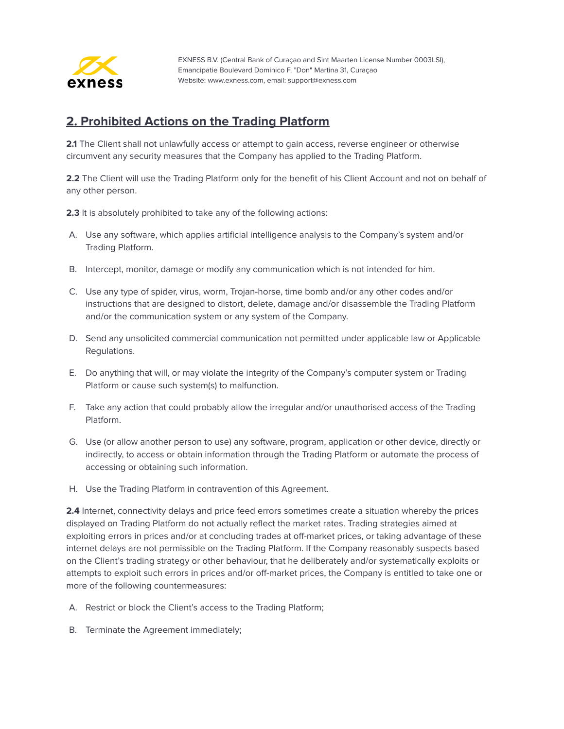## 2. Prohibited Actions on the Trading Platform

**2.1** The Client shall not unlawfully access or attempt to gain access, reverse engineer or otherwise circumvent any security measures that the Company has applied to the Trading Platform.

**2.2** The Client will use the Trading Platform only for the benefit of his Client Account and not on behalf of any other person.

**2.3** It is absolutely prohibited to take any of the following actions:

A. Use any software, which applies artificial intelligence analysis to the Company's system and/or Trading Platform.

B. Intercept, monitor, damage or modify any communication which is not intended for him.

C. Use any type of spider, virus, worm, Trojan-horse, time bomb and/or any other codes and/or instructions that are designed to distort, delete, damage and/or disassemble the Trading Platform and/or the communication system or any system of the Company.

D. Send any unsolicited commercial communication not permitted under applicable law or Applicable Regulations.

E. Do anything that will, or may violate the integrity of the Company's computer system or Trading Platform or cause such system(s) to malfunction.

F. Take any action that could probably allow the irregular and/or unauthorised access of the Trading Platform.

G. Use (or allow another person to use) any software, program, application or other device, directly or indirectly, to access or obtain information through the Trading Platform or automate the process of accessing or obtaining such information.

H. Use the Trading Platform in contravention of this Agreement.

**2.4** Internet, connectivity delays and price feed errors sometimes create a situation whereby the prices displayed on Trading Platform do not actually reflect the market rates. Trading strategies aimed at exploiting errors in prices and/or at concluding trades at off-market prices, or taking advantage of these internet delays are not permissible on the Trading Platform. If the Company reasonably suspects based on the Client's trading strategy or other behaviour, that he deliberately and/or systematically exploits or attempts to exploit such errors in prices and/or off-market prices, the Company is entitled to take one or more of the following countermeasures:

A. Restrict or block the Client's access to the Trading Platform;

B. Terminate the Agreement immediately;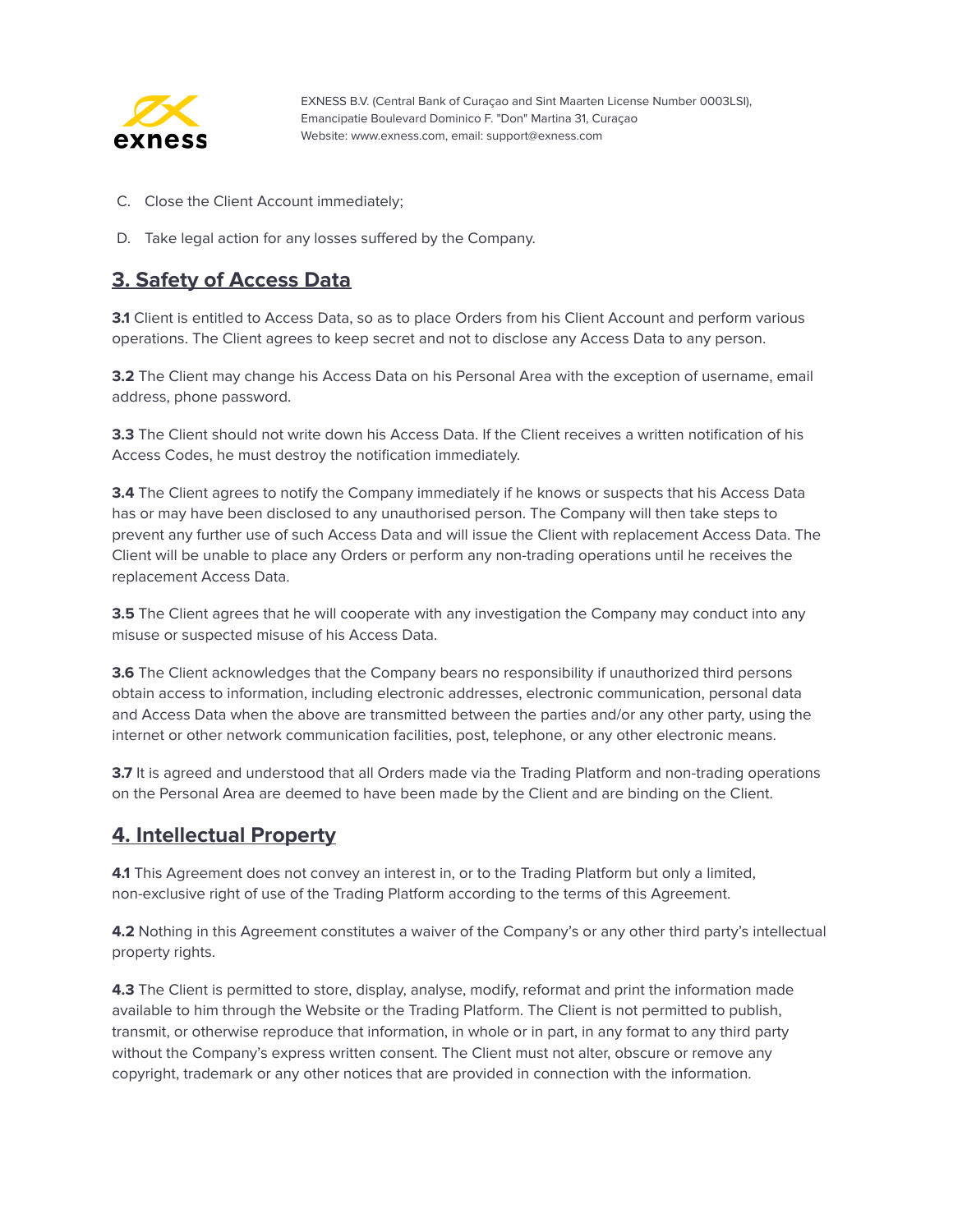C. Close the Client Account immediately;

D. Take legal action for any losses suffered by the Company.

## 3. Safety of Access Data

**3.1** Client is entitled to Access Data, so as to place Orders from his Client Account and perform various operations. The Client agrees to keep secret and not to disclose any Access Data to any person.

**3.2** The Client may change his Access Data on his Personal Area with the exception of username, email address, phone password.

**3.3** The Client should not write down his Access Data. If the Client receives a written notification of his Access Codes, he must destroy the notification immediately.

**3.4** The Client agrees to notify the Company immediately if he knows or suspects that his Access Data has or may have been disclosed to any unauthorised person. The Company will then take steps to prevent any further use of such Access Data and will issue the Client with replacement Access Data. The Client will be unable to place any Orders or perform any non-trading operations until he receives the replacement Access Data.

**3.5** The Client agrees that he will cooperate with any investigation the Company may conduct into any misuse or suspected misuse of his Access Data.

**3.6** The Client acknowledges that the Company bears no responsibility if unauthorized third persons obtain access to information, including electronic addresses, electronic communication, personal data and Access Data when the above are transmitted between the parties and/or any other party, using the internet or other network communication facilities, post, telephone, or any other electronic means.

**3.7** It is agreed and understood that all Orders made via the Trading Platform and non-trading operations on the Personal Area are deemed to have been made by the Client and are binding on the Client.

## 4. Intellectual Property

**4.1** This Agreement does not convey an interest in, or to the Trading Platform but only a limited, non-exclusive right of use of the Trading Platform according to the terms of this Agreement.

**4.2** Nothing in this Agreement constitutes a waiver of the Company's or any other third party's intellectual property rights.

**4.3** The Client is permitted to store, display, analyse, modify, reformat and print the information made available to him through the Website or the Trading Platform. The Client is not permitted to publish, transmit, or otherwise reproduce that information, in whole or in part, in any format to any third party without the Company's express written consent. The Client must not alter, obscure or remove any copyright, trademark or any other notices that are provided in connection with the information.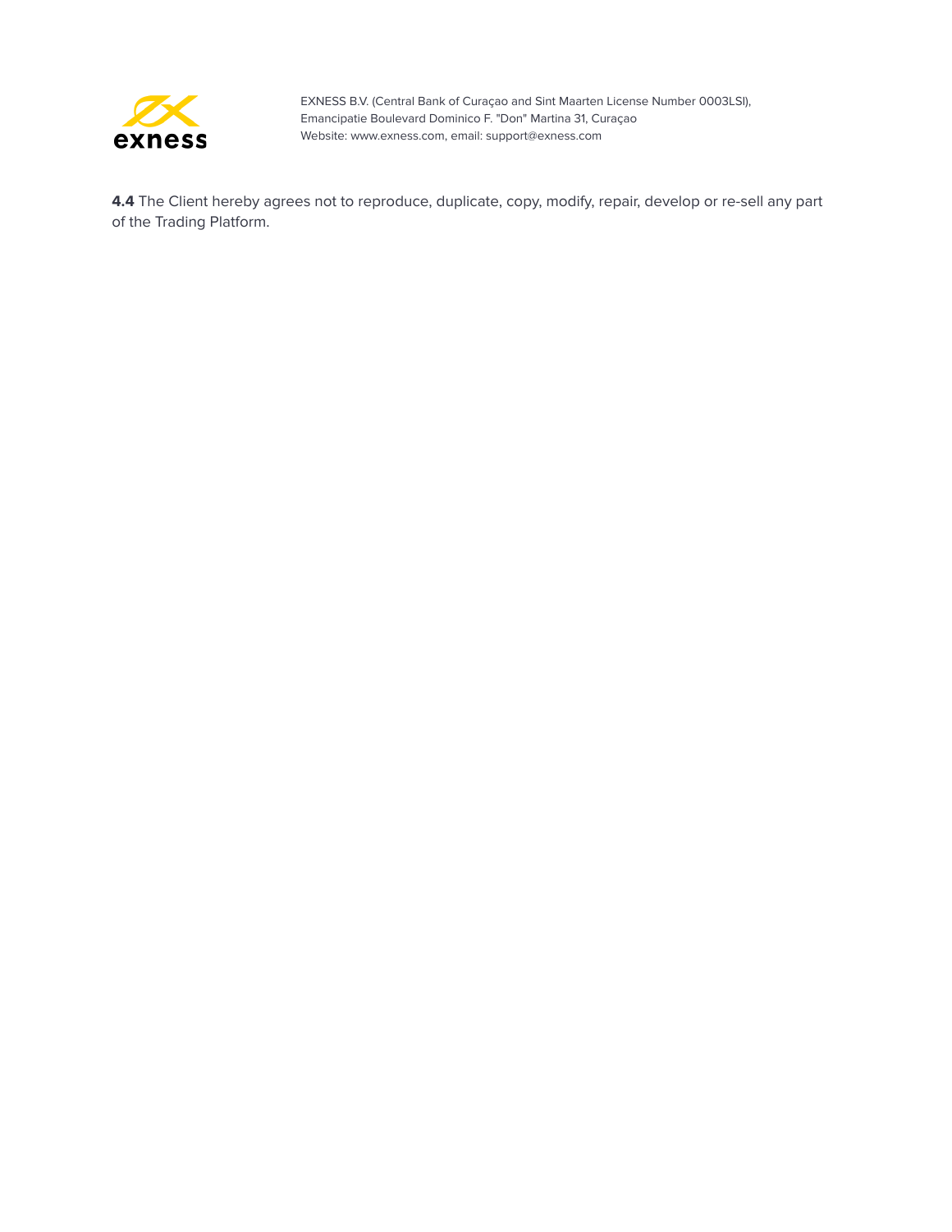**4.4** The Client hereby agrees not to reproduce, duplicate, copy, modify, repair, develop or re-sell any part of the Trading Platform.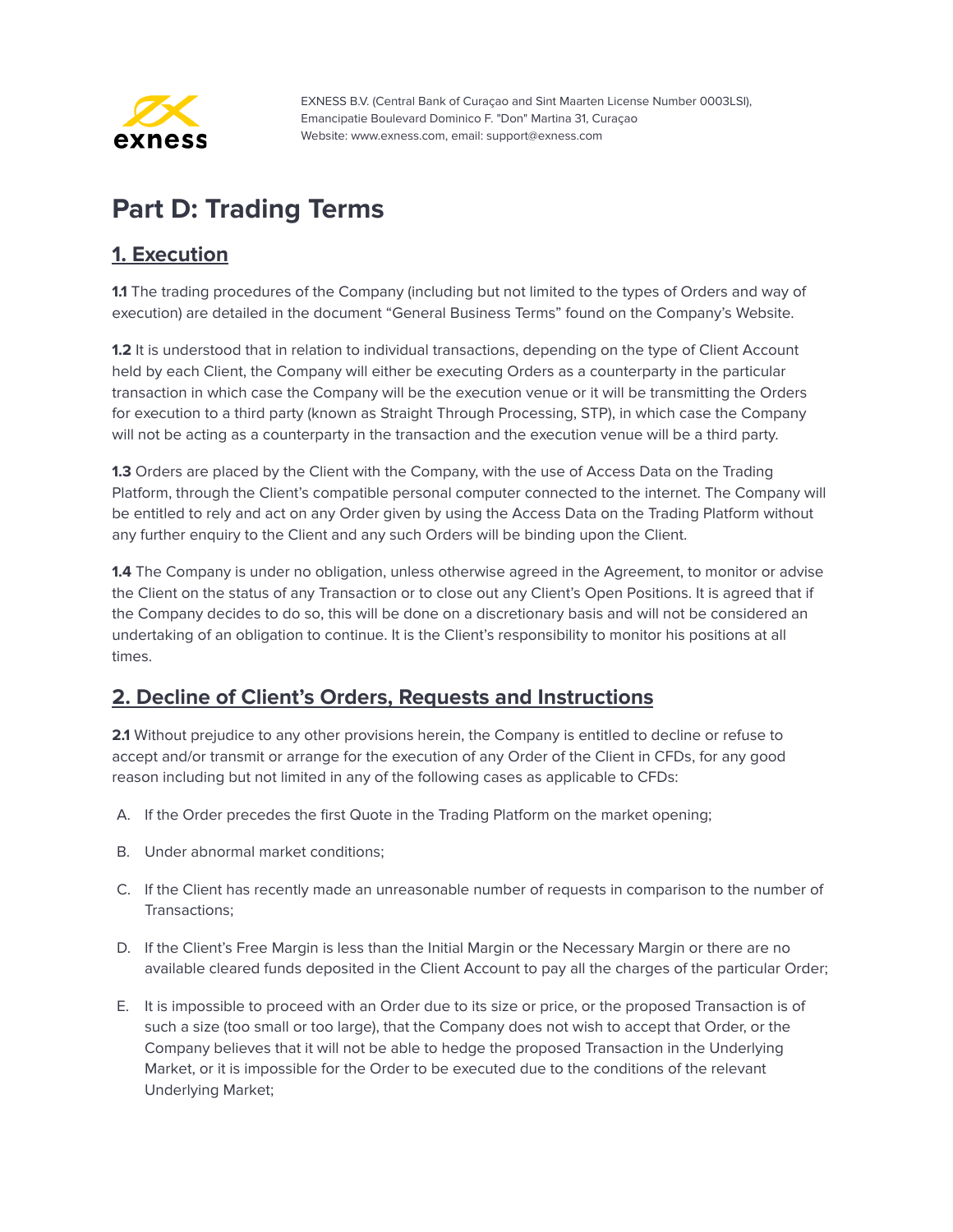EXNESS B.V. (Central Bank of Curaçao and Sint Maarten License Number 0003LSI), Emancipatie Boulevard Dominico F. "Don" Martina 31, Curaçao Website: www.exness.com, email: support@exness.com

# Part D: Trading Terms

## 1. Execution

**1.1** The trading procedures of the Company (including but not limited to the types of Orders and way of execution) are detailed in the document "General Business Terms" found on the Company's Website.

**1.2** It is understood that in relation to individual transactions, depending on the type of Client Account held by each Client, the Company will either be executing Orders as a counterparty in the particular transaction in which case the Company will be the execution venue or it will be transmitting the Orders for execution to a third party (known as Straight Through Processing, STP), in which case the Company will not be acting as a counterparty in the transaction and the execution venue will be a third party.

**1.3** Orders are placed by the Client with the Company, with the use of Access Data on the Trading Platform, through the Client's compatible personal computer connected to the internet. The Company will be entitled to rely and act on any Order given by using the Access Data on the Trading Platform without any further enquiry to the Client and any such Orders will be binding upon the Client.

**1.4** The Company is under no obligation, unless otherwise agreed in the Agreement, to monitor or advise the Client on the status of any Transaction or to close out any Client's Open Positions. It is agreed that if the Company decides to do so, this will be done on a discretionary basis and will not be considered an undertaking of an obligation to continue. It is the Client's responsibility to monitor his positions at all times.

## 2. Decline of Client's Orders, Requests and Instructions

**2.1** Without prejudice to any other provisions herein, the Company is entitled to decline or refuse to accept and/or transmit or arrange for the execution of any Order of the Client in CFDs, for any good reason including but not limited in any of the following cases as applicable to CFDs:

A. If the Order precedes the first Quote in the Trading Platform on the market opening;

B. Under abnormal market conditions;

C. If the Client has recently made an unreasonable number of requests in comparison to the number of Transactions;

D. If the Client's Free Margin is less than the Initial Margin or the Necessary Margin or there are no available cleared funds deposited in the Client Account to pay all the charges of the particular Order;

E. It is impossible to proceed with an Order due to its size or price, or the proposed Transaction is of such a size (too small or too large), that the Company does not wish to accept that Order, or the Company believes that it will not be able to hedge the proposed Transaction in the Underlying Market, or it is impossible for the Order to be executed due to the conditions of the relevant Underlying Market;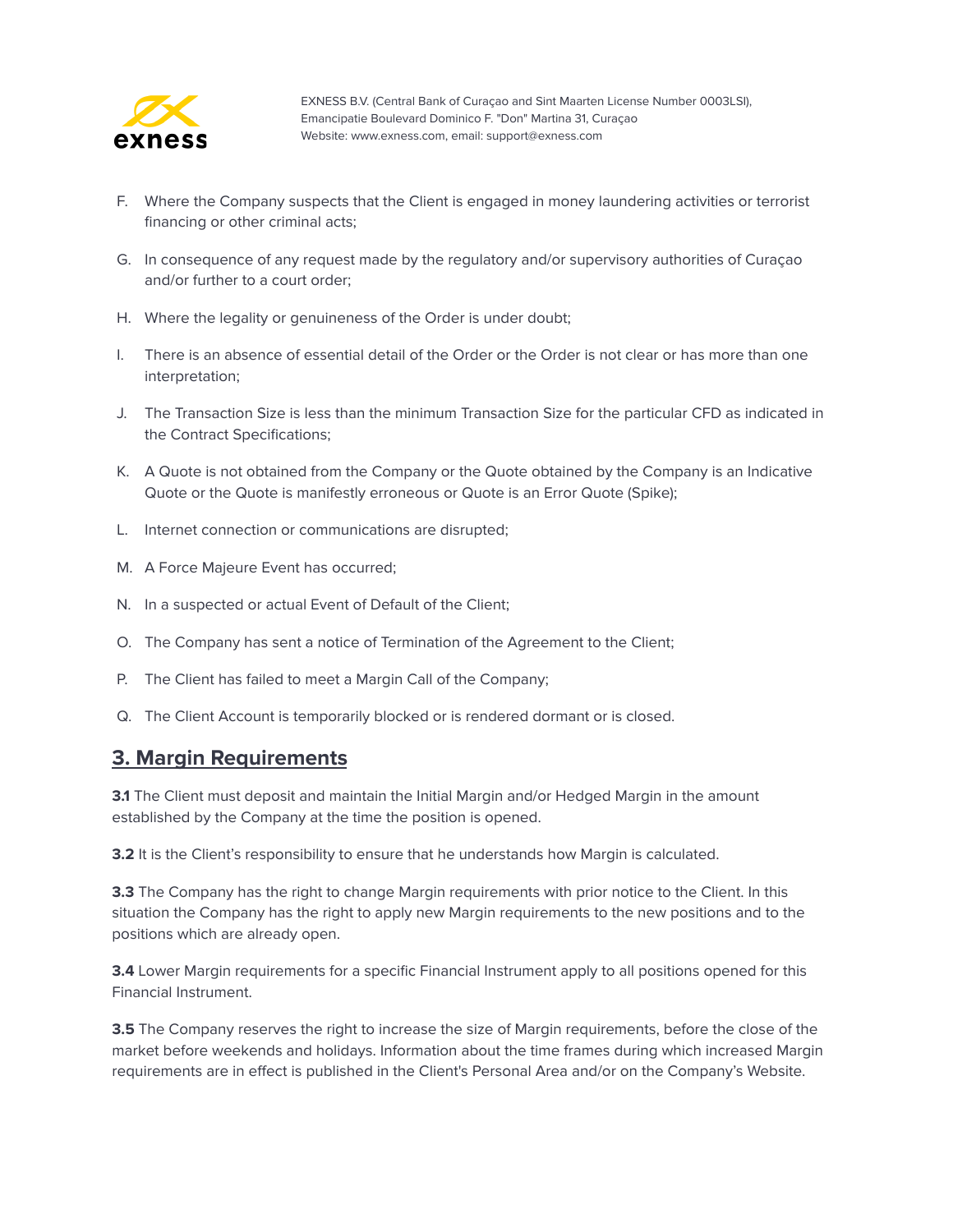F. Where the Company suspects that the Client is engaged in money laundering activities or terrorist financing or other criminal acts;

G. In consequence of any request made by the regulatory and/or supervisory authorities of Curaçao and/or further to a court order;

H. Where the legality or genuineness of the Order is under doubt;

I. There is an absence of essential detail of the Order or the Order is not clear or has more than one interpretation;

J. The Transaction Size is less than the minimum Transaction Size for the particular CFD as indicated in the Contract Specifications;

K. A Quote is not obtained from the Company or the Quote obtained by the Company is an Indicative Quote or the Quote is manifestly erroneous or Quote is an Error Quote (Spike);

L. Internet connection or communications are disrupted;

M. A Force Majeure Event has occurred;

N. In a suspected or actual Event of Default of the Client;

O. The Company has sent a notice of Termination of the Agreement to the Client;

P. The Client has failed to meet a Margin Call of the Company;

Q. The Client Account is temporarily blocked or is rendered dormant or is closed.

## 3. Margin Requirements

**3.1** The Client must deposit and maintain the Initial Margin and/or Hedged Margin in the amount established by the Company at the time the position is opened.

**3.2** It is the Client's responsibility to ensure that he understands how Margin is calculated.

**3.3** The Company has the right to change Margin requirements with prior notice to the Client. In this situation the Company has the right to apply new Margin requirements to the new positions and to the positions which are already open.

**3.4** Lower Margin requirements for a specific Financial Instrument apply to all positions opened for this Financial Instrument.

**3.5** The Company reserves the right to increase the size of Margin requirements, before the close of the market before weekends and holidays. Information about the time frames during which increased Margin requirements are in effect is published in the Client's Personal Area and/or on the Company's Website.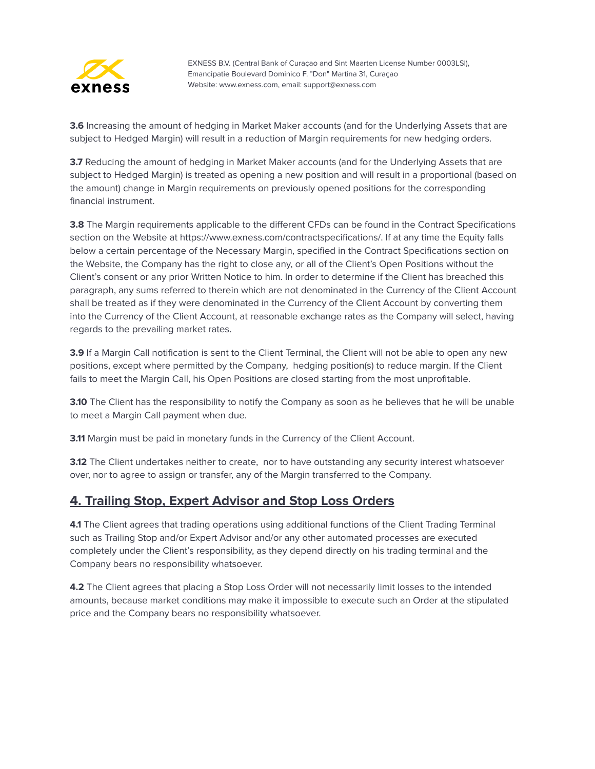**3.6** Increasing the amount of hedging in Market Maker accounts (and for the Underlying Assets that are subject to Hedged Margin) will result in a reduction of Margin requirements for new hedging orders.

**3.7** Reducing the amount of hedging in Market Maker accounts (and for the Underlying Assets that are subject to Hedged Margin) is treated as opening a new position and will result in a proportional (based on the amount) change in Margin requirements on previously opened positions for the corresponding financial instrument.

**3.8** The Margin requirements applicable to the different CFDs can be found in the Contract Specifications section on the Website at https://www.exness.com/contractspecifications/. If at any time the Equity falls below a certain percentage of the Necessary Margin, specified in the Contract Specifications section on the Website, the Company has the right to close any, or all of the Client's Open Positions without the Client's consent or any prior Written Notice to him. In order to determine if the Client has breached this paragraph, any sums referred to therein which are not denominated in the Currency of the Client Account shall be treated as if they were denominated in the Currency of the Client Account by converting them into the Currency of the Client Account, at reasonable exchange rates as the Company will select, having regards to the prevailing market rates.

**3.9** If a Margin Call notification is sent to the Client Terminal, the Client will not be able to open any new positions, except where permitted by the Company, hedging position(s) to reduce margin. If the Client fails to meet the Margin Call, his Open Positions are closed starting from the most unprofitable.

**3.10** The Client has the responsibility to notify the Company as soon as he believes that he will be unable to meet a Margin Call payment when due.

**3.11** Margin must be paid in monetary funds in the Currency of the Client Account.

**3.12** The Client undertakes neither to create, nor to have outstanding any security interest whatsoever over, nor to agree to assign or transfer, any of the Margin transferred to the Company.

## 4. Trailing Stop, Expert Advisor and Stop Loss Orders

**4.1** The Client agrees that trading operations using additional functions of the Client Trading Terminal such as Trailing Stop and/or Expert Advisor and/or any other automated processes are executed completely under the Client's responsibility, as they depend directly on his trading terminal and the Company bears no responsibility whatsoever.

**4.2** The Client agrees that placing a Stop Loss Order will not necessarily limit losses to the intended amounts, because market conditions may make it impossible to execute such an Order at the stipulated price and the Company bears no responsibility whatsoever.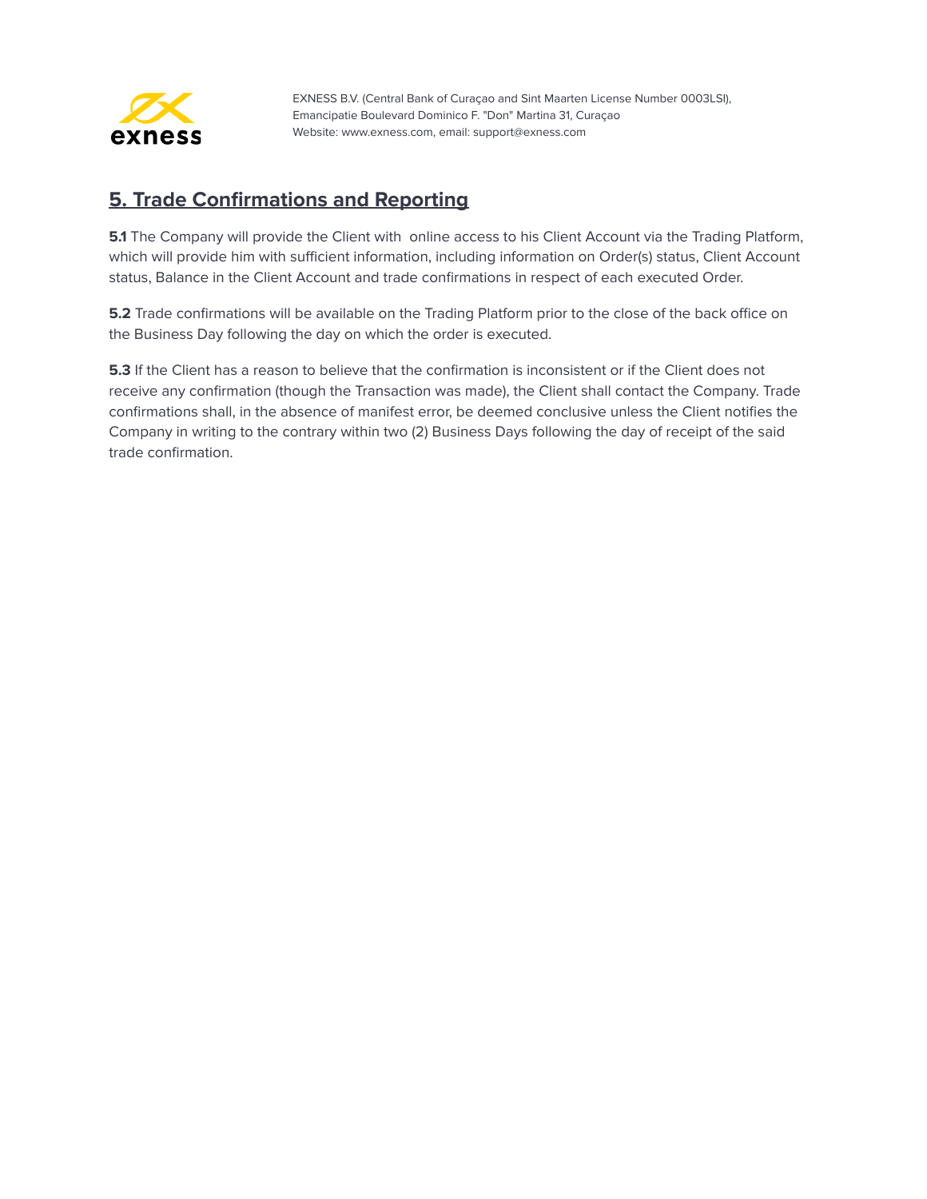## 5. Trade Confirmations and Reporting

**5.1** The Company will provide the Client with online access to his Client Account via the Trading Platform, which will provide him with sufficient information, including information on Order(s) status, Client Account status, Balance in the Client Account and trade confirmations in respect of each executed Order.

**5.2** Trade confirmations will be available on the Trading Platform prior to the close of the back office on the Business Day following the day on which the order is executed.

**5.3** If the Client has a reason to believe that the confirmation is inconsistent or if the Client does not receive any confirmation (though the Transaction was made), the Client shall contact the Company. Trade confirmations shall, in the absence of manifest error, be deemed conclusive unless the Client notifies the Company in writing to the contrary within two (2) Business Days following the day of receipt of the said trade confirmation.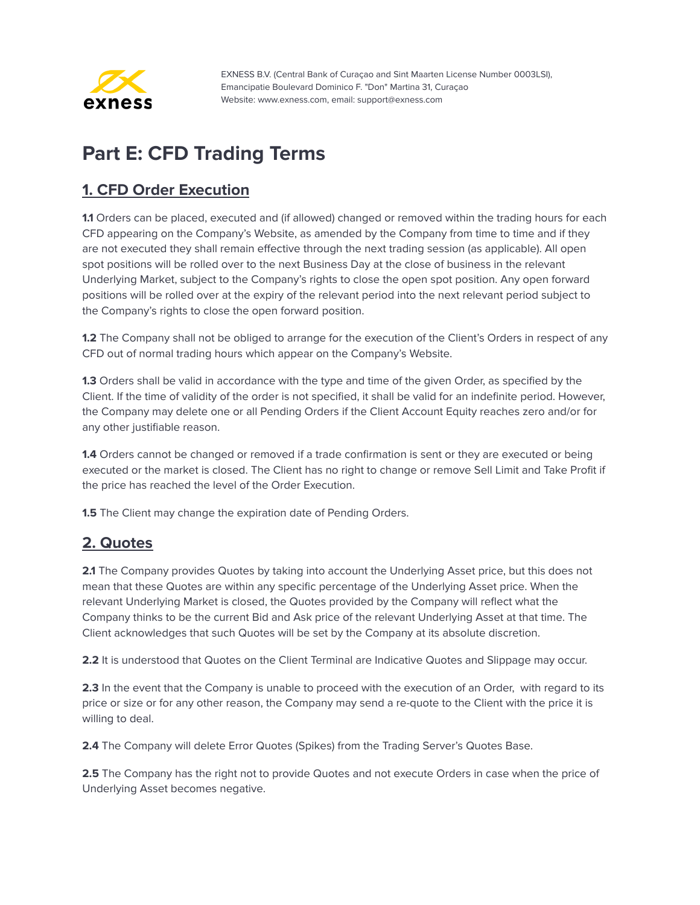# Part E: CFD Trading Terms

## 1. CFD Order Execution

**1.1** Orders can be placed, executed and (if allowed) changed or removed within the trading hours for each CFD appearing on the Company's Website, as amended by the Company from time to time and if they are not executed they shall remain effective through the next trading session (as applicable). All open spot positions will be rolled over to the next Business Day at the close of business in the relevant Underlying Market, subject to the Company's rights to close the open spot position. Any open forward positions will be rolled over at the expiry of the relevant period into the next relevant period subject to the Company's rights to close the open forward position.

**1.2** The Company shall not be obliged to arrange for the execution of the Client's Orders in respect of any CFD out of normal trading hours which appear on the Company's Website.

**1.3** Orders shall be valid in accordance with the type and time of the given Order, as specified by the Client. If the time of validity of the order is not specified, it shall be valid for an indefinite period. However, the Company may delete one or all Pending Orders if the Client Account Equity reaches zero and/or for any other justifiable reason.

**1.4** Orders cannot be changed or removed if a trade confirmation is sent or they are executed or being executed or the market is closed. The Client has no right to change or remove Sell Limit and Take Profit if the price has reached the level of the Order Execution.

**1.5** The Client may change the expiration date of Pending Orders.

## 2. Quotes

**2.1** The Company provides Quotes by taking into account the Underlying Asset price, but this does not mean that these Quotes are within any specific percentage of the Underlying Asset price. When the relevant Underlying Market is closed, the Quotes provided by the Company will reflect what the Company thinks to be the current Bid and Ask price of the relevant Underlying Asset at that time. The Client acknowledges that such Quotes will be set by the Company at its absolute discretion.

**2.2** It is understood that Quotes on the Client Terminal are Indicative Quotes and Slippage may occur.

**2.3** In the event that the Company is unable to proceed with the execution of an Order, with regard to its price or size or for any other reason, the Company may send a re-quote to the Client with the price it is willing to deal.

**2.4** The Company will delete Error Quotes (Spikes) from the Trading Server's Quotes Base.

**2.5** The Company has the right not to provide Quotes and not execute Orders in case when the price of Underlying Asset becomes negative.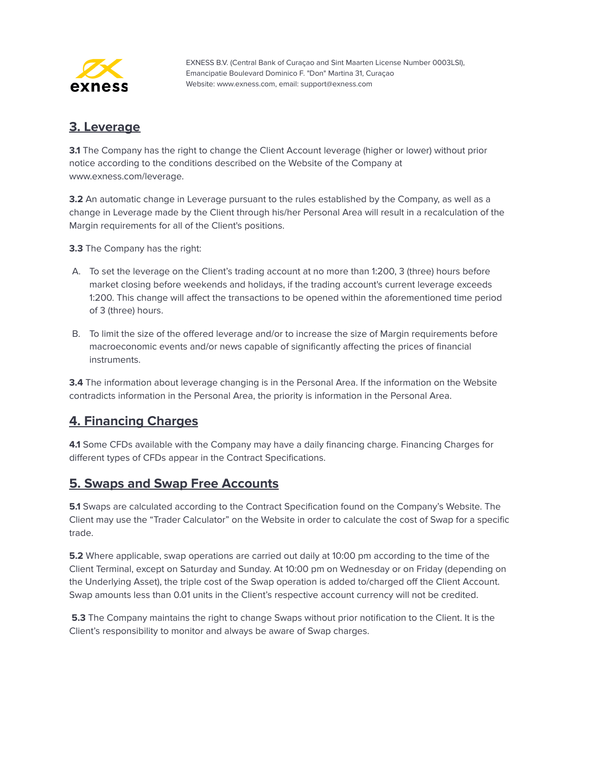## 3. Leverage

**3.1** The Company has the right to change the Client Account leverage (higher or lower) without prior notice according to the conditions described on the Website of the Company at www.exness.com/leverage.

**3.2** An automatic change in Leverage pursuant to the rules established by the Company, as well as a change in Leverage made by the Client through his/her Personal Area will result in a recalculation of the Margin requirements for all of the Client's positions.

**3.3** The Company has the right:

A. To set the leverage on the Client's trading account at no more than 1:200, 3 (three) hours before market closing before weekends and holidays, if the trading account's current leverage exceeds 1:200. This change will affect the transactions to be opened within the aforementioned time period of 3 (three) hours.

B. To limit the size of the offered leverage and/or to increase the size of Margin requirements before macroeconomic events and/or news capable of significantly affecting the prices of financial instruments.

**3.4** The information about leverage changing is in the Personal Area. If the information on the Website contradicts information in the Personal Area, the priority is information in the Personal Area.

## 4. Financing Charges

**4.1** Some CFDs available with the Company may have a daily financing charge. Financing Charges for different types of CFDs appear in the Contract Specifications.

## 5. Swaps and Swap Free Accounts

**5.1** Swaps are calculated according to the Contract Specification found on the Company's Website. The Client may use the "Trader Calculator" on the Website in order to calculate the cost of Swap for a specific trade.

**5.2** Where applicable, swap operations are carried out daily at 10:00 pm according to the time of the Client Terminal, except on Saturday and Sunday. At 10:00 pm on Wednesday or on Friday (depending on the Underlying Asset), the triple cost of the Swap operation is added to/charged off the Client Account. Swap amounts less than 0.01 units in the Client's respective account currency will not be credited.

**5.3** The Company maintains the right to change Swaps without prior notification to the Client. It is the Client's responsibility to monitor and always be aware of Swap charges.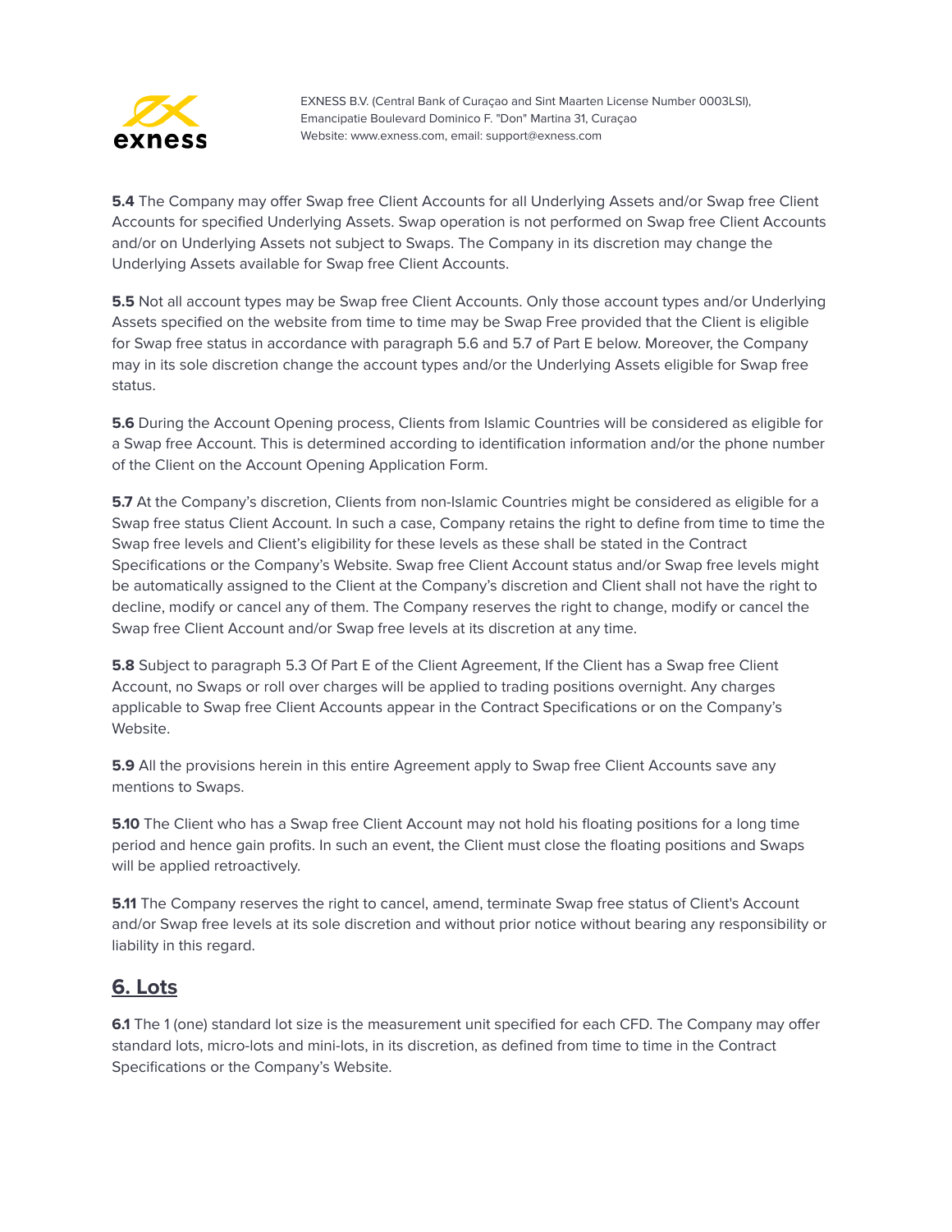**5.4** The Company may offer Swap free Client Accounts for all Underlying Assets and/or Swap free Client Accounts for specified Underlying Assets. Swap operation is not performed on Swap free Client Accounts and/or on Underlying Assets not subject to Swaps. The Company in its discretion may change the Underlying Assets available for Swap free Client Accounts.

**5.5** Not all account types may be Swap free Client Accounts. Only those account types and/or Underlying Assets specified on the website from time to time may be Swap Free provided that the Client is eligible for Swap free status in accordance with paragraph 5.6 and 5.7 of Part E below. Moreover, the Company may in its sole discretion change the account types and/or the Underlying Assets eligible for Swap free status.

**5.6** During the Account Opening process, Clients from Islamic Countries will be considered as eligible for a Swap free Account. This is determined according to identification information and/or the phone number of the Client on the Account Opening Application Form.

**5.7** At the Company's discretion, Clients from non-Islamic Countries might be considered as eligible for a Swap free status Client Account. In such a case, Company retains the right to define from time to time the Swap free levels and Client's eligibility for these levels as these shall be stated in the Contract Specifications or the Company's Website. Swap free Client Account status and/or Swap free levels might be automatically assigned to the Client at the Company's discretion and Client shall not have the right to decline, modify or cancel any of them. The Company reserves the right to change, modify or cancel the Swap free Client Account and/or Swap free levels at its discretion at any time.

**5.8** Subject to paragraph 5.3 Of Part E of the Client Agreement, If the Client has a Swap free Client Account, no Swaps or roll over charges will be applied to trading positions overnight. Any charges applicable to Swap free Client Accounts appear in the Contract Specifications or on the Company's Website.

**5.9** All the provisions herein in this entire Agreement apply to Swap free Client Accounts save any mentions to Swaps.

**5.10** The Client who has a Swap free Client Account may not hold his floating positions for a long time period and hence gain profits. In such an event, the Client must close the floating positions and Swaps will be applied retroactively.

**5.11** The Company reserves the right to cancel, amend, terminate Swap free status of Client's Account and/or Swap free levels at its sole discretion and without prior notice without bearing any responsibility or liability in this regard.

## 6. Lots

**6.1** The 1 (one) standard lot size is the measurement unit specified for each CFD. The Company may offer standard lots, micro-lots and mini-lots, in its discretion, as defined from time to time in the Contract Specifications or the Company's Website.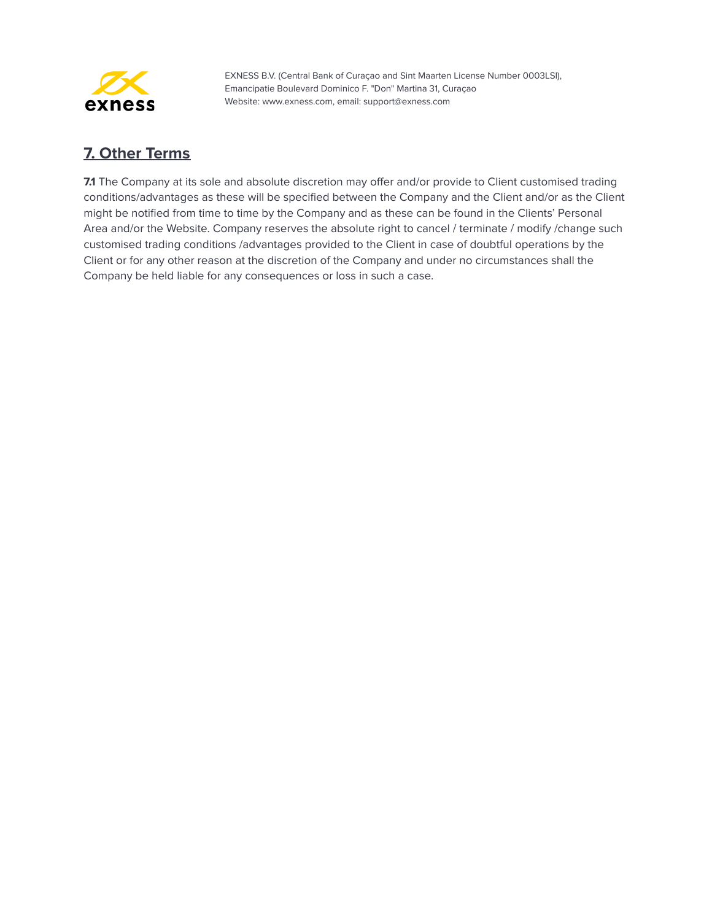## 7. Other Terms

**7.1** The Company at its sole and absolute discretion may offer and/or provide to Client customised trading conditions/advantages as these will be specified between the Company and the Client and/or as the Client might be notified from time to time by the Company and as these can be found in the Clients' Personal Area and/or the Website. Company reserves the absolute right to cancel / terminate / modify /change such customised trading conditions /advantages provided to the Client in case of doubtful operations by the Client or for any other reason at the discretion of the Company and under no circumstances shall the Company be held liable for any consequences or loss in such a case.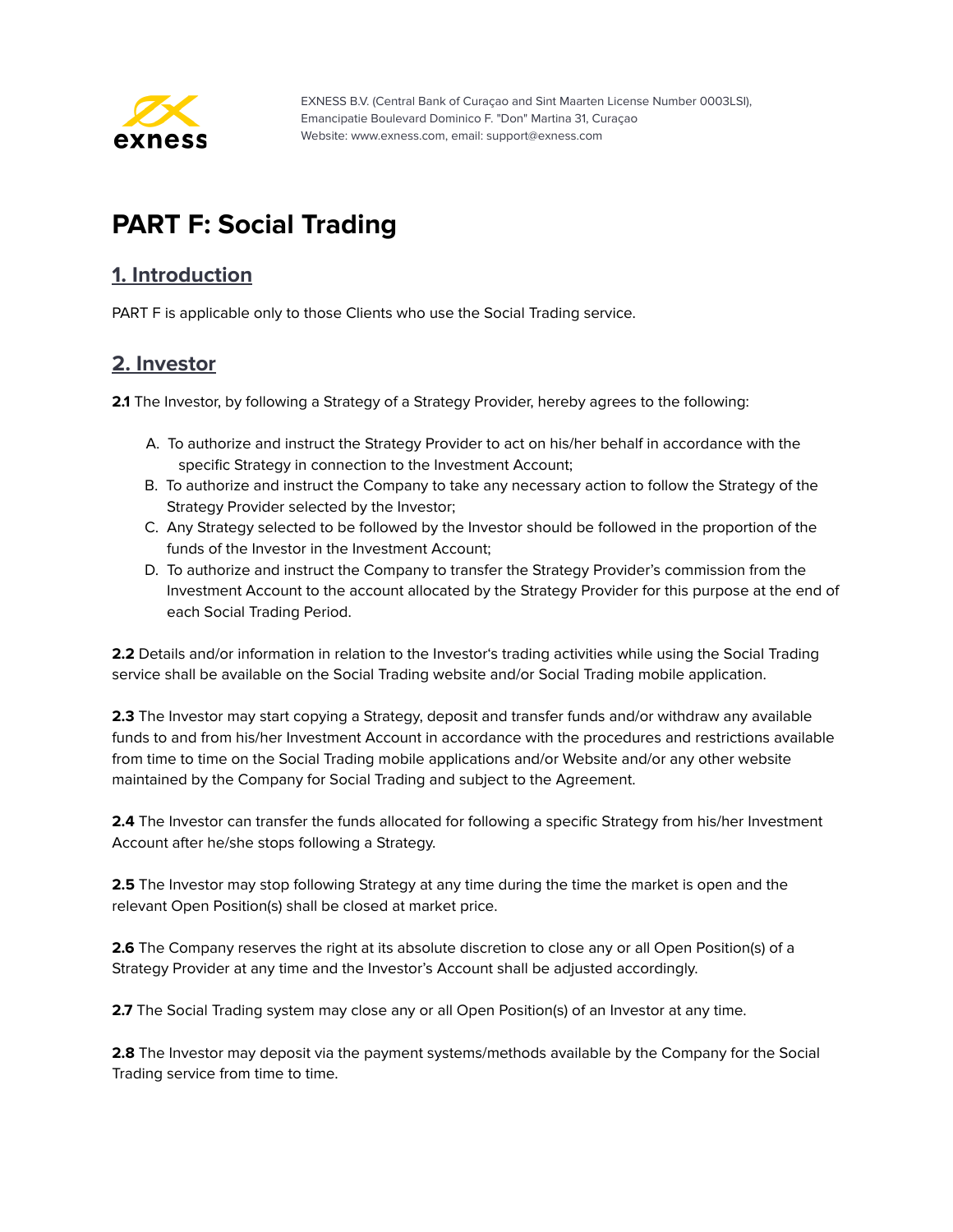# PART F: Social Trading

## 1. Introduction

PART F is applicable only to those Clients who use the Social Trading service.

## 2. Investor

**2.1** The Investor, by following a Strategy of a Strategy Provider, hereby agrees to the following:

A. To authorize and instruct the Strategy Provider to act on his/her behalf in accordance with the specific Strategy in connection to the Investment Account;
B. To authorize and instruct the Company to take any necessary action to follow the Strategy of the Strategy Provider selected by the Investor;
C. Any Strategy selected to be followed by the Investor should be followed in the proportion of the funds of the Investor in the Investment Account;
D. To authorize and instruct the Company to transfer the Strategy Provider's commission from the Investment Account to the account allocated by the Strategy Provider for this purpose at the end of each Social Trading Period.

**2.2** Details and/or information in relation to the Investor's trading activities while using the Social Trading service shall be available on the Social Trading website and/or Social Trading mobile application.

**2.3** The Investor may start copying a Strategy, deposit and transfer funds and/or withdraw any available funds to and from his/her Investment Account in accordance with the procedures and restrictions available from time to time on the Social Trading mobile applications and/or Website and/or any other website maintained by the Company for Social Trading and subject to the Agreement.

**2.4** The Investor can transfer the funds allocated for following a specific Strategy from his/her Investment Account after he/she stops following a Strategy.

**2.5** The Investor may stop following Strategy at any time during the time the market is open and the relevant Open Position(s) shall be closed at market price.

**2.6** The Company reserves the right at its absolute discretion to close any or all Open Position(s) of a Strategy Provider at any time and the Investor's Account shall be adjusted accordingly.

**2.7** The Social Trading system may close any or all Open Position(s) of an Investor at any time.

**2.8** The Investor may deposit via the payment systems/methods available by the Company for the Social Trading service from time to time.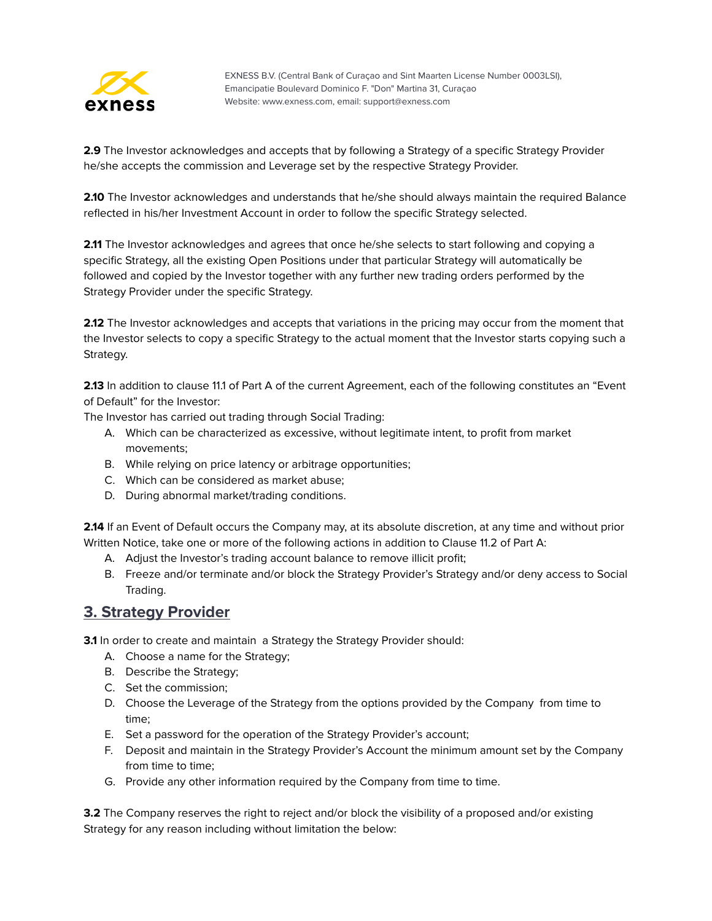**2.9** The Investor acknowledges and accepts that by following a Strategy of a specific Strategy Provider he/she accepts the commission and Leverage set by the respective Strategy Provider.

**2.10** The Investor acknowledges and understands that he/she should always maintain the required Balance reflected in his/her Investment Account in order to follow the specific Strategy selected.

**2.11** The Investor acknowledges and agrees that once he/she selects to start following and copying a specific Strategy, all the existing Open Positions under that particular Strategy will automatically be followed and copied by the Investor together with any further new trading orders performed by the Strategy Provider under the specific Strategy.

**2.12** The Investor acknowledges and accepts that variations in the pricing may occur from the moment that the Investor selects to copy a specific Strategy to the actual moment that the Investor starts copying such a Strategy.

**2.13** In addition to clause 11.1 of Part A of the current Agreement, each of the following constitutes an "Event of Default" for the Investor:

The Investor has carried out trading through Social Trading:

A. Which can be characterized as excessive, without legitimate intent, to profit from market movements;
B. While relying on price latency or arbitrage opportunities;
C. Which can be considered as market abuse;
D. During abnormal market/trading conditions.

**2.14** If an Event of Default occurs the Company may, at its absolute discretion, at any time and without prior Written Notice, take one or more of the following actions in addition to Clause 11.2 of Part A:

A. Adjust the Investor's trading account balance to remove illicit profit;
B. Freeze and/or terminate and/or block the Strategy Provider's Strategy and/or deny access to Social Trading.

## 3. Strategy Provider

**3.1** In order to create and maintain a Strategy the Strategy Provider should:

A. Choose a name for the Strategy;
B. Describe the Strategy;
C. Set the commission;
D. Choose the Leverage of the Strategy from the options provided by the Company from time to time;
E. Set a password for the operation of the Strategy Provider's account;
F. Deposit and maintain in the Strategy Provider's Account the minimum amount set by the Company from time to time;
G. Provide any other information required by the Company from time to time.

**3.2** The Company reserves the right to reject and/or block the visibility of a proposed and/or existing Strategy for any reason including without limitation the below: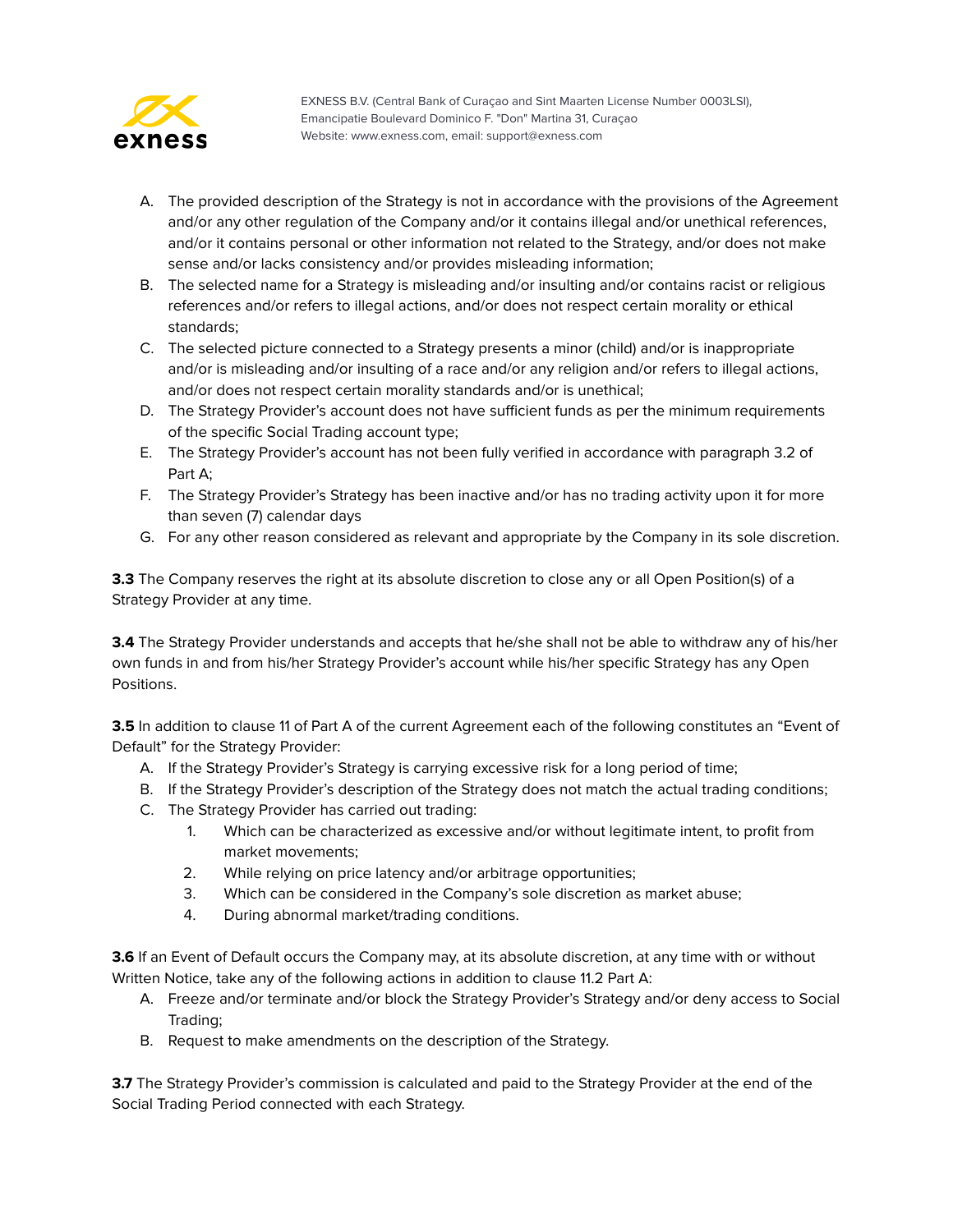A. The provided description of the Strategy is not in accordance with the provisions of the Agreement and/or any other regulation of the Company and/or it contains illegal and/or unethical references, and/or it contains personal or other information not related to the Strategy, and/or does not make sense and/or lacks consistency and/or provides misleading information;
B. The selected name for a Strategy is misleading and/or insulting and/or contains racist or religious references and/or refers to illegal actions, and/or does not respect certain morality or ethical standards;
C. The selected picture connected to a Strategy presents a minor (child) and/or is inappropriate and/or is misleading and/or insulting of a race and/or any religion and/or refers to illegal actions, and/or does not respect certain morality standards and/or is unethical;
D. The Strategy Provider's account does not have sufficient funds as per the minimum requirements of the specific Social Trading account type;
E. The Strategy Provider's account has not been fully verified in accordance with paragraph 3.2 of Part A;
F. The Strategy Provider's Strategy has been inactive and/or has no trading activity upon it for more than seven (7) calendar days
G. For any other reason considered as relevant and appropriate by the Company in its sole discretion.

**3.3** The Company reserves the right at its absolute discretion to close any or all Open Position(s) of a Strategy Provider at any time.

**3.4** The Strategy Provider understands and accepts that he/she shall not be able to withdraw any of his/her own funds in and from his/her Strategy Provider's account while his/her specific Strategy has any Open Positions.

**3.5** In addition to clause 11 of Part A of the current Agreement each of the following constitutes an "Event of Default" for the Strategy Provider:

A. If the Strategy Provider's Strategy is carrying excessive risk for a long period of time;
B. If the Strategy Provider's description of the Strategy does not match the actual trading conditions;
C. The Strategy Provider has carried out trading:
    1. Which can be characterized as excessive and/or without legitimate intent, to profit from market movements;
    2. While relying on price latency and/or arbitrage opportunities;
    3. Which can be considered in the Company's sole discretion as market abuse;
    4. During abnormal market/trading conditions.

**3.6** If an Event of Default occurs the Company may, at its absolute discretion, at any time with or without Written Notice, take any of the following actions in addition to clause 11.2 Part A:

A. Freeze and/or terminate and/or block the Strategy Provider's Strategy and/or deny access to Social Trading;
B. Request to make amendments on the description of the Strategy.

**3.7** The Strategy Provider's commission is calculated and paid to the Strategy Provider at the end of the Social Trading Period connected with each Strategy.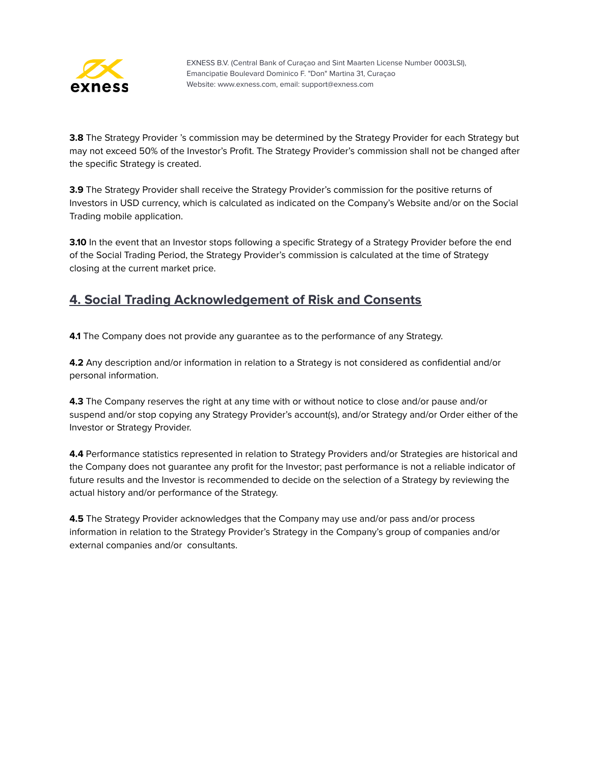**3.8** The Strategy Provider 's commission may be determined by the Strategy Provider for each Strategy but may not exceed 50% of the Investor's Profit. The Strategy Provider's commission shall not be changed after the specific Strategy is created.

**3.9** The Strategy Provider shall receive the Strategy Provider's commission for the positive returns of Investors in USD currency, which is calculated as indicated on the Company's Website and/or on the Social Trading mobile application.

**3.10** In the event that an Investor stops following a specific Strategy of a Strategy Provider before the end of the Social Trading Period, the Strategy Provider's commission is calculated at the time of Strategy closing at the current market price.

## 4. Social Trading Acknowledgement of Risk and Consents

**4.1** The Company does not provide any guarantee as to the performance of any Strategy.

**4.2** Any description and/or information in relation to a Strategy is not considered as confidential and/or personal information.

**4.3** The Company reserves the right at any time with or without notice to close and/or pause and/or suspend and/or stop copying any Strategy Provider's account(s), and/or Strategy and/or Order either of the Investor or Strategy Provider.

**4.4** Performance statistics represented in relation to Strategy Providers and/or Strategies are historical and the Company does not guarantee any profit for the Investor; past performance is not a reliable indicator of future results and the Investor is recommended to decide on the selection of a Strategy by reviewing the actual history and/or performance of the Strategy.

**4.5** The Strategy Provider acknowledges that the Company may use and/or pass and/or process information in relation to the Strategy Provider's Strategy in the Company's group of companies and/or external companies and/or consultants.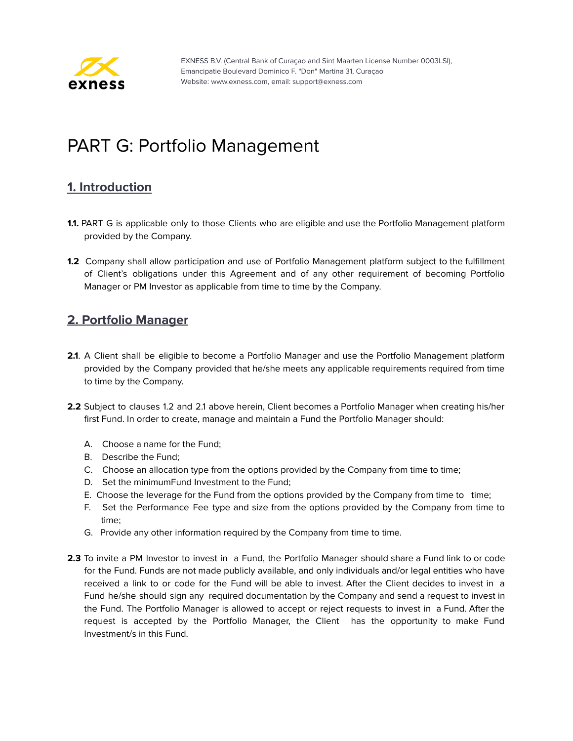# PART G: Portfolio Management

## 1. Introduction

**1.1.** PART G is applicable only to those Clients who are eligible and use the Portfolio Management platform provided by the Company.

**1.2** Company shall allow participation and use of Portfolio Management platform subject to the fulfillment of Client's obligations under this Agreement and of any other requirement of becoming Portfolio Manager or PM Investor as applicable from time to time by the Company.

## 2. Portfolio Manager

**2.1**. A Client shall be eligible to become a Portfolio Manager and use the Portfolio Management platform provided by the Company provided that he/she meets any applicable requirements required from time to time by the Company.

**2.2** Subject to clauses 1.2 and 2.1 above herein, Client becomes a Portfolio Manager when creating his/her first Fund. In order to create, manage and maintain a Fund the Portfolio Manager should:

A. Choose a name for the Fund;
B. Describe the Fund;
C. Choose an allocation type from the options provided by the Company from time to time;
D. Set the minimumFund Investment to the Fund;
E. Choose the leverage for the Fund from the options provided by the Company from time to time;
F. Set the Performance Fee type and size from the options provided by the Company from time to time;
G. Provide any other information required by the Company from time to time.

**2.3** To invite a PM Investor to invest in a Fund, the Portfolio Manager should share a Fund link to or code for the Fund. Funds are not made publicly available, and only individuals and/or legal entities who have received a link to or code for the Fund will be able to invest. After the Client decides to invest in a Fund he/she should sign any required documentation by the Company and send a request to invest in the Fund. The Portfolio Manager is allowed to accept or reject requests to invest in a Fund. After the request is accepted by the Portfolio Manager, the Client has the opportunity to make Fund Investment/s in this Fund.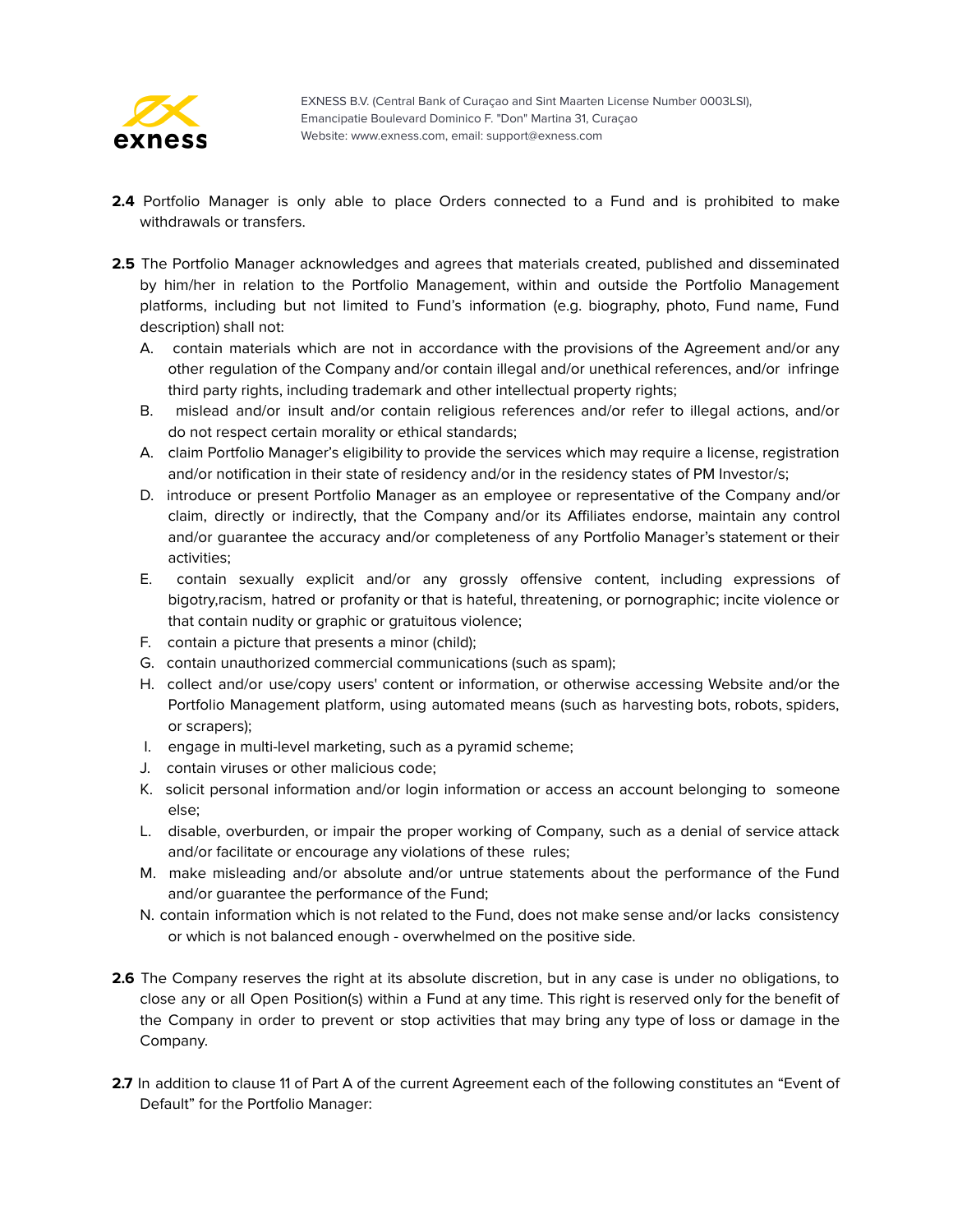**2.4** Portfolio Manager is only able to place Orders connected to a Fund and is prohibited to make withdrawals or transfers.

**2.5** The Portfolio Manager acknowledges and agrees that materials created, published and disseminated by him/her in relation to the Portfolio Management, within and outside the Portfolio Management platforms, including but not limited to Fund's information (e.g. biography, photo, Fund name, Fund description) shall not:

A. contain materials which are not in accordance with the provisions of the Agreement and/or any other regulation of the Company and/or contain illegal and/or unethical references, and/or infringe third party rights, including trademark and other intellectual property rights;

B. mislead and/or insult and/or contain religious references and/or refer to illegal actions, and/or do not respect certain morality or ethical standards;

A. claim Portfolio Manager's eligibility to provide the services which may require a license, registration and/or notification in their state of residency and/or in the residency states of PM Investor/s;

D. introduce or present Portfolio Manager as an employee or representative of the Company and/or claim, directly or indirectly, that the Company and/or its Affiliates endorse, maintain any control and/or guarantee the accuracy and/or completeness of any Portfolio Manager's statement or their activities;

E. contain sexually explicit and/or any grossly offensive content, including expressions of bigotry,racism, hatred or profanity or that is hateful, threatening, or pornographic; incite violence or that contain nudity or graphic or gratuitous violence;

F. contain a picture that presents a minor (child);

G. contain unauthorized commercial communications (such as spam);

H. collect and/or use/copy users' content or information, or otherwise accessing Website and/or the Portfolio Management platform, using automated means (such as harvesting bots, robots, spiders, or scrapers);

I. engage in multi-level marketing, such as a pyramid scheme;

J. contain viruses or other malicious code;

K. solicit personal information and/or login information or access an account belonging to someone else;

L. disable, overburden, or impair the proper working of Company, such as a denial of service attack and/or facilitate or encourage any violations of these rules;

M. make misleading and/or absolute and/or untrue statements about the performance of the Fund and/or guarantee the performance of the Fund;

N. contain information which is not related to the Fund, does not make sense and/or lacks consistency or which is not balanced enough - overwhelmed on the positive side.

**2.6** The Company reserves the right at its absolute discretion, but in any case is under no obligations, to close any or all Open Position(s) within a Fund at any time. This right is reserved only for the benefit of the Company in order to prevent or stop activities that may bring any type of loss or damage in the Company.

**2.7** In addition to clause 11 of Part A of the current Agreement each of the following constitutes an "Event of Default" for the Portfolio Manager: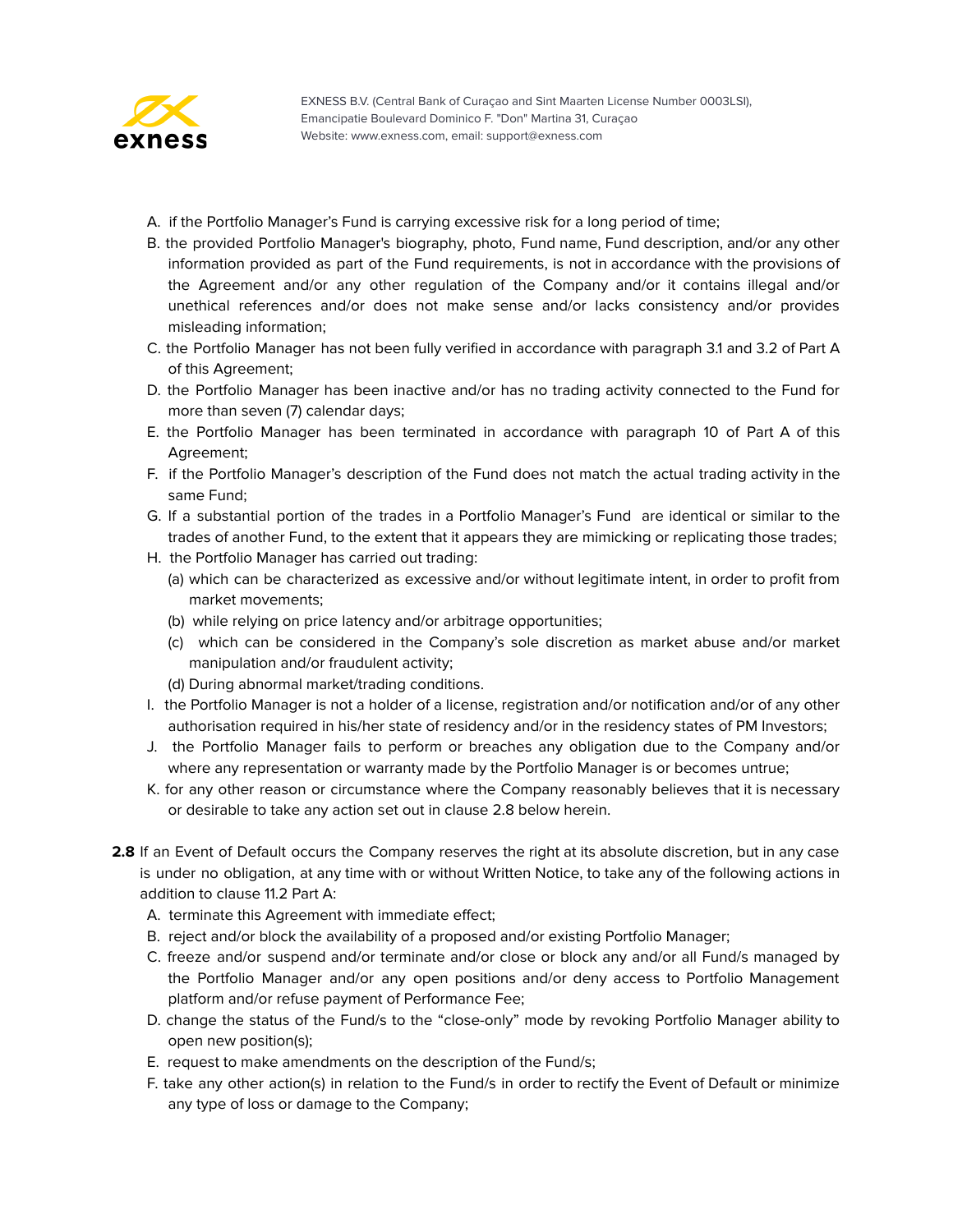A. if the Portfolio Manager's Fund is carrying excessive risk for a long period of time;

B. the provided Portfolio Manager's biography, photo, Fund name, Fund description, and/or any other information provided as part of the Fund requirements, is not in accordance with the provisions of the Agreement and/or any other regulation of the Company and/or it contains illegal and/or unethical references and/or does not make sense and/or lacks consistency and/or provides misleading information;

C. the Portfolio Manager has not been fully verified in accordance with paragraph 3.1 and 3.2 of Part A of this Agreement;

D. the Portfolio Manager has been inactive and/or has no trading activity connected to the Fund for more than seven (7) calendar days;

E. the Portfolio Manager has been terminated in accordance with paragraph 10 of Part A of this Agreement;

F. if the Portfolio Manager's description of the Fund does not match the actual trading activity in the same Fund;

G. If a substantial portion of the trades in a Portfolio Manager's Fund are identical or similar to the trades of another Fund, to the extent that it appears they are mimicking or replicating those trades;

H. the Portfolio Manager has carried out trading:
   (a) which can be characterized as excessive and/or without legitimate intent, in order to profit from market movements;
   (b) while relying on price latency and/or arbitrage opportunities;
   (c) which can be considered in the Company's sole discretion as market abuse and/or market manipulation and/or fraudulent activity;
   (d) During abnormal market/trading conditions.

I. the Portfolio Manager is not a holder of a license, registration and/or notification and/or of any other authorisation required in his/her state of residency and/or in the residency states of PM Investors;

J. the Portfolio Manager fails to perform or breaches any obligation due to the Company and/or where any representation or warranty made by the Portfolio Manager is or becomes untrue;

K. for any other reason or circumstance where the Company reasonably believes that it is necessary or desirable to take any action set out in clause 2.8 below herein.

**2.8** If an Event of Default occurs the Company reserves the right at its absolute discretion, but in any case is under no obligation, at any time with or without Written Notice, to take any of the following actions in addition to clause 11.2 Part A:

A. terminate this Agreement with immediate effect;

B. reject and/or block the availability of a proposed and/or existing Portfolio Manager;

C. freeze and/or suspend and/or terminate and/or close or block any and/or all Fund/s managed by the Portfolio Manager and/or any open positions and/or deny access to Portfolio Management platform and/or refuse payment of Performance Fee;

D. change the status of the Fund/s to the "close-only" mode by revoking Portfolio Manager ability to open new position(s);

E. request to make amendments on the description of the Fund/s;

F. take any other action(s) in relation to the Fund/s in order to rectify the Event of Default or minimize any type of loss or damage to the Company;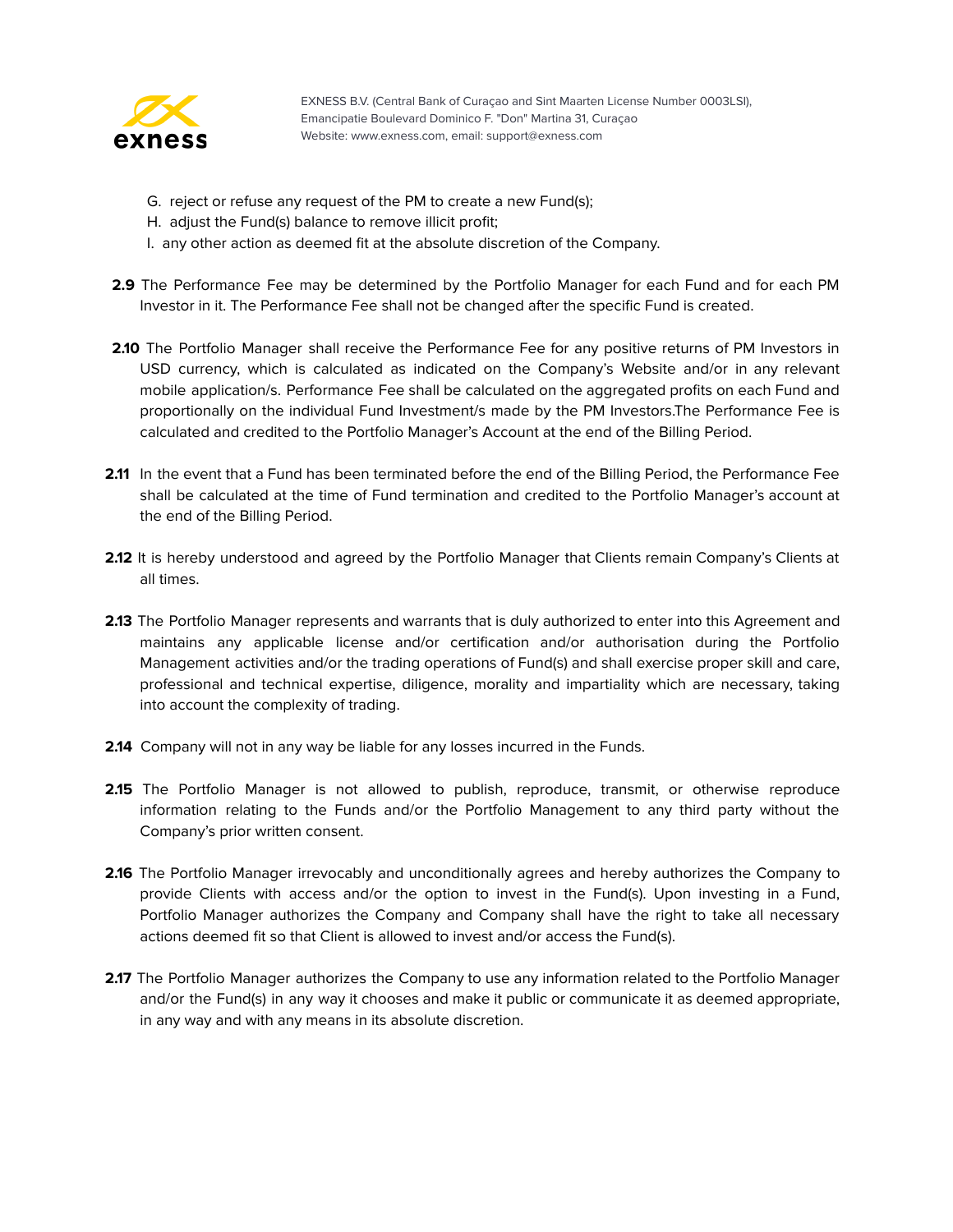G. reject or refuse any request of the PM to create a new Fund(s);
H. adjust the Fund(s) balance to remove illicit profit;
I. any other action as deemed fit at the absolute discretion of the Company.

**2.9** The Performance Fee may be determined by the Portfolio Manager for each Fund and for each PM Investor in it. The Performance Fee shall not be changed after the specific Fund is created.

**2.10** The Portfolio Manager shall receive the Performance Fee for any positive returns of PM Investors in USD currency, which is calculated as indicated on the Company's Website and/or in any relevant mobile application/s. Performance Fee shall be calculated on the aggregated profits on each Fund and proportionally on the individual Fund Investment/s made by the PM Investors.The Performance Fee is calculated and credited to the Portfolio Manager's Account at the end of the Billing Period.

**2.11** In the event that a Fund has been terminated before the end of the Billing Period, the Performance Fee shall be calculated at the time of Fund termination and credited to the Portfolio Manager's account at the end of the Billing Period.

**2.12** It is hereby understood and agreed by the Portfolio Manager that Clients remain Company's Clients at all times.

**2.13** The Portfolio Manager represents and warrants that is duly authorized to enter into this Agreement and maintains any applicable license and/or certification and/or authorisation during the Portfolio Management activities and/or the trading operations of Fund(s) and shall exercise proper skill and care, professional and technical expertise, diligence, morality and impartiality which are necessary, taking into account the complexity of trading.

**2.14** Company will not in any way be liable for any losses incurred in the Funds.

**2.15** The Portfolio Manager is not allowed to publish, reproduce, transmit, or otherwise reproduce information relating to the Funds and/or the Portfolio Management to any third party without the Company's prior written consent.

**2.16** The Portfolio Manager irrevocably and unconditionally agrees and hereby authorizes the Company to provide Clients with access and/or the option to invest in the Fund(s). Upon investing in a Fund, Portfolio Manager authorizes the Company and Company shall have the right to take all necessary actions deemed fit so that Client is allowed to invest and/or access the Fund(s).

**2.17** The Portfolio Manager authorizes the Company to use any information related to the Portfolio Manager and/or the Fund(s) in any way it chooses and make it public or communicate it as deemed appropriate, in any way and with any means in its absolute discretion.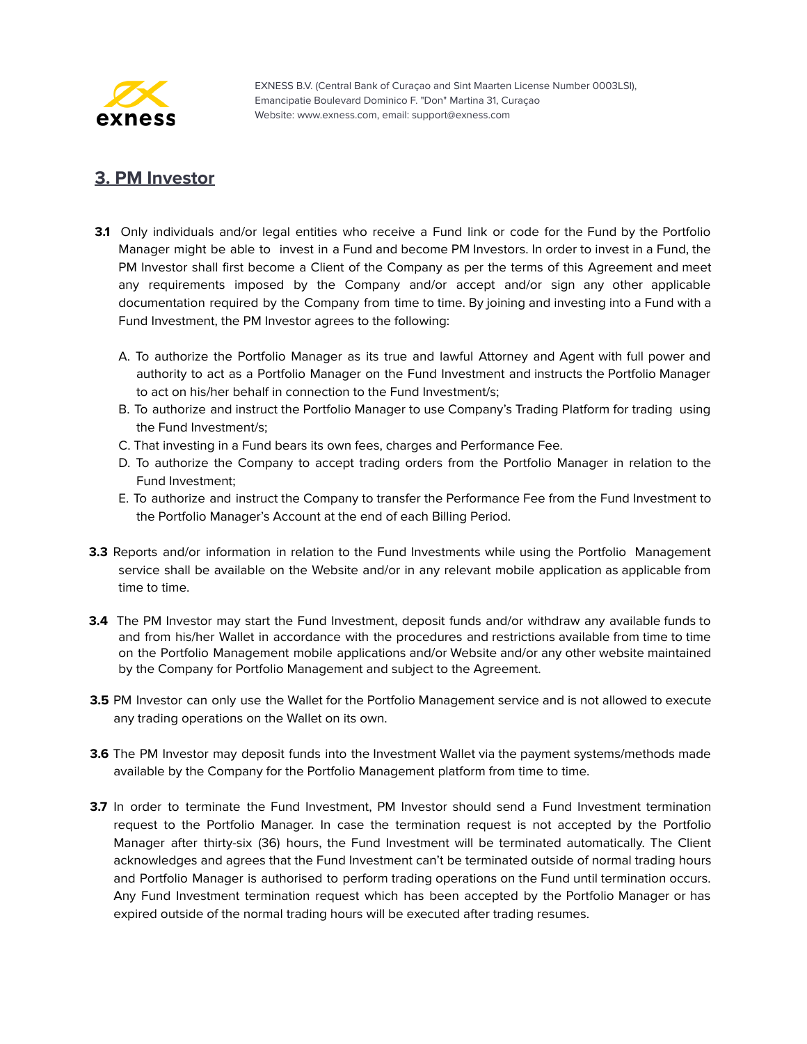## 3. PM Investor

**3.1** Only individuals and/or legal entities who receive a Fund link or code for the Fund by the Portfolio Manager might be able to invest in a Fund and become PM Investors. In order to invest in a Fund, the PM Investor shall first become a Client of the Company as per the terms of this Agreement and meet any requirements imposed by the Company and/or accept and/or sign any other applicable documentation required by the Company from time to time. By joining and investing into a Fund with a Fund Investment, the PM Investor agrees to the following:

A. To authorize the Portfolio Manager as its true and lawful Attorney and Agent with full power and authority to act as a Portfolio Manager on the Fund Investment and instructs the Portfolio Manager to act on his/her behalf in connection to the Fund Investment/s;
B. To authorize and instruct the Portfolio Manager to use Company's Trading Platform for trading using the Fund Investment/s;
C. That investing in a Fund bears its own fees, charges and Performance Fee.
D. To authorize the Company to accept trading orders from the Portfolio Manager in relation to the Fund Investment;
E. To authorize and instruct the Company to transfer the Performance Fee from the Fund Investment to the Portfolio Manager's Account at the end of each Billing Period.

**3.3** Reports and/or information in relation to the Fund Investments while using the Portfolio Management service shall be available on the Website and/or in any relevant mobile application as applicable from time to time.

**3.4** The PM Investor may start the Fund Investment, deposit funds and/or withdraw any available funds to and from his/her Wallet in accordance with the procedures and restrictions available from time to time on the Portfolio Management mobile applications and/or Website and/or any other website maintained by the Company for Portfolio Management and subject to the Agreement.

**3.5** PM Investor can only use the Wallet for the Portfolio Management service and is not allowed to execute any trading operations on the Wallet on its own.

**3.6** The PM Investor may deposit funds into the Investment Wallet via the payment systems/methods made available by the Company for the Portfolio Management platform from time to time.

**3.7** In order to terminate the Fund Investment, PM Investor should send a Fund Investment termination request to the Portfolio Manager. In case the termination request is not accepted by the Portfolio Manager after thirty-six (36) hours, the Fund Investment will be terminated automatically. The Client acknowledges and agrees that the Fund Investment can't be terminated outside of normal trading hours and Portfolio Manager is authorised to perform trading operations on the Fund until termination occurs. Any Fund Investment termination request which has been accepted by the Portfolio Manager or has expired outside of the normal trading hours will be executed after trading resumes.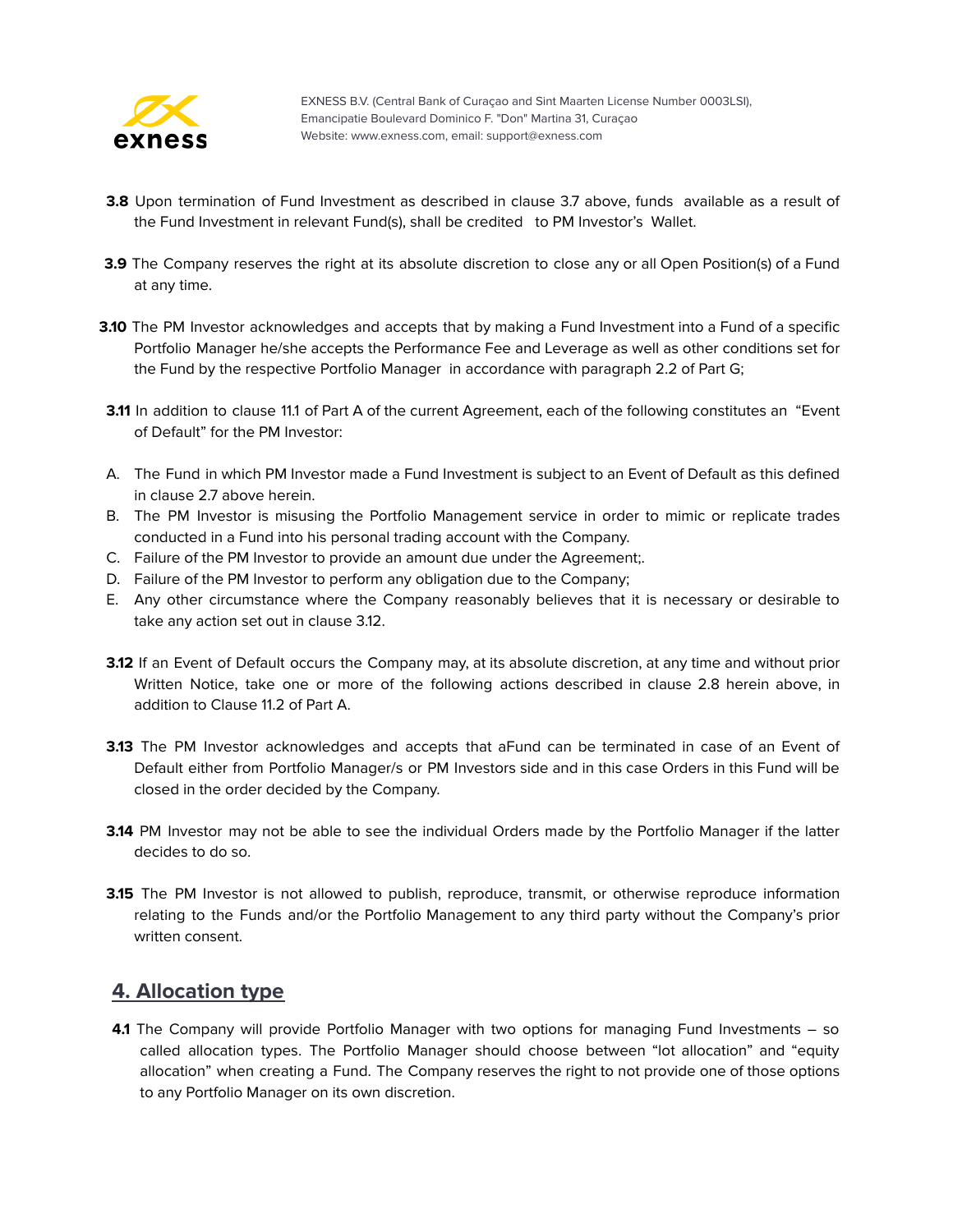**3.8** Upon termination of Fund Investment as described in clause 3.7 above, funds available as a result of the Fund Investment in relevant Fund(s), shall be credited to PM Investor's Wallet.

**3.9** The Company reserves the right at its absolute discretion to close any or all Open Position(s) of a Fund at any time.

**3.10** The PM Investor acknowledges and accepts that by making a Fund Investment into a Fund of a specific Portfolio Manager he/she accepts the Performance Fee and Leverage as well as other conditions set for the Fund by the respective Portfolio Manager in accordance with paragraph 2.2 of Part G;

**3.11** In addition to clause 11.1 of Part A of the current Agreement, each of the following constitutes an "Event of Default" for the PM Investor:

A. The Fund in which PM Investor made a Fund Investment is subject to an Event of Default as this defined in clause 2.7 above herein.
B. The PM Investor is misusing the Portfolio Management service in order to mimic or replicate trades conducted in a Fund into his personal trading account with the Company.
C. Failure of the PM Investor to provide an amount due under the Agreement;.
D. Failure of the PM Investor to perform any obligation due to the Company;
E. Any other circumstance where the Company reasonably believes that it is necessary or desirable to take any action set out in clause 3.12.

**3.12** If an Event of Default occurs the Company may, at its absolute discretion, at any time and without prior Written Notice, take one or more of the following actions described in clause 2.8 herein above, in addition to Clause 11.2 of Part A.

**3.13** The PM Investor acknowledges and accepts that aFund can be terminated in case of an Event of Default either from Portfolio Manager/s or PM Investors side and in this case Orders in this Fund will be closed in the order decided by the Company.

**3.14** PM Investor may not be able to see the individual Orders made by the Portfolio Manager if the latter decides to do so.

**3.15** The PM Investor is not allowed to publish, reproduce, transmit, or otherwise reproduce information relating to the Funds and/or the Portfolio Management to any third party without the Company's prior written consent.

## 4. Allocation type

**4.1** The Company will provide Portfolio Manager with two options for managing Fund Investments – so called allocation types. The Portfolio Manager should choose between "lot allocation" and "equity allocation" when creating a Fund. The Company reserves the right to not provide one of those options to any Portfolio Manager on its own discretion.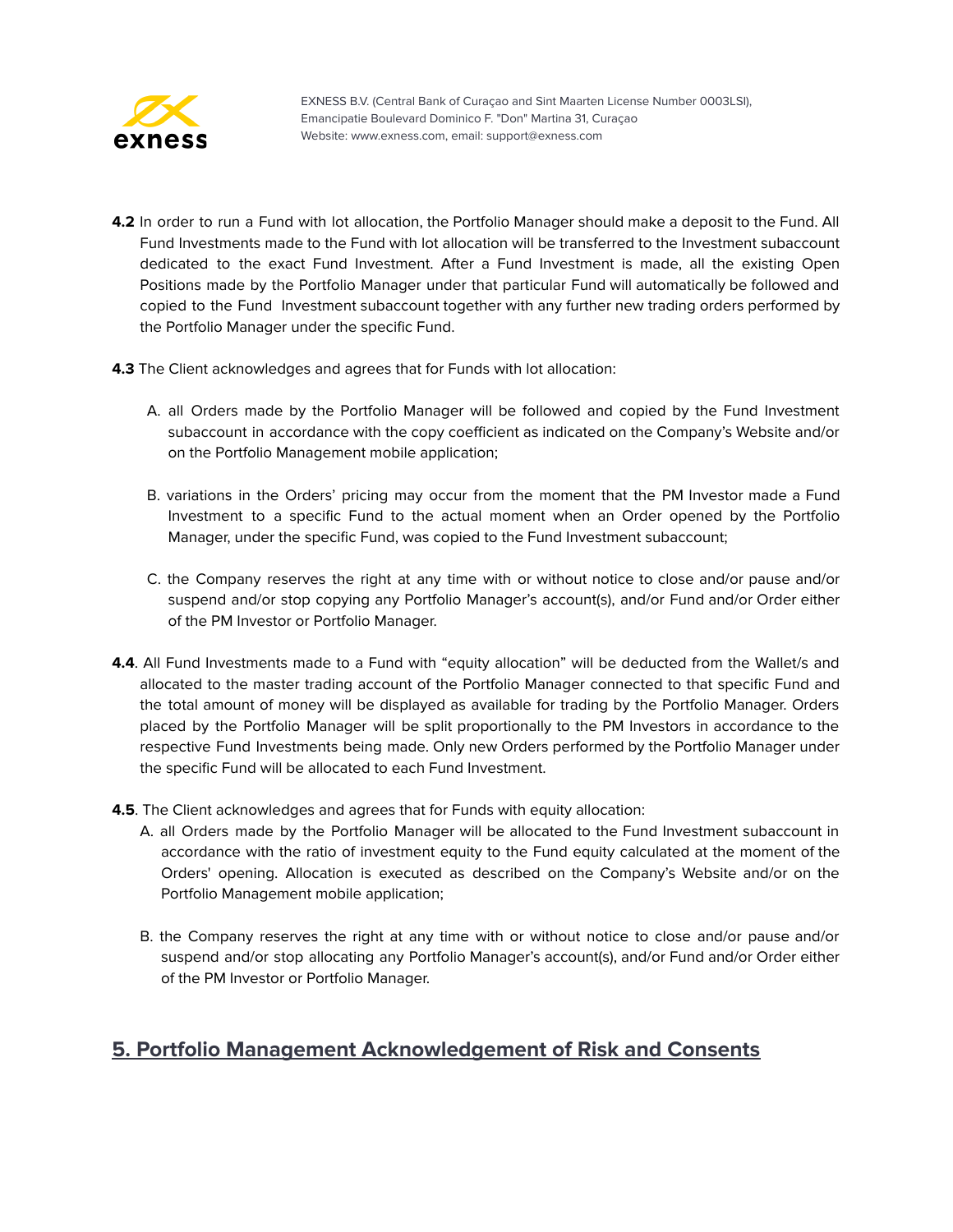**4.2** In order to run a Fund with lot allocation, the Portfolio Manager should make a deposit to the Fund. All Fund Investments made to the Fund with lot allocation will be transferred to the Investment subaccount dedicated to the exact Fund Investment. After a Fund Investment is made, all the existing Open Positions made by the Portfolio Manager under that particular Fund will automatically be followed and copied to the Fund Investment subaccount together with any further new trading orders performed by the Portfolio Manager under the specific Fund.

**4.3** The Client acknowledges and agrees that for Funds with lot allocation:

A. all Orders made by the Portfolio Manager will be followed and copied by the Fund Investment subaccount in accordance with the copy coefficient as indicated on the Company's Website and/or on the Portfolio Management mobile application;

B. variations in the Orders' pricing may occur from the moment that the PM Investor made a Fund Investment to a specific Fund to the actual moment when an Order opened by the Portfolio Manager, under the specific Fund, was copied to the Fund Investment subaccount;

C. the Company reserves the right at any time with or without notice to close and/or pause and/or suspend and/or stop copying any Portfolio Manager's account(s), and/or Fund and/or Order either of the PM Investor or Portfolio Manager.

**4.4**. All Fund Investments made to a Fund with "equity allocation" will be deducted from the Wallet/s and allocated to the master trading account of the Portfolio Manager connected to that specific Fund and the total amount of money will be displayed as available for trading by the Portfolio Manager. Orders placed by the Portfolio Manager will be split proportionally to the PM Investors in accordance to the respective Fund Investments being made. Only new Orders performed by the Portfolio Manager under the specific Fund will be allocated to each Fund Investment.

**4.5**. The Client acknowledges and agrees that for Funds with equity allocation:

A. all Orders made by the Portfolio Manager will be allocated to the Fund Investment subaccount in accordance with the ratio of investment equity to the Fund equity calculated at the moment of the Orders' opening. Allocation is executed as described on the Company's Website and/or on the Portfolio Management mobile application;

B. the Company reserves the right at any time with or without notice to close and/or pause and/or suspend and/or stop allocating any Portfolio Manager's account(s), and/or Fund and/or Order either of the PM Investor or Portfolio Manager.

## 5. Portfolio Management Acknowledgement of Risk and Consents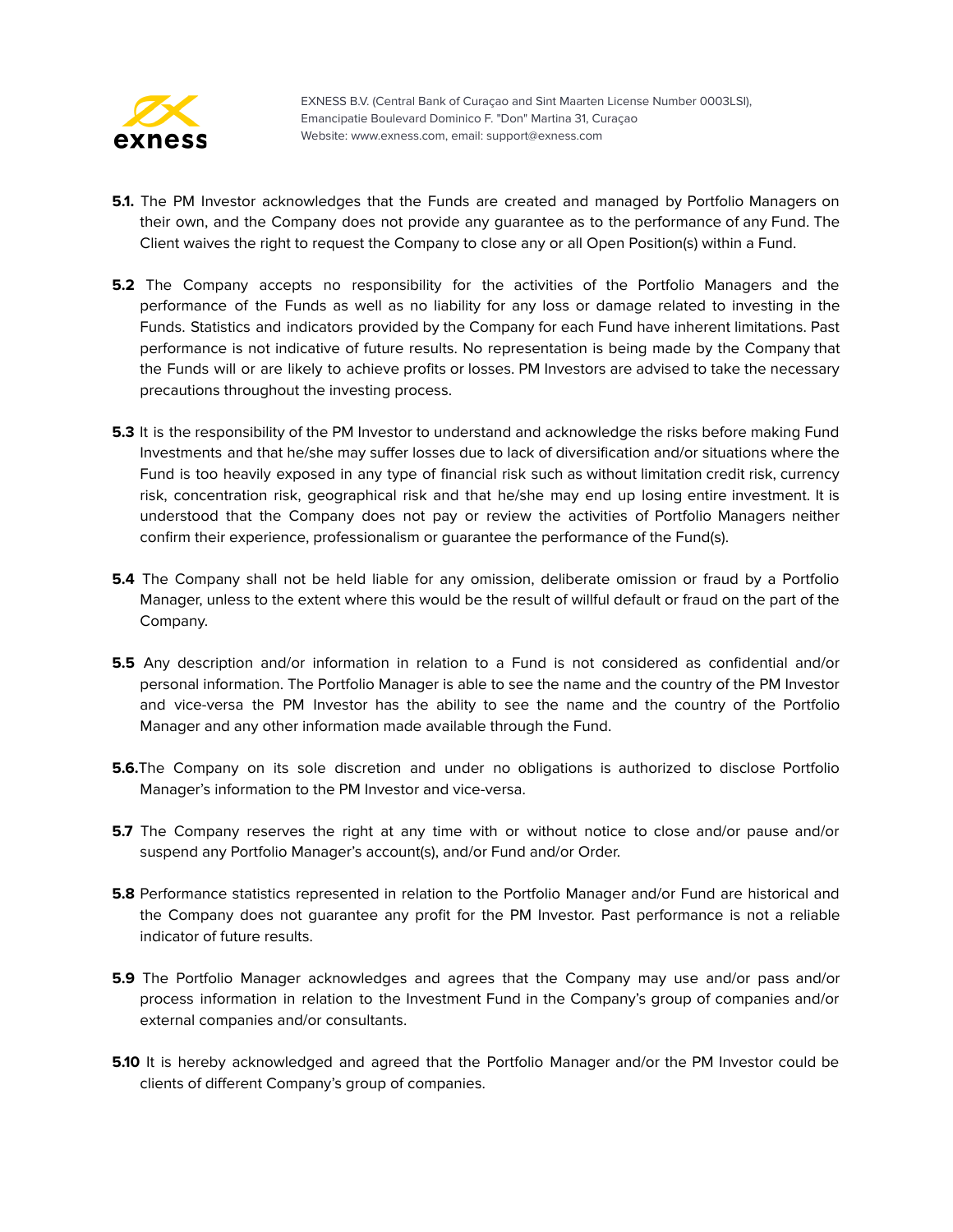**5.1.** The PM Investor acknowledges that the Funds are created and managed by Portfolio Managers on their own, and the Company does not provide any guarantee as to the performance of any Fund. The Client waives the right to request the Company to close any or all Open Position(s) within a Fund.

**5.2** The Company accepts no responsibility for the activities of the Portfolio Managers and the performance of the Funds as well as no liability for any loss or damage related to investing in the Funds. Statistics and indicators provided by the Company for each Fund have inherent limitations. Past performance is not indicative of future results. No representation is being made by the Company that the Funds will or are likely to achieve profits or losses. PM Investors are advised to take the necessary precautions throughout the investing process.

**5.3** It is the responsibility of the PM Investor to understand and acknowledge the risks before making Fund Investments and that he/she may suffer losses due to lack of diversification and/or situations where the Fund is too heavily exposed in any type of financial risk such as without limitation credit risk, currency risk, concentration risk, geographical risk and that he/she may end up losing entire investment. It is understood that the Company does not pay or review the activities of Portfolio Managers neither confirm their experience, professionalism or guarantee the performance of the Fund(s).

**5.4** The Company shall not be held liable for any omission, deliberate omission or fraud by a Portfolio Manager, unless to the extent where this would be the result of willful default or fraud on the part of the Company.

**5.5** Any description and/or information in relation to a Fund is not considered as confidential and/or personal information. The Portfolio Manager is able to see the name and the country of the PM Investor and vice-versa the PM Investor has the ability to see the name and the country of the Portfolio Manager and any other information made available through the Fund.

**5.6.** The Company on its sole discretion and under no obligations is authorized to disclose Portfolio Manager's information to the PM Investor and vice-versa.

**5.7** The Company reserves the right at any time with or without notice to close and/or pause and/or suspend any Portfolio Manager's account(s), and/or Fund and/or Order.

**5.8** Performance statistics represented in relation to the Portfolio Manager and/or Fund are historical and the Company does not guarantee any profit for the PM Investor. Past performance is not a reliable indicator of future results.

**5.9** The Portfolio Manager acknowledges and agrees that the Company may use and/or pass and/or process information in relation to the Investment Fund in the Company's group of companies and/or external companies and/or consultants.

**5.10** It is hereby acknowledged and agreed that the Portfolio Manager and/or the PM Investor could be clients of different Company's group of companies.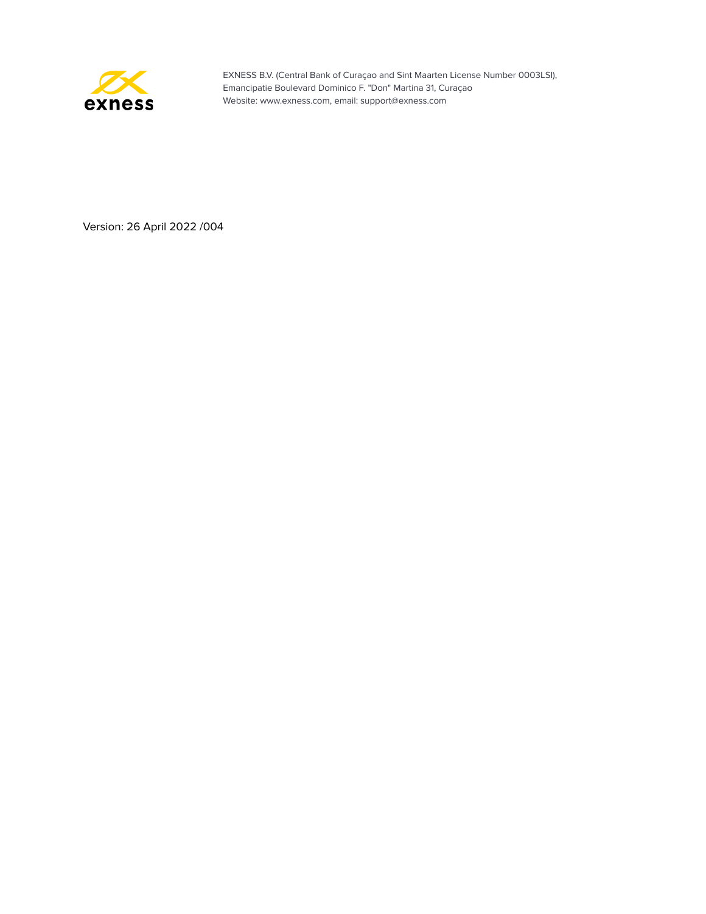EXNESS B.V. (Central Bank of Curaçao and Sint Maarten License Number 0003LSI),
Emancipatie Boulevard Dominico F. "Don" Martina 31, Curaçao
Website: www.exness.com, email: support@exness.com

Version: 26 April 2022 /004